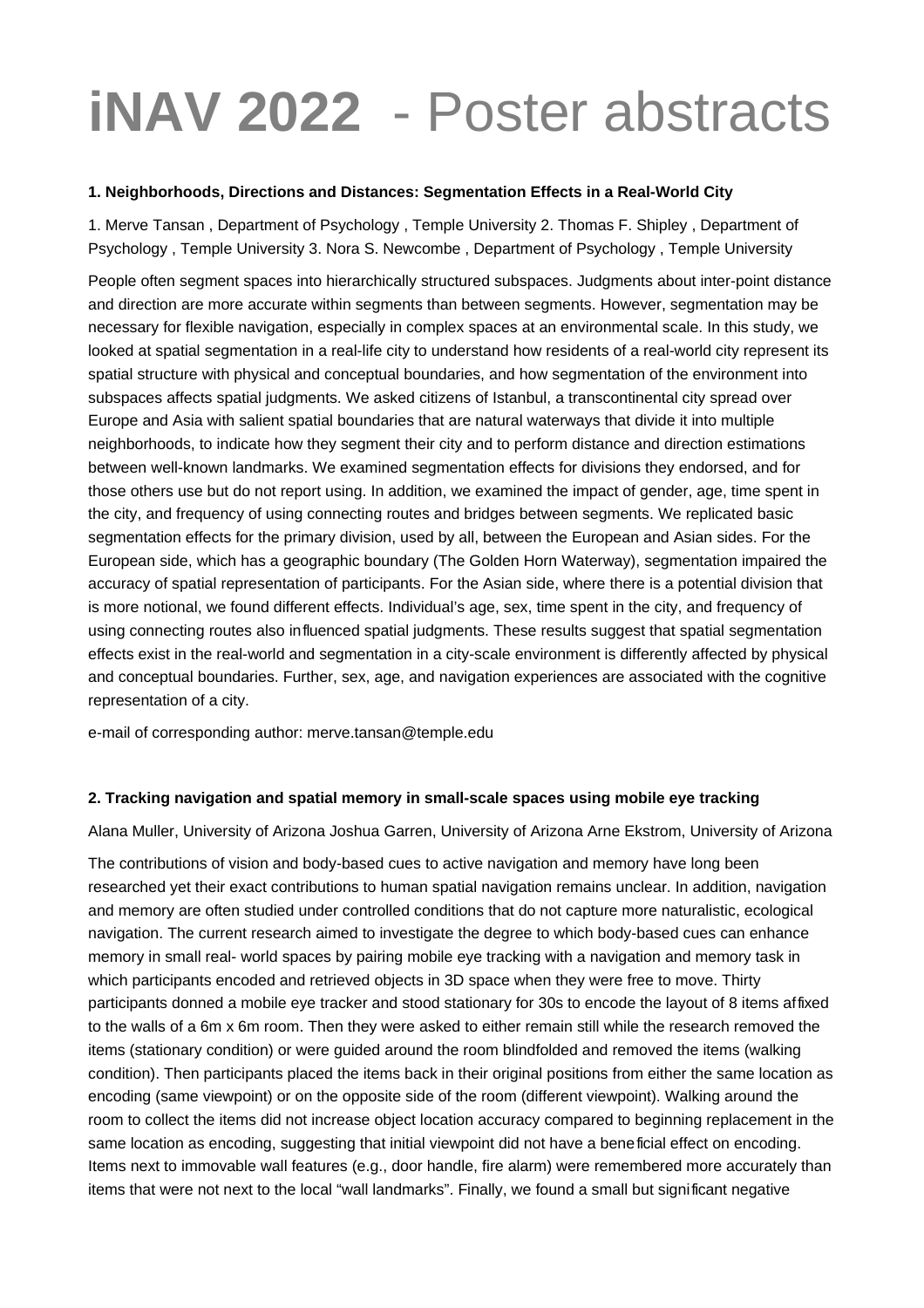# iNAV 2022 - Poster abstracts

**1. Neighborhoods, Directions and Distances: Segmentation Effects in a Real-World City**

1. Merve Tansan , Department of Psychology , Temple University 2. Thomas F. Shipley , Department of Psychology , Temple University 3. Nora S. Newcombe , Department of Psychology , Temple University

People often segment spaces into hierarchically structured subspaces. Judgments about inter-point distance and direction are more accurate within segments than between segments. However, segmentation may be necessary for flexible navigation, especially in complex spaces at an environmental scale. In this study, we looked at spatial segmentation in a real-life city to understand how residents of a real-world city represent its spatial structure with physical and conceptual boundaries, and how segmentation of the environment into subspaces affects spatial judgments. We asked citizens of Istanbul, a transcontinental city spread over Europe and Asia with salient spatial boundaries that are natural waterways that divide it into multiple neighborhoods, to indicate how they segment their city and to perform distance and direction estimations between well-known landmarks. We examined segmentation effects for divisions they endorsed, and for those others use but do not report using. In addition, we examined the impact of gender, age, time spent in the city, and frequency of using connecting routes and bridges between segments. We replicated basic segmentation effects for the primary division, used by all, between the European and Asian sides. For the European side, which has a geographic boundary (The Golden Horn Waterway), segmentation impaired the accuracy of spatial representation of participants. For the Asian side, where there is a potential division that is more notional, we found different effects. Individual's age, sex, time spent in the city, and frequency of using connecting routes also influenced spatial judgments. These results suggest that spatial segmentation effects exist in the real-world and segmentation in a city-scale environment is differently affected by physical and conceptual boundaries. Further, sex, age, and navigation experiences are associated with the cognitive representation of a city.

e-mail of corresponding author: merve.tansan@temple.edu

**2. Tracking navigation and spatial memory in small-scale spaces using mobile eye tracking**

Alana Muller, University of Arizona Joshua Garren, University of Arizona Arne Ekstrom, University of Arizona

The contributions of vision and body-based cues to active navigation and memory have long been researched yet their exact contributions to human spatial navigation remains unclear. In addition, navigation and memory are often studied under controlled conditions that do not capture more naturalistic, ecological navigation. The current research aimed to investigate the degree to which body-based cues can enhance memory in small real- world spaces by pairing mobile eye tracking with a navigation and memory task in which participants encoded and retrieved objects in 3D space when they were free to move. Thirty participants donned a mobile eye tracker and stood stationary for 30s to encode the layout of 8 items affixed to the walls of a 6m x 6m room. Then they were asked to either remain still while the research removed the items (stationary condition) or were guided around the room blindfolded and removed the items (walking condition). Then participants placed the items back in their original positions from either the same location as encoding (same viewpoint) or on the opposite side of the room (different viewpoint). Walking around the room to collect the items did not increase object location accuracy compared to beginning replacement in the same location as encoding, suggesting that initial viewpoint did not have a beneficial effect on encoding. Items next to immovable wall features (e.g., door handle, fire alarm) were remembered more accurately than items that were not next to the local "wall landmarks". Finally, we found a small but significant negative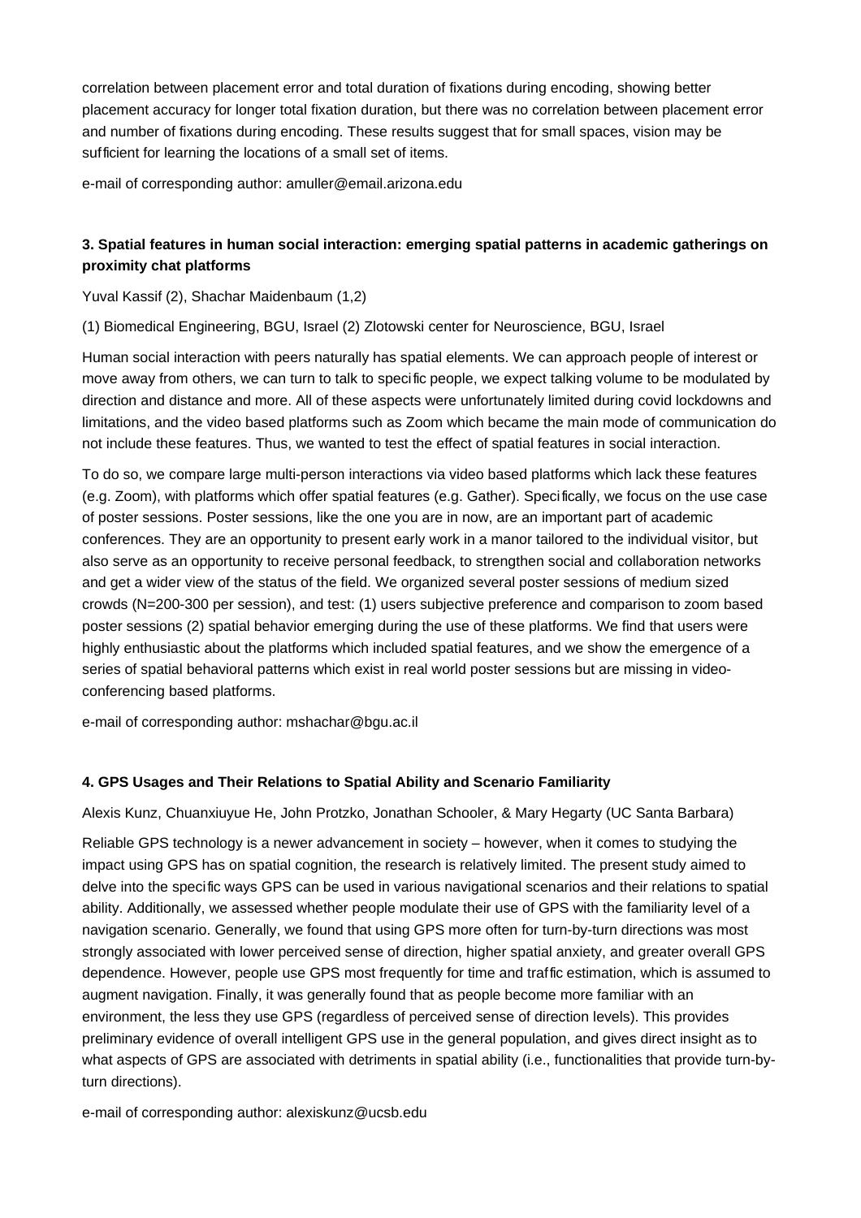correlation between placement error and total duration of fixations during encoding, showing better placement accuracy for longer total fixation duration, but there was no correlation between placement error and number of fixations during encoding. These results suggest that for small spaces, vision may be sufficient for learning the locations of a small set of items.

e-mail of corresponding author: amuller@email.arizona.edu

### 3. Spatial features in human social interaction: emerging spatial patterns in academic gatherings on proximity chat platforms

Yuval Kassif (2), Shachar Maidenbaum (1,2)

(1) Biomedical Engineering, BGU, Israel (2) Zlotowski center for Neuroscience, BGU, Israel

Human social interaction with peers naturally has spatial elements. We can approach people of interest or move away from others, we can turn to talk to specific people, we expect talking volume to be modulated by direction and distance and more. All of these aspects were unfortunately limited during covid lockdowns and limitations, and the video based platforms such as Zoom which became the main mode of communication do not include these features. Thus, we wanted to test the effect of spatial features in social interaction.

To do so, we compare large multi-person interactions via video based platforms which lack these features (e.g. Zoom), with platforms which offer spatial features (e.g. Gather). Specifically, we focus on the use case of poster sessions. Poster sessions, like the one you are in now, are an important part of academic conferences. They are an opportunity to present early work in a manor tailored to the individual visitor, but also serve as an opportunity to receive personal feedback, to strengthen social and collaboration networks and get a wider view of the status of the field. We organized several poster sessions of medium sized crowds (N=200-300 per session), and test: (1) users subjective preference and comparison to zoom based poster sessions (2) spatial behavior emerging during the use of these platforms. We find that users were highly enthusiastic about the platforms which included spatial features, and we show the emergence of a series of spatial behavioral patterns which exist in real world poster sessions but are missing in video-conferencing based platforms.

e-mail of corresponding author: mshachar@bgu.ac.il

### 4. GPS Usages and Their Relations to Spatial Ability and Scenario Familiarity

Alexis Kunz, Chuanxiuyue He, John Protzko, Jonathan Schooler, & Mary Hegarty (UC Santa Barbara)

Reliable GPS technology is a newer advancement in society – however, when it comes to studying the impact using GPS has on spatial cognition, the research is relatively limited. The present study aimed to delve into the specific ways GPS can be used in various navigational scenarios and their relations to spatial ability. Additionally, we assessed whether people modulate their use of GPS with the familiarity level of a navigation scenario. Generally, we found that using GPS more often for turn-by-turn directions was most strongly associated with lower perceived sense of direction, higher spatial anxiety, and greater overall GPS dependence. However, people use GPS most frequently for time and traffic estimation, which is assumed to augment navigation. Finally, it was generally found that as people become more familiar with an environment, the less they use GPS (regardless of perceived sense of direction levels). This provides preliminary evidence of overall intelligent GPS use in the general population, and gives direct insight as to what aspects of GPS are associated with detriments in spatial ability (i.e., functionalities that provide turn-by-turn directions).

e-mail of corresponding author: alexiskunz@ucsb.edu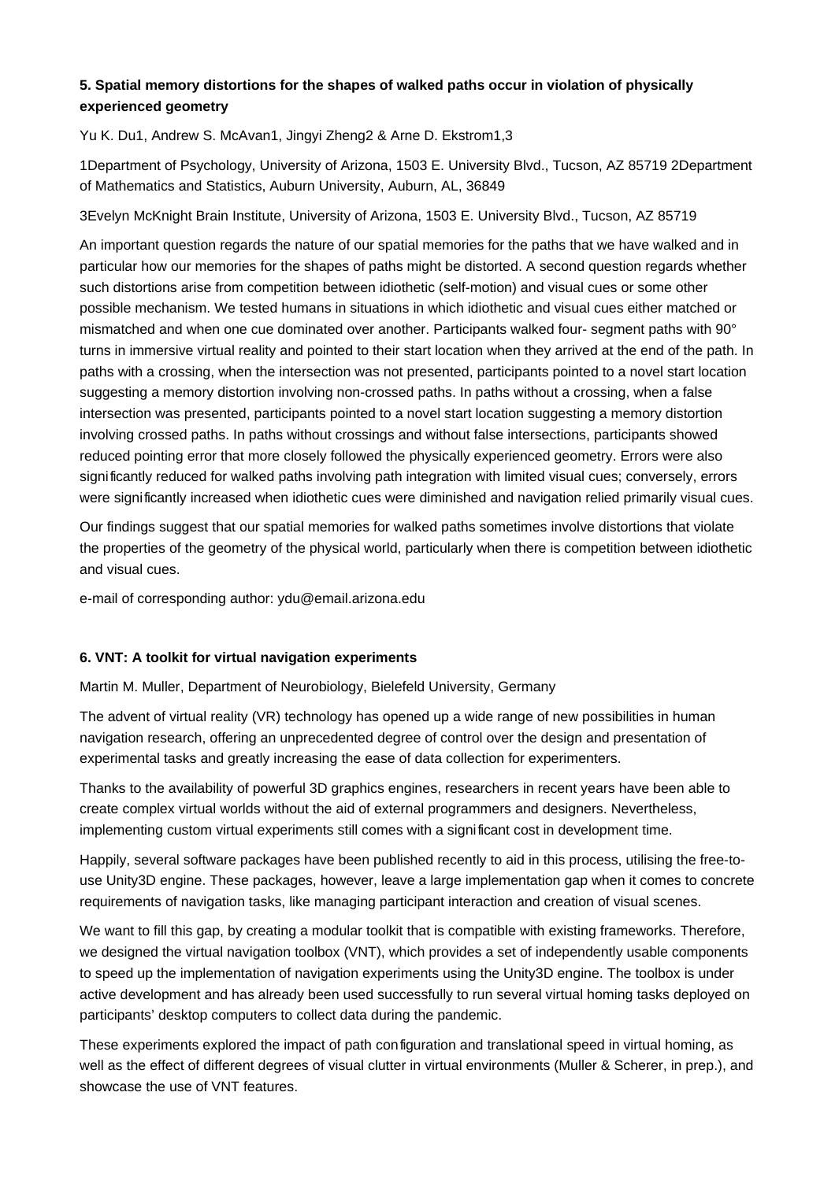### 5. Spatial memory distortions for the shapes of walked paths occur in violation of physically experienced geometry

Yu K. Du1, Andrew S. McAvan1, Jingyi Zheng2 & Arne D. Ekstrom1,3

1Department of Psychology, University of Arizona, 1503 E. University Blvd., Tucson, AZ 85719 2Department of Mathematics and Statistics, Auburn University, Auburn, AL, 36849

3Evelyn McKnight Brain Institute, University of Arizona, 1503 E. University Blvd., Tucson, AZ 85719

An important question regards the nature of our spatial memories for the paths that we have walked and in particular how our memories for the shapes of paths might be distorted. A second question regards whether such distortions arise from competition between idiothetic (self-motion) and visual cues or some other possible mechanism. We tested humans in situations in which idiothetic and visual cues either matched or mismatched and when one cue dominated over another. Participants walked four- segment paths with 90° turns in immersive virtual reality and pointed to their start location when they arrived at the end of the path. In paths with a crossing, when the intersection was not presented, participants pointed to a novel start location suggesting a memory distortion involving non-crossed paths. In paths without a crossing, when a false intersection was presented, participants pointed to a novel start location suggesting a memory distortion involving crossed paths. In paths without crossings and without false intersections, participants showed reduced pointing error that more closely followed the physically experienced geometry. Errors were also significantly reduced for walked paths involving path integration with limited visual cues; conversely, errors were significantly increased when idiothetic cues were diminished and navigation relied primarily visual cues.

Our findings suggest that our spatial memories for walked paths sometimes involve distortions that violate the properties of the geometry of the physical world, particularly when there is competition between idiothetic and visual cues.

e-mail of corresponding author: ydu@email.arizona.edu

### 6. VNT: A toolkit for virtual navigation experiments

Martin M. Muller, Department of Neurobiology, Bielefeld University, Germany

The advent of virtual reality (VR) technology has opened up a wide range of new possibilities in human navigation research, offering an unprecedented degree of control over the design and presentation of experimental tasks and greatly increasing the ease of data collection for experimenters.

Thanks to the availability of powerful 3D graphics engines, researchers in recent years have been able to create complex virtual worlds without the aid of external programmers and designers. Nevertheless, implementing custom virtual experiments still comes with a significant cost in development time.

Happily, several software packages have been published recently to aid in this process, utilising the free-to-use Unity3D engine. These packages, however, leave a large implementation gap when it comes to concrete requirements of navigation tasks, like managing participant interaction and creation of visual scenes.

We want to fill this gap, by creating a modular toolkit that is compatible with existing frameworks. Therefore, we designed the virtual navigation toolbox (VNT), which provides a set of independently usable components to speed up the implementation of navigation experiments using the Unity3D engine. The toolbox is under active development and has already been used successfully to run several virtual homing tasks deployed on participants' desktop computers to collect data during the pandemic.

These experiments explored the impact of path configuration and translational speed in virtual homing, as well as the effect of different degrees of visual clutter in virtual environments (Muller & Scherer, in prep.), and showcase the use of VNT features.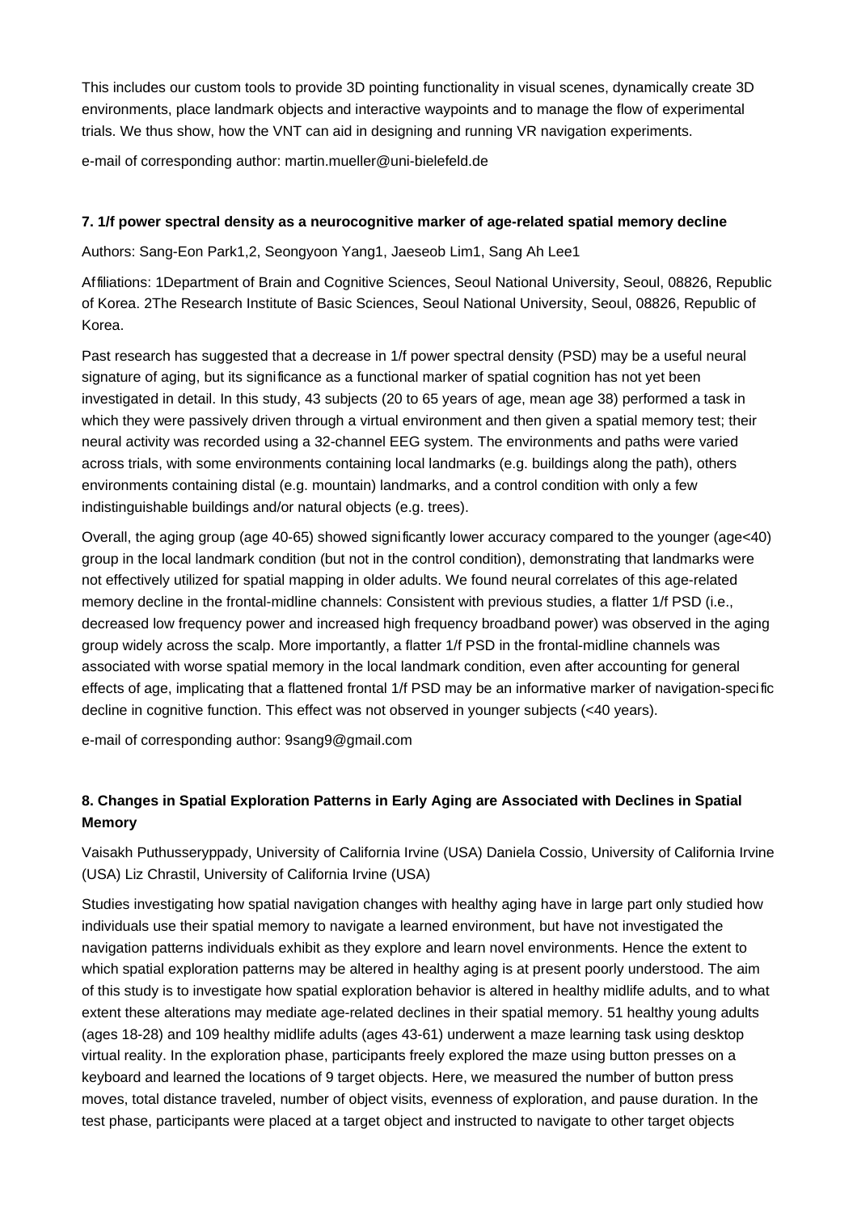This includes our custom tools to provide 3D pointing functionality in visual scenes, dynamically create 3D environments, place landmark objects and interactive waypoints and to manage the flow of experimental trials. We thus show, how the VNT can aid in designing and running VR navigation experiments.

e-mail of corresponding author: martin.mueller@uni-bielefeld.de

### 7. 1/f power spectral density as a neurocognitive marker of age-related spatial memory decline

Authors: Sang-Eon Park1,2, Seongyoon Yang1, Jaeseob Lim1, Sang Ah Lee1

Affiliations: 1Department of Brain and Cognitive Sciences, Seoul National University, Seoul, 08826, Republic of Korea. 2The Research Institute of Basic Sciences, Seoul National University, Seoul, 08826, Republic of Korea.

Past research has suggested that a decrease in 1/f power spectral density (PSD) may be a useful neural signature of aging, but its significance as a functional marker of spatial cognition has not yet been investigated in detail. In this study, 43 subjects (20 to 65 years of age, mean age 38) performed a task in which they were passively driven through a virtual environment and then given a spatial memory test; their neural activity was recorded using a 32-channel EEG system. The environments and paths were varied across trials, with some environments containing local landmarks (e.g. buildings along the path), others environments containing distal (e.g. mountain) landmarks, and a control condition with only a few indistinguishable buildings and/or natural objects (e.g. trees).

Overall, the aging group (age 40-65) showed significantly lower accuracy compared to the younger (age<40) group in the local landmark condition (but not in the control condition), demonstrating that landmarks were not effectively utilized for spatial mapping in older adults. We found neural correlates of this age-related memory decline in the frontal-midline channels: Consistent with previous studies, a flatter 1/f PSD (i.e., decreased low frequency power and increased high frequency broadband power) was observed in the aging group widely across the scalp. More importantly, a flatter 1/f PSD in the frontal-midline channels was associated with worse spatial memory in the local landmark condition, even after accounting for general effects of age, implicating that a flattened frontal 1/f PSD may be an informative marker of navigation-specific decline in cognitive function. This effect was not observed in younger subjects (<40 years).

e-mail of corresponding author: 9sang9@gmail.com

### 8. Changes in Spatial Exploration Patterns in Early Aging are Associated with Declines in Spatial Memory

Vaisakh Puthusseryppady, University of California Irvine (USA) Daniela Cossio, University of California Irvine (USA) Liz Chrastil, University of California Irvine (USA)

Studies investigating how spatial navigation changes with healthy aging have in large part only studied how individuals use their spatial memory to navigate a learned environment, but have not investigated the navigation patterns individuals exhibit as they explore and learn novel environments. Hence the extent to which spatial exploration patterns may be altered in healthy aging is at present poorly understood. The aim of this study is to investigate how spatial exploration behavior is altered in healthy midlife adults, and to what extent these alterations may mediate age-related declines in their spatial memory. 51 healthy young adults (ages 18-28) and 109 healthy midlife adults (ages 43-61) underwent a maze learning task using desktop virtual reality. In the exploration phase, participants freely explored the maze using button presses on a keyboard and learned the locations of 9 target objects. Here, we measured the number of button press moves, total distance traveled, number of object visits, evenness of exploration, and pause duration. In the test phase, participants were placed at a target object and instructed to navigate to other target objects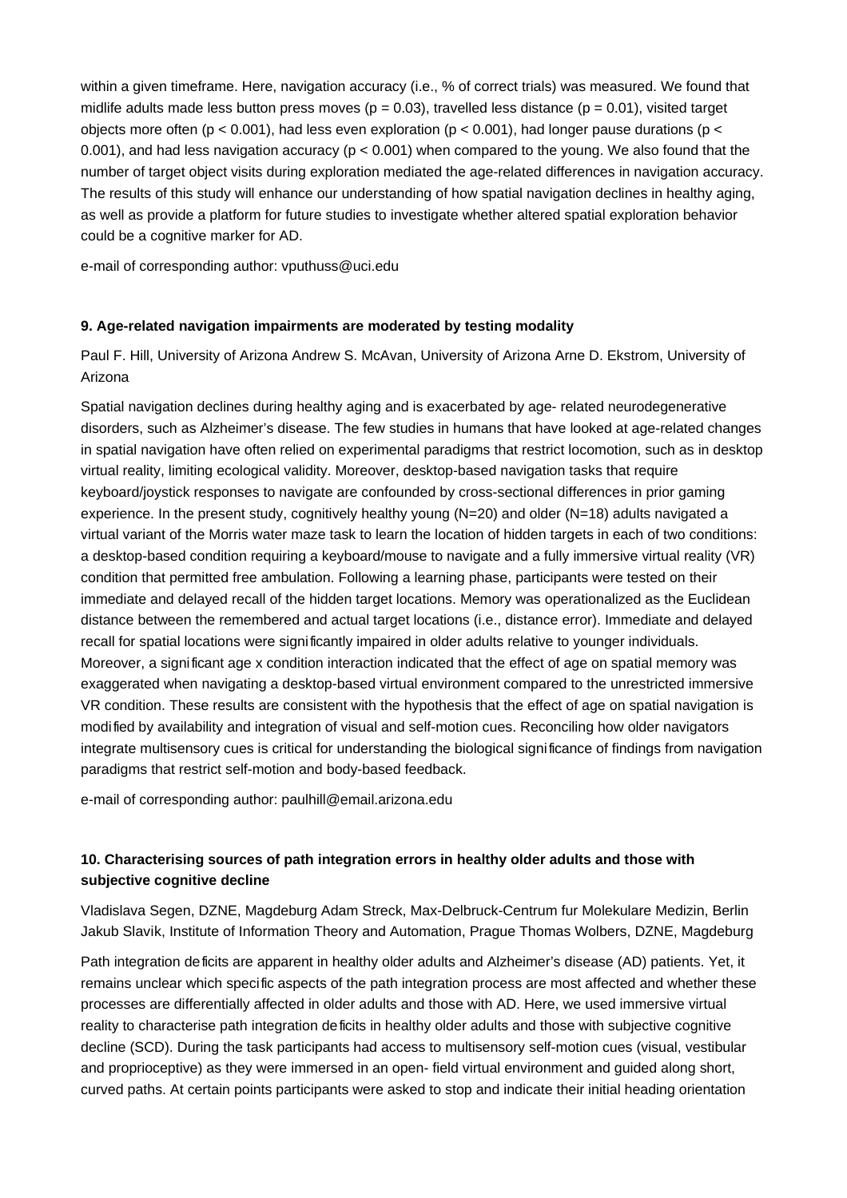within a given timeframe. Here, navigation accuracy (i.e., % of correct trials) was measured. We found that midlife adults made less button press moves ($p = 0.03$), travelled less distance ($p = 0.01$), visited target objects more often ($p < 0.001$), had less even exploration ($p < 0.001$), had longer pause durations ($p < 0.001$), and had less navigation accuracy ($p < 0.001$) when compared to the young. We also found that the number of target object visits during exploration mediated the age-related differences in navigation accuracy. The results of this study will enhance our understanding of how spatial navigation declines in healthy aging, as well as provide a platform for future studies to investigate whether altered spatial exploration behavior could be a cognitive marker for AD.

e-mail of corresponding author: vputhuss@uci.edu

**9. Age-related navigation impairments are moderated by testing modality**

Paul F. Hill, University of Arizona Andrew S. McAvan, University of Arizona Arne D. Ekstrom, University of Arizona

Spatial navigation declines during healthy aging and is exacerbated by age- related neurodegenerative disorders, such as Alzheimer's disease. The few studies in humans that have looked at age-related changes in spatial navigation have often relied on experimental paradigms that restrict locomotion, such as in desktop virtual reality, limiting ecological validity. Moreover, desktop-based navigation tasks that require keyboard/joystick responses to navigate are confounded by cross-sectional differences in prior gaming experience. In the present study, cognitively healthy young (N=20) and older (N=18) adults navigated a virtual variant of the Morris water maze task to learn the location of hidden targets in each of two conditions: a desktop-based condition requiring a keyboard/mouse to navigate and a fully immersive virtual reality (VR) condition that permitted free ambulation. Following a learning phase, participants were tested on their immediate and delayed recall of the hidden target locations. Memory was operationalized as the Euclidean distance between the remembered and actual target locations (i.e., distance error). Immediate and delayed recall for spatial locations were significantly impaired in older adults relative to younger individuals. Moreover, a significant age x condition interaction indicated that the effect of age on spatial memory was exaggerated when navigating a desktop-based virtual environment compared to the unrestricted immersive VR condition. These results are consistent with the hypothesis that the effect of age on spatial navigation is modified by availability and integration of visual and self-motion cues. Reconciling how older navigators integrate multisensory cues is critical for understanding the biological significance of findings from navigation paradigms that restrict self-motion and body-based feedback.

e-mail of corresponding author: paulhill@email.arizona.edu

**10. Characterising sources of path integration errors in healthy older adults and those with subjective cognitive decline**

Vladislava Segen, DZNE, Magdeburg Adam Streck, Max-Delbruck-Centrum fur Molekulare Medizin, Berlin Jakub Slavik, Institute of Information Theory and Automation, Prague Thomas Wolbers, DZNE, Magdeburg

Path integration deficits are apparent in healthy older adults and Alzheimer's disease (AD) patients. Yet, it remains unclear which specific aspects of the path integration process are most affected and whether these processes are differentially affected in older adults and those with AD. Here, we used immersive virtual reality to characterise path integration deficits in healthy older adults and those with subjective cognitive decline (SCD). During the task participants had access to multisensory self-motion cues (visual, vestibular and proprioceptive) as they were immersed in an open- field virtual environment and guided along short, curved paths. At certain points participants were asked to stop and indicate their initial heading orientation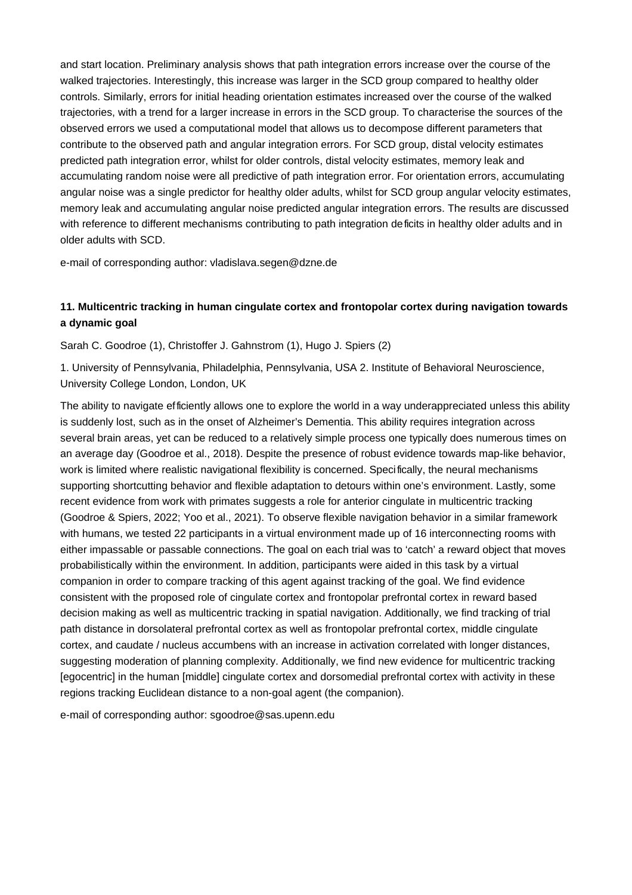and start location. Preliminary analysis shows that path integration errors increase over the course of the walked trajectories. Interestingly, this increase was larger in the SCD group compared to healthy older controls. Similarly, errors for initial heading orientation estimates increased over the course of the walked trajectories, with a trend for a larger increase in errors in the SCD group. To characterise the sources of the observed errors we used a computational model that allows us to decompose different parameters that contribute to the observed path and angular integration errors. For SCD group, distal velocity estimates predicted path integration error, whilst for older controls, distal velocity estimates, memory leak and accumulating random noise were all predictive of path integration error. For orientation errors, accumulating angular noise was a single predictor for healthy older adults, whilst for SCD group angular velocity estimates, memory leak and accumulating angular noise predicted angular integration errors. The results are discussed with reference to different mechanisms contributing to path integration deficits in healthy older adults and in older adults with SCD.

e-mail of corresponding author: vladislava.segen@dzne.de

### 11. Multicentric tracking in human cingulate cortex and frontopolar cortex during navigation towards a dynamic goal

Sarah C. Goodroe (1), Christoffer J. Gahnstrom (1), Hugo J. Spiers (2)

1. University of Pennsylvania, Philadelphia, Pennsylvania, USA 2. Institute of Behavioral Neuroscience, University College London, London, UK

The ability to navigate efficiently allows one to explore the world in a way underappreciated unless this ability is suddenly lost, such as in the onset of Alzheimer's Dementia. This ability requires integration across several brain areas, yet can be reduced to a relatively simple process one typically does numerous times on an average day (Goodroe et al., 2018). Despite the presence of robust evidence towards map-like behavior, work is limited where realistic navigational flexibility is concerned. Specifically, the neural mechanisms supporting shortcutting behavior and flexible adaptation to detours within one's environment. Lastly, some recent evidence from work with primates suggests a role for anterior cingulate in multicentric tracking (Goodroe & Spiers, 2022; Yoo et al., 2021). To observe flexible navigation behavior in a similar framework with humans, we tested 22 participants in a virtual environment made up of 16 interconnecting rooms with either impassable or passable connections. The goal on each trial was to 'catch' a reward object that moves probabilistically within the environment. In addition, participants were aided in this task by a virtual companion in order to compare tracking of this agent against tracking of the goal. We find evidence consistent with the proposed role of cingulate cortex and frontopolar prefrontal cortex in reward based decision making as well as multicentric tracking in spatial navigation. Additionally, we find tracking of trial path distance in dorsolateral prefrontal cortex as well as frontopolar prefrontal cortex, middle cingulate cortex, and caudate / nucleus accumbens with an increase in activation correlated with longer distances, suggesting moderation of planning complexity. Additionally, we find new evidence for multicentric tracking [egocentric] in the human [middle] cingulate cortex and dorsomedial prefrontal cortex with activity in these regions tracking Euclidean distance to a non-goal agent (the companion).

e-mail of corresponding author: sgoodroe@sas.upenn.edu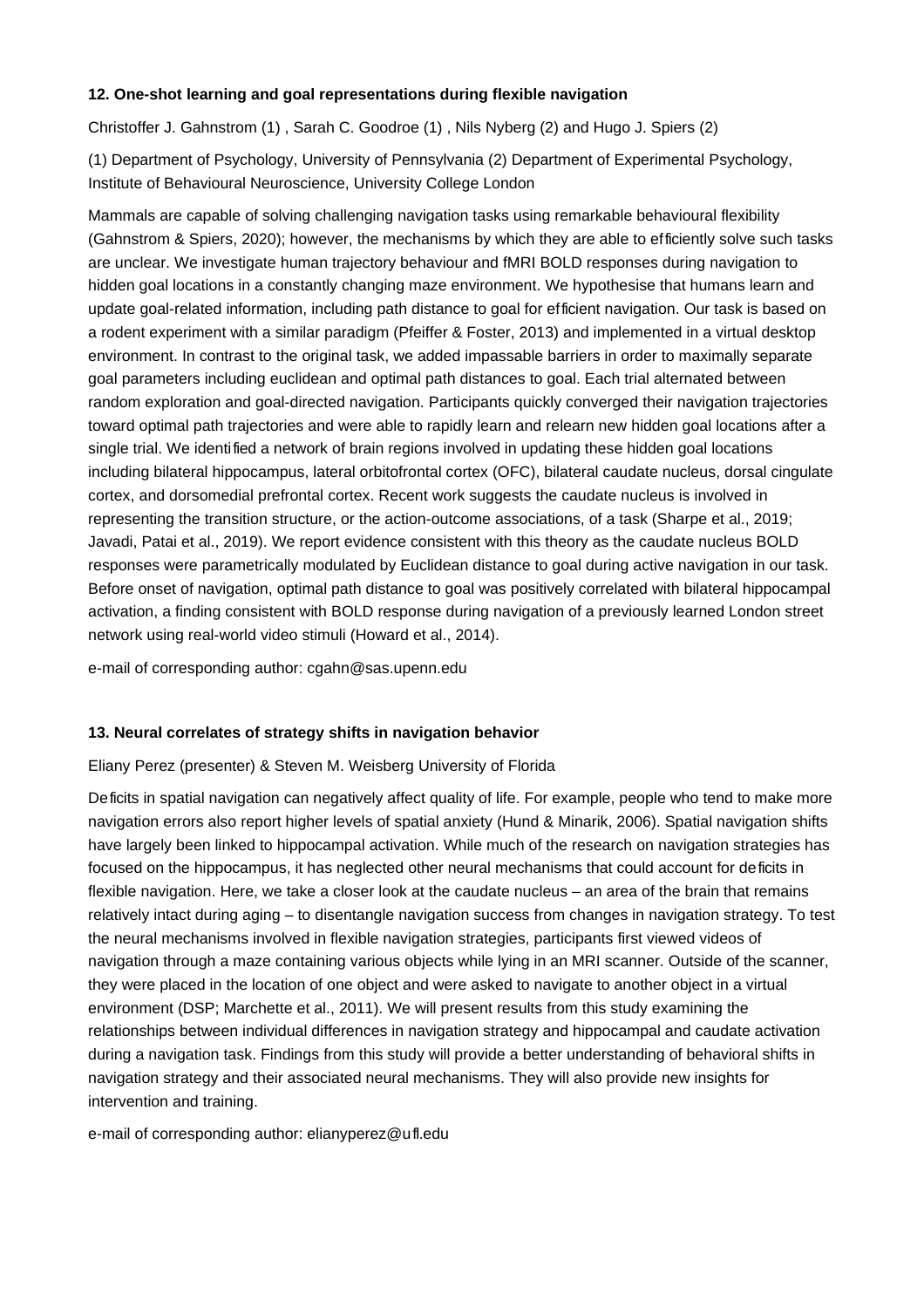### 12. One-shot learning and goal representations during flexible navigation

Christoffer J. Gahnstrom (1) , Sarah C. Goodroe (1) , Nils Nyberg (2) and Hugo J. Spiers (2)

(1) Department of Psychology, University of Pennsylvania (2) Department of Experimental Psychology, Institute of Behavioural Neuroscience, University College London

Mammals are capable of solving challenging navigation tasks using remarkable behavioural flexibility (Gahnstrom & Spiers, 2020); however, the mechanisms by which they are able to efficiently solve such tasks are unclear. We investigate human trajectory behaviour and fMRI BOLD responses during navigation to hidden goal locations in a constantly changing maze environment. We hypothesise that humans learn and update goal-related information, including path distance to goal for efficient navigation. Our task is based on a rodent experiment with a similar paradigm (Pfeiffer & Foster, 2013) and implemented in a virtual desktop environment. In contrast to the original task, we added impassable barriers in order to maximally separate goal parameters including euclidean and optimal path distances to goal. Each trial alternated between random exploration and goal-directed navigation. Participants quickly converged their navigation trajectories toward optimal path trajectories and were able to rapidly learn and relearn new hidden goal locations after a single trial. We identified a network of brain regions involved in updating these hidden goal locations including bilateral hippocampus, lateral orbitofrontal cortex (OFC), bilateral caudate nucleus, dorsal cingulate cortex, and dorsomedial prefrontal cortex. Recent work suggests the caudate nucleus is involved in representing the transition structure, or the action-outcome associations, of a task (Sharpe et al., 2019; Javadi, Patai et al., 2019). We report evidence consistent with this theory as the caudate nucleus BOLD responses were parametrically modulated by Euclidean distance to goal during active navigation in our task. Before onset of navigation, optimal path distance to goal was positively correlated with bilateral hippocampal activation, a finding consistent with BOLD response during navigation of a previously learned London street network using real-world video stimuli (Howard et al., 2014).

e-mail of corresponding author: cgahn@sas.upenn.edu

### 13. Neural correlates of strategy shifts in navigation behavior

Eliany Perez (presenter) & Steven M. Weisberg University of Florida

Deficits in spatial navigation can negatively affect quality of life. For example, people who tend to make more navigation errors also report higher levels of spatial anxiety (Hund & Minarik, 2006). Spatial navigation shifts have largely been linked to hippocampal activation. While much of the research on navigation strategies has focused on the hippocampus, it has neglected other neural mechanisms that could account for deficits in flexible navigation. Here, we take a closer look at the caudate nucleus – an area of the brain that remains relatively intact during aging – to disentangle navigation success from changes in navigation strategy. To test the neural mechanisms involved in flexible navigation strategies, participants first viewed videos of navigation through a maze containing various objects while lying in an MRI scanner. Outside of the scanner, they were placed in the location of one object and were asked to navigate to another object in a virtual environment (DSP; Marchette et al., 2011). We will present results from this study examining the relationships between individual differences in navigation strategy and hippocampal and caudate activation during a navigation task. Findings from this study will provide a better understanding of behavioral shifts in navigation strategy and their associated neural mechanisms. They will also provide new insights for intervention and training.

e-mail of corresponding author: elianyperez@ufl.edu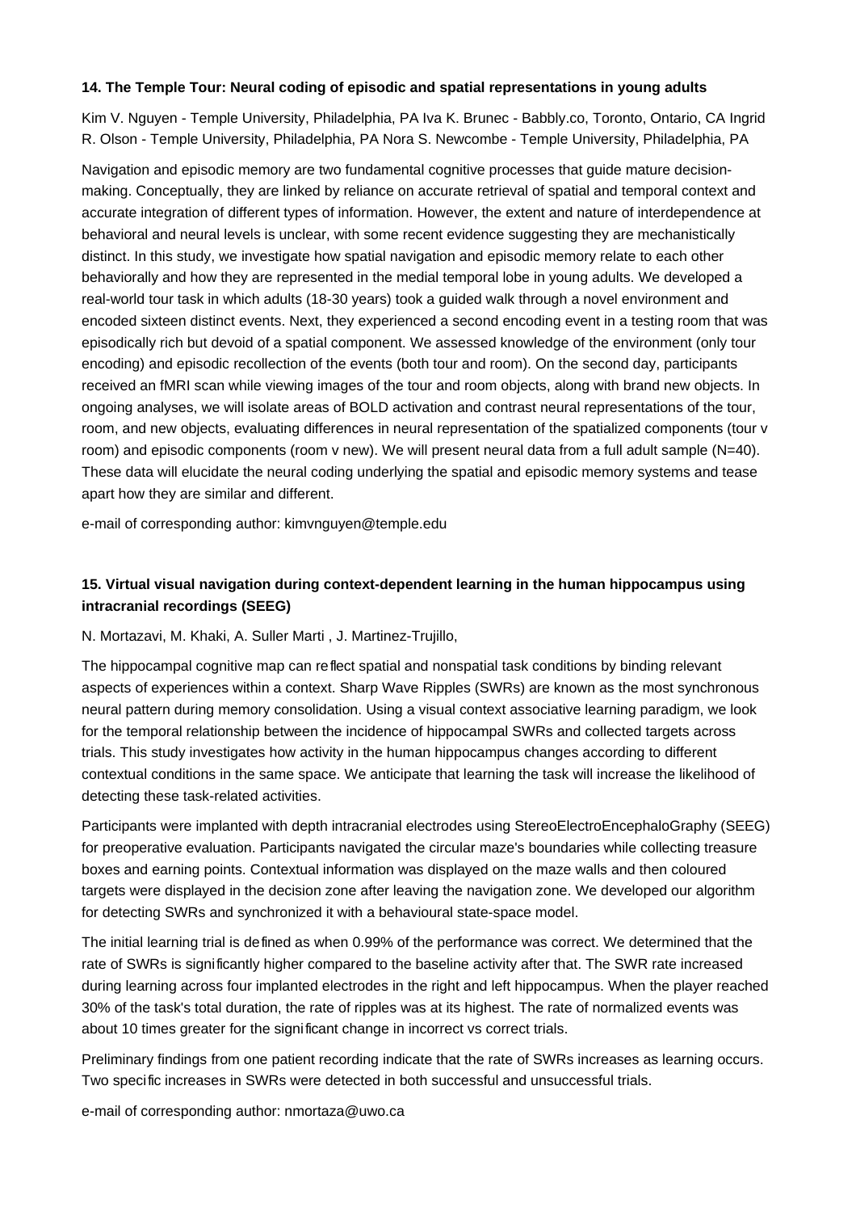### 14. The Temple Tour: Neural coding of episodic and spatial representations in young adults

Kim V. Nguyen - Temple University, Philadelphia, PA Iva K. Brunec - Babbly.co, Toronto, Ontario, CA Ingrid R. Olson - Temple University, Philadelphia, PA Nora S. Newcombe - Temple University, Philadelphia, PA

Navigation and episodic memory are two fundamental cognitive processes that guide mature decision-making. Conceptually, they are linked by reliance on accurate retrieval of spatial and temporal context and accurate integration of different types of information. However, the extent and nature of interdependence at behavioral and neural levels is unclear, with some recent evidence suggesting they are mechanistically distinct. In this study, we investigate how spatial navigation and episodic memory relate to each other behaviorally and how they are represented in the medial temporal lobe in young adults. We developed a real-world tour task in which adults (18-30 years) took a guided walk through a novel environment and encoded sixteen distinct events. Next, they experienced a second encoding event in a testing room that was episodically rich but devoid of a spatial component. We assessed knowledge of the environment (only tour encoding) and episodic recollection of the events (both tour and room). On the second day, participants received an fMRI scan while viewing images of the tour and room objects, along with brand new objects. In ongoing analyses, we will isolate areas of BOLD activation and contrast neural representations of the tour, room, and new objects, evaluating differences in neural representation of the spatialized components (tour v room) and episodic components (room v new). We will present neural data from a full adult sample (N=40). These data will elucidate the neural coding underlying the spatial and episodic memory systems and tease apart how they are similar and different.

e-mail of corresponding author: kimvnguyen@temple.edu

### 15. Virtual visual navigation during context-dependent learning in the human hippocampus using intracranial recordings (SEEG)

N. Mortazavi, M. Khaki, A. Suller Marti , J. Martinez-Trujillo,

The hippocampal cognitive map can reflect spatial and nonspatial task conditions by binding relevant aspects of experiences within a context. Sharp Wave Ripples (SWRs) are known as the most synchronous neural pattern during memory consolidation. Using a visual context associative learning paradigm, we look for the temporal relationship between the incidence of hippocampal SWRs and collected targets across trials. This study investigates how activity in the human hippocampus changes according to different contextual conditions in the same space. We anticipate that learning the task will increase the likelihood of detecting these task-related activities.

Participants were implanted with depth intracranial electrodes using StereoElectroEncephaloGraphy (SEEG) for preoperative evaluation. Participants navigated the circular maze's boundaries while collecting treasure boxes and earning points. Contextual information was displayed on the maze walls and then coloured targets were displayed in the decision zone after leaving the navigation zone. We developed our algorithm for detecting SWRs and synchronized it with a behavioural state-space model.

The initial learning trial is defined as when 0.99% of the performance was correct. We determined that the rate of SWRs is significantly higher compared to the baseline activity after that. The SWR rate increased during learning across four implanted electrodes in the right and left hippocampus. When the player reached 30% of the task's total duration, the rate of ripples was at its highest. The rate of normalized events was about 10 times greater for the significant change in incorrect vs correct trials.

Preliminary findings from one patient recording indicate that the rate of SWRs increases as learning occurs. Two specific increases in SWRs were detected in both successful and unsuccessful trials.

e-mail of corresponding author: nmortaza@uwo.ca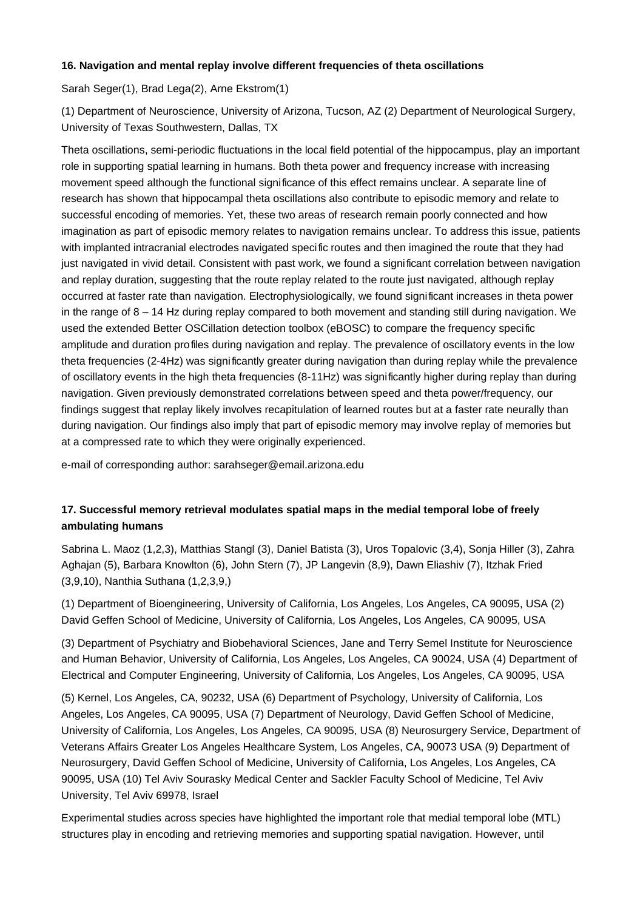### 16. Navigation and mental replay involve different frequencies of theta oscillations

Sarah Seger(1), Brad Lega(2), Arne Ekstrom(1)

(1) Department of Neuroscience, University of Arizona, Tucson, AZ (2) Department of Neurological Surgery, University of Texas Southwestern, Dallas, TX

Theta oscillations, semi-periodic fluctuations in the local field potential of the hippocampus, play an important role in supporting spatial learning in humans. Both theta power and frequency increase with increasing movement speed although the functional significance of this effect remains unclear. A separate line of research has shown that hippocampal theta oscillations also contribute to episodic memory and relate to successful encoding of memories. Yet, these two areas of research remain poorly connected and how imagination as part of episodic memory relates to navigation remains unclear. To address this issue, patients with implanted intracranial electrodes navigated specific routes and then imagined the route that they had just navigated in vivid detail. Consistent with past work, we found a significant correlation between navigation and replay duration, suggesting that the route replay related to the route just navigated, although replay occurred at faster rate than navigation. Electrophysiologically, we found significant increases in theta power in the range of 8 – 14 Hz during replay compared to both movement and standing still during navigation. We used the extended Better OSCillation detection toolbox (eBOSC) to compare the frequency specific amplitude and duration profiles during navigation and replay. The prevalence of oscillatory events in the low theta frequencies (2-4Hz) was significantly greater during navigation than during replay while the prevalence of oscillatory events in the high theta frequencies (8-11Hz) was significantly higher during replay than during navigation. Given previously demonstrated correlations between speed and theta power/frequency, our findings suggest that replay likely involves recapitulation of learned routes but at a faster rate neurally than during navigation. Our findings also imply that part of episodic memory may involve replay of memories but at a compressed rate to which they were originally experienced.

e-mail of corresponding author: sarahseger@email.arizona.edu

### 17. Successful memory retrieval modulates spatial maps in the medial temporal lobe of freely ambulating humans

Sabrina L. Maoz (1,2,3), Matthias Stangl (3), Daniel Batista (3), Uros Topalovic (3,4), Sonja Hiller (3), Zahra Aghajan (5), Barbara Knowlton (6), John Stern (7), JP Langevin (8,9), Dawn Eliashiv (7), Itzhak Fried (3,9,10), Nanthia Suthana (1,2,3,9,)

(1) Department of Bioengineering, University of California, Los Angeles, Los Angeles, CA 90095, USA (2) David Geffen School of Medicine, University of California, Los Angeles, Los Angeles, CA 90095, USA

(3) Department of Psychiatry and Biobehavioral Sciences, Jane and Terry Semel Institute for Neuroscience and Human Behavior, University of California, Los Angeles, Los Angeles, CA 90024, USA (4) Department of Electrical and Computer Engineering, University of California, Los Angeles, Los Angeles, CA 90095, USA

(5) Kernel, Los Angeles, CA, 90232, USA (6) Department of Psychology, University of California, Los Angeles, Los Angeles, CA 90095, USA (7) Department of Neurology, David Geffen School of Medicine, University of California, Los Angeles, Los Angeles, CA 90095, USA (8) Neurosurgery Service, Department of Veterans Affairs Greater Los Angeles Healthcare System, Los Angeles, CA, 90073 USA (9) Department of Neurosurgery, David Geffen School of Medicine, University of California, Los Angeles, Los Angeles, CA 90095, USA (10) Tel Aviv Sourasky Medical Center and Sackler Faculty School of Medicine, Tel Aviv University, Tel Aviv 69978, Israel

Experimental studies across species have highlighted the important role that medial temporal lobe (MTL) structures play in encoding and retrieving memories and supporting spatial navigation. However, until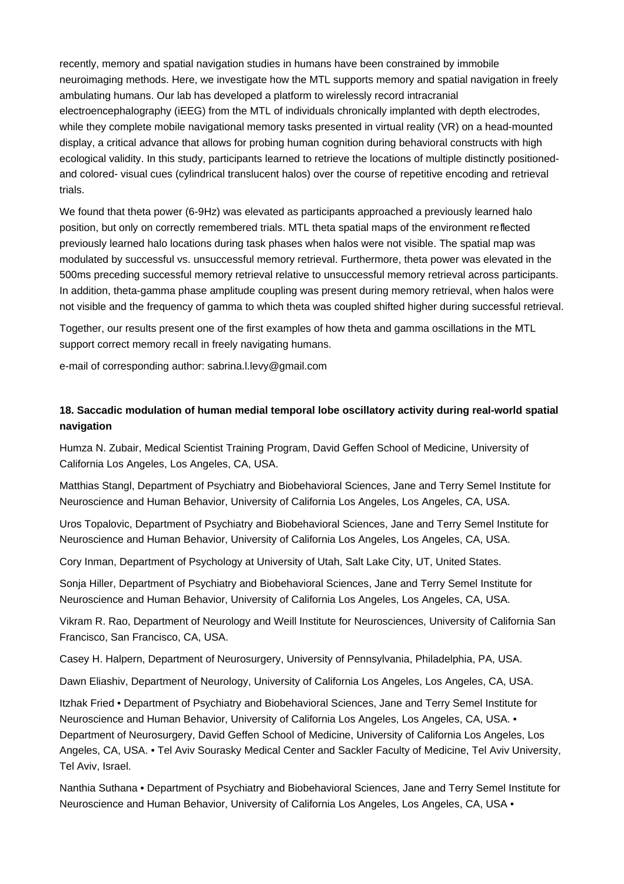recently, memory and spatial navigation studies in humans have been constrained by immobile neuroimaging methods. Here, we investigate how the MTL supports memory and spatial navigation in freely ambulating humans. Our lab has developed a platform to wirelessly record intracranial electroencephalography (iEEG) from the MTL of individuals chronically implanted with depth electrodes, while they complete mobile navigational memory tasks presented in virtual reality (VR) on a head-mounted display, a critical advance that allows for probing human cognition during behavioral constructs with high ecological validity. In this study, participants learned to retrieve the locations of multiple distinctly positioned- and colored- visual cues (cylindrical translucent halos) over the course of repetitive encoding and retrieval trials.

We found that theta power (6-9Hz) was elevated as participants approached a previously learned halo position, but only on correctly remembered trials. MTL theta spatial maps of the environment reflected previously learned halo locations during task phases when halos were not visible. The spatial map was modulated by successful vs. unsuccessful memory retrieval. Furthermore, theta power was elevated in the 500ms preceding successful memory retrieval relative to unsuccessful memory retrieval across participants. In addition, theta-gamma phase amplitude coupling was present during memory retrieval, when halos were not visible and the frequency of gamma to which theta was coupled shifted higher during successful retrieval.

Together, our results present one of the first examples of how theta and gamma oscillations in the MTL support correct memory recall in freely navigating humans.

e-mail of corresponding author: sabrina.l.levy@gmail.com

### 18. Saccadic modulation of human medial temporal lobe oscillatory activity during real-world spatial navigation

Humza N. Zubair, Medical Scientist Training Program, David Geffen School of Medicine, University of California Los Angeles, Los Angeles, CA, USA.

Matthias Stangl, Department of Psychiatry and Biobehavioral Sciences, Jane and Terry Semel Institute for Neuroscience and Human Behavior, University of California Los Angeles, Los Angeles, CA, USA.

Uros Topalovic, Department of Psychiatry and Biobehavioral Sciences, Jane and Terry Semel Institute for Neuroscience and Human Behavior, University of California Los Angeles, Los Angeles, CA, USA.

Cory Inman, Department of Psychology at University of Utah, Salt Lake City, UT, United States.

Sonja Hiller, Department of Psychiatry and Biobehavioral Sciences, Jane and Terry Semel Institute for Neuroscience and Human Behavior, University of California Los Angeles, Los Angeles, CA, USA.

Vikram R. Rao, Department of Neurology and Weill Institute for Neurosciences, University of California San Francisco, San Francisco, CA, USA.

Casey H. Halpern, Department of Neurosurgery, University of Pennsylvania, Philadelphia, PA, USA.

Dawn Eliashiv, Department of Neurology, University of California Los Angeles, Los Angeles, CA, USA.

Itzhak Fried • Department of Psychiatry and Biobehavioral Sciences, Jane and Terry Semel Institute for Neuroscience and Human Behavior, University of California Los Angeles, Los Angeles, CA, USA. • Department of Neurosurgery, David Geffen School of Medicine, University of California Los Angeles, Los Angeles, CA, USA. • Tel Aviv Sourasky Medical Center and Sackler Faculty of Medicine, Tel Aviv University, Tel Aviv, Israel.

Nanthia Suthana • Department of Psychiatry and Biobehavioral Sciences, Jane and Terry Semel Institute for Neuroscience and Human Behavior, University of California Los Angeles, Los Angeles, CA, USA •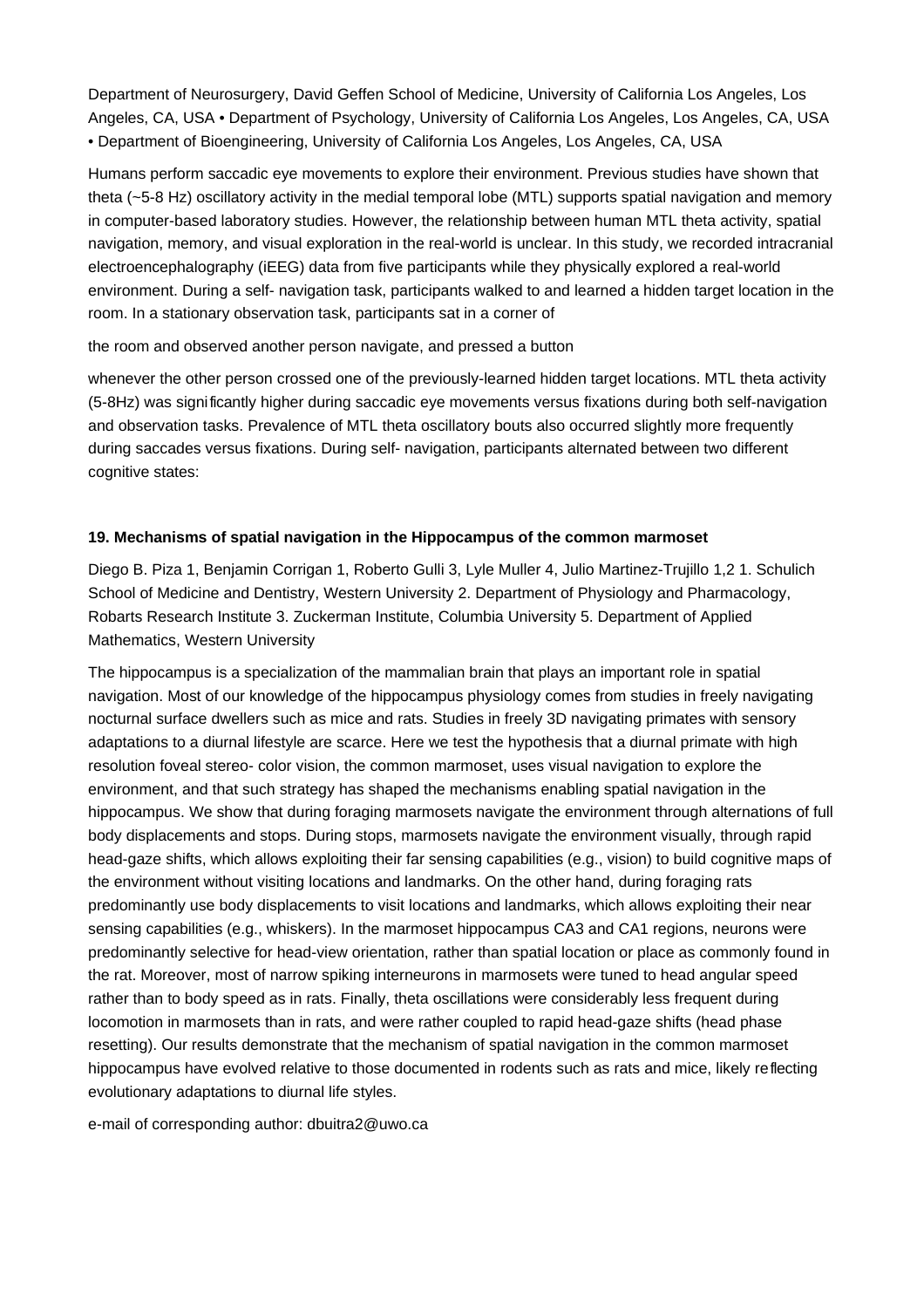Department of Neurosurgery, David Geffen School of Medicine, University of California Los Angeles, Los Angeles, CA, USA • Department of Psychology, University of California Los Angeles, Los Angeles, CA, USA • Department of Bioengineering, University of California Los Angeles, Los Angeles, CA, USA

Humans perform saccadic eye movements to explore their environment. Previous studies have shown that theta (~5-8 Hz) oscillatory activity in the medial temporal lobe (MTL) supports spatial navigation and memory in computer-based laboratory studies. However, the relationship between human MTL theta activity, spatial navigation, memory, and visual exploration in the real-world is unclear. In this study, we recorded intracranial electroencephalography (iEEG) data from five participants while they physically explored a real-world environment. During a self- navigation task, participants walked to and learned a hidden target location in the room. In a stationary observation task, participants sat in a corner of

the room and observed another person navigate, and pressed a button

whenever the other person crossed one of the previously-learned hidden target locations. MTL theta activity (5-8Hz) was significantly higher during saccadic eye movements versus fixations during both self-navigation and observation tasks. Prevalence of MTL theta oscillatory bouts also occurred slightly more frequently during saccades versus fixations. During self- navigation, participants alternated between two different cognitive states:

### 19. Mechanisms of spatial navigation in the Hippocampus of the common marmoset

Diego B. Piza 1, Benjamin Corrigan 1, Roberto Gulli 3, Lyle Muller 4, Julio Martinez-Trujillo 1,2 1. Schulich School of Medicine and Dentistry, Western University 2. Department of Physiology and Pharmacology, Robarts Research Institute 3. Zuckerman Institute, Columbia University 5. Department of Applied Mathematics, Western University

The hippocampus is a specialization of the mammalian brain that plays an important role in spatial navigation. Most of our knowledge of the hippocampus physiology comes from studies in freely navigating nocturnal surface dwellers such as mice and rats. Studies in freely 3D navigating primates with sensory adaptations to a diurnal lifestyle are scarce. Here we test the hypothesis that a diurnal primate with high resolution foveal stereo- color vision, the common marmoset, uses visual navigation to explore the environment, and that such strategy has shaped the mechanisms enabling spatial navigation in the hippocampus. We show that during foraging marmosets navigate the environment through alternations of full body displacements and stops. During stops, marmosets navigate the environment visually, through rapid head-gaze shifts, which allows exploiting their far sensing capabilities (e.g., vision) to build cognitive maps of the environment without visiting locations and landmarks. On the other hand, during foraging rats predominantly use body displacements to visit locations and landmarks, which allows exploiting their near sensing capabilities (e.g., whiskers). In the marmoset hippocampus CA3 and CA1 regions, neurons were predominantly selective for head-view orientation, rather than spatial location or place as commonly found in the rat. Moreover, most of narrow spiking interneurons in marmosets were tuned to head angular speed rather than to body speed as in rats. Finally, theta oscillations were considerably less frequent during locomotion in marmosets than in rats, and were rather coupled to rapid head-gaze shifts (head phase resetting). Our results demonstrate that the mechanism of spatial navigation in the common marmoset hippocampus have evolved relative to those documented in rodents such as rats and mice, likely reflecting evolutionary adaptations to diurnal life styles.

e-mail of corresponding author: dbuitra2@uwo.ca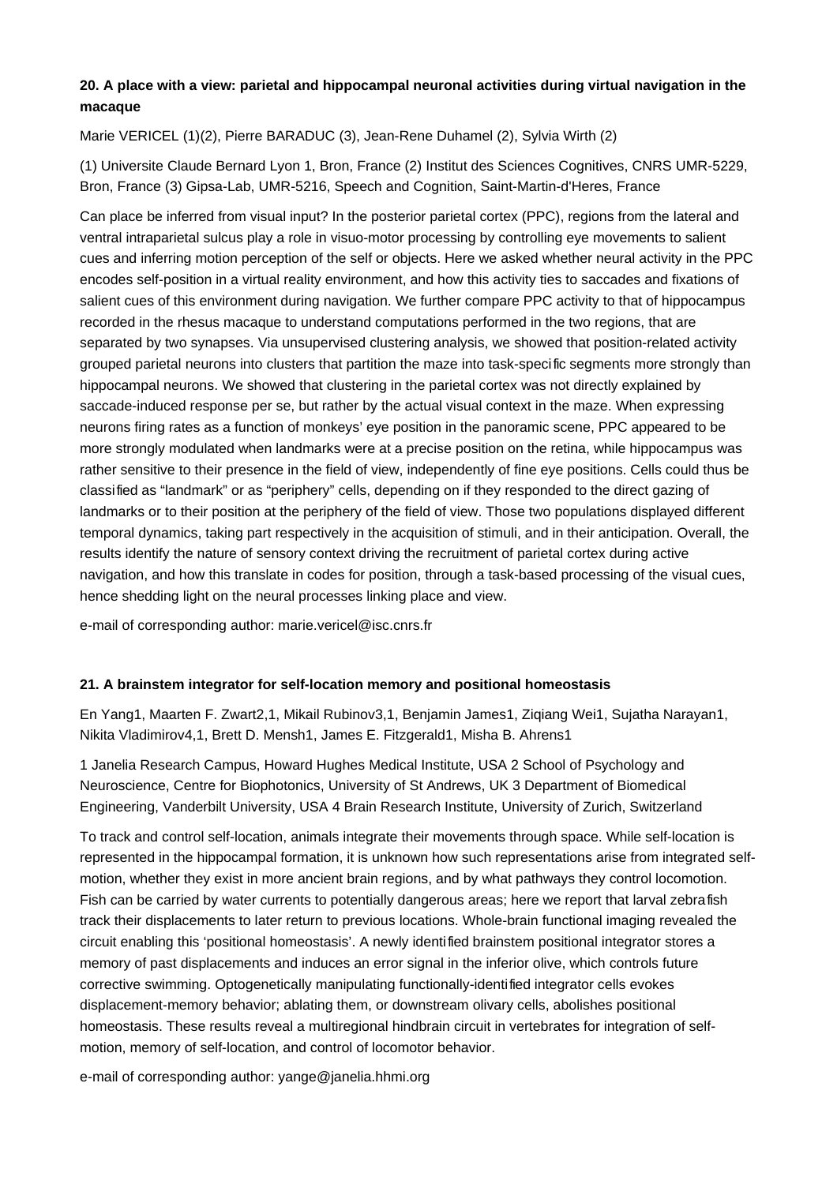### 20. A place with a view: parietal and hippocampal neuronal activities during virtual navigation in the macaque

Marie VERICEL (1)(2), Pierre BARADUC (3), Jean-Rene Duhamel (2), Sylvia Wirth (2)

(1) Universite Claude Bernard Lyon 1, Bron, France (2) Institut des Sciences Cognitives, CNRS UMR-5229, Bron, France (3) Gipsa-Lab, UMR-5216, Speech and Cognition, Saint-Martin-d'Heres, France

Can place be inferred from visual input? In the posterior parietal cortex (PPC), regions from the lateral and ventral intraparietal sulcus play a role in visuo-motor processing by controlling eye movements to salient cues and inferring motion perception of the self or objects. Here we asked whether neural activity in the PPC encodes self-position in a virtual reality environment, and how this activity ties to saccades and fixations of salient cues of this environment during navigation. We further compare PPC activity to that of hippocampus recorded in the rhesus macaque to understand computations performed in the two regions, that are separated by two synapses. Via unsupervised clustering analysis, we showed that position-related activity grouped parietal neurons into clusters that partition the maze into task-specific segments more strongly than hippocampal neurons. We showed that clustering in the parietal cortex was not directly explained by saccade-induced response per se, but rather by the actual visual context in the maze. When expressing neurons firing rates as a function of monkeys' eye position in the panoramic scene, PPC appeared to be more strongly modulated when landmarks were at a precise position on the retina, while hippocampus was rather sensitive to their presence in the field of view, independently of fine eye positions. Cells could thus be classified as "landmark" or as "periphery" cells, depending on if they responded to the direct gazing of landmarks or to their position at the periphery of the field of view. Those two populations displayed different temporal dynamics, taking part respectively in the acquisition of stimuli, and in their anticipation. Overall, the results identify the nature of sensory context driving the recruitment of parietal cortex during active navigation, and how this translate in codes for position, through a task-based processing of the visual cues, hence shedding light on the neural processes linking place and view.

e-mail of corresponding author: marie.vericel@isc.cnrs.fr

### 21. A brainstem integrator for self-location memory and positional homeostasis

En Yang1, Maarten F. Zwart2,1, Mikail Rubinov3,1, Benjamin James1, Ziqiang Wei1, Sujatha Narayan1, Nikita Vladimirov4,1, Brett D. Mensh1, James E. Fitzgerald1, Misha B. Ahrens1

1 Janelia Research Campus, Howard Hughes Medical Institute, USA 2 School of Psychology and Neuroscience, Centre for Biophotonics, University of St Andrews, UK 3 Department of Biomedical Engineering, Vanderbilt University, USA 4 Brain Research Institute, University of Zurich, Switzerland

To track and control self-location, animals integrate their movements through space. While self-location is represented in the hippocampal formation, it is unknown how such representations arise from integrated self-motion, whether they exist in more ancient brain regions, and by what pathways they control locomotion. Fish can be carried by water currents to potentially dangerous areas; here we report that larval zebrafish track their displacements to later return to previous locations. Whole-brain functional imaging revealed the circuit enabling this 'positional homeostasis'. A newly identified brainstem positional integrator stores a memory of past displacements and induces an error signal in the inferior olive, which controls future corrective swimming. Optogenetically manipulating functionally-identified integrator cells evokes displacement-memory behavior; ablating them, or downstream olivary cells, abolishes positional homeostasis. These results reveal a multiregional hindbrain circuit in vertebrates for integration of self-motion, memory of self-location, and control of locomotor behavior.

e-mail of corresponding author: yange@janelia.hhmi.org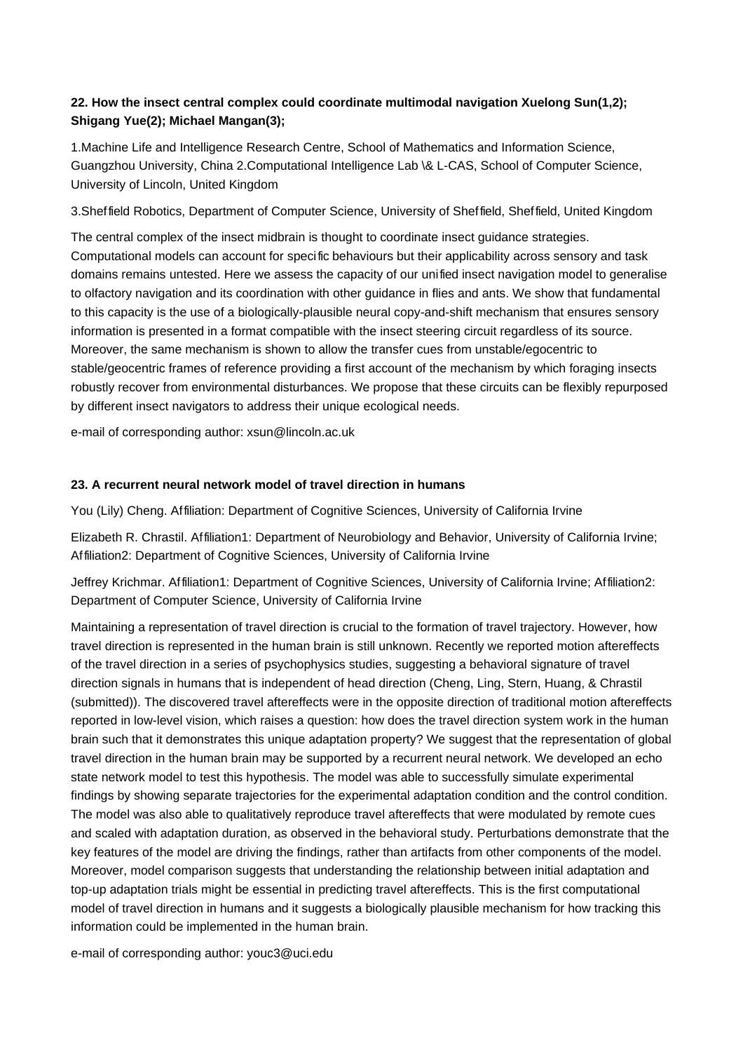**22. How the insect central complex could coordinate multimodal navigation Xuelong Sun(1,2); Shigang Yue(2); Michael Mangan(3);**

1.Machine Life and Intelligence Research Centre, School of Mathematics and Information Science, Guangzhou University, China 2.Computational Intelligence Lab \& L-CAS, School of Computer Science, University of Lincoln, United Kingdom

3.Sheffield Robotics, Department of Computer Science, University of Sheffield, Sheffield, United Kingdom

The central complex of the insect midbrain is thought to coordinate insect guidance strategies. Computational models can account for specific behaviours but their applicability across sensory and task domains remains untested. Here we assess the capacity of our unified insect navigation model to generalise to olfactory navigation and its coordination with other guidance in flies and ants. We show that fundamental to this capacity is the use of a biologically-plausible neural copy-and-shift mechanism that ensures sensory information is presented in a format compatible with the insect steering circuit regardless of its source. Moreover, the same mechanism is shown to allow the transfer cues from unstable/egocentric to stable/geocentric frames of reference providing a first account of the mechanism by which foraging insects robustly recover from environmental disturbances. We propose that these circuits can be flexibly repurposed by different insect navigators to address their unique ecological needs.

e-mail of corresponding author: xsun@lincoln.ac.uk

**23. A recurrent neural network model of travel direction in humans**

You (Lily) Cheng. Affiliation: Department of Cognitive Sciences, University of California Irvine

Elizabeth R. Chrastil. Affiliation1: Department of Neurobiology and Behavior, University of California Irvine; Affiliation2: Department of Cognitive Sciences, University of California Irvine

Jeffrey Krichmar. Affiliation1: Department of Cognitive Sciences, University of California Irvine; Affiliation2: Department of Computer Science, University of California Irvine

Maintaining a representation of travel direction is crucial to the formation of travel trajectory. However, how travel direction is represented in the human brain is still unknown. Recently we reported motion aftereffects of the travel direction in a series of psychophysics studies, suggesting a behavioral signature of travel direction signals in humans that is independent of head direction (Cheng, Ling, Stern, Huang, & Chrastil (submitted)). The discovered travel aftereffects were in the opposite direction of traditional motion aftereffects reported in low-level vision, which raises a question: how does the travel direction system work in the human brain such that it demonstrates this unique adaptation property? We suggest that the representation of global travel direction in the human brain may be supported by a recurrent neural network. We developed an echo state network model to test this hypothesis. The model was able to successfully simulate experimental findings by showing separate trajectories for the experimental adaptation condition and the control condition. The model was also able to qualitatively reproduce travel aftereffects that were modulated by remote cues and scaled with adaptation duration, as observed in the behavioral study. Perturbations demonstrate that the key features of the model are driving the findings, rather than artifacts from other components of the model. Moreover, model comparison suggests that understanding the relationship between initial adaptation and top-up adaptation trials might be essential in predicting travel aftereffects. This is the first computational model of travel direction in humans and it suggests a biologically plausible mechanism for how tracking this information could be implemented in the human brain.

e-mail of corresponding author: youc3@uci.edu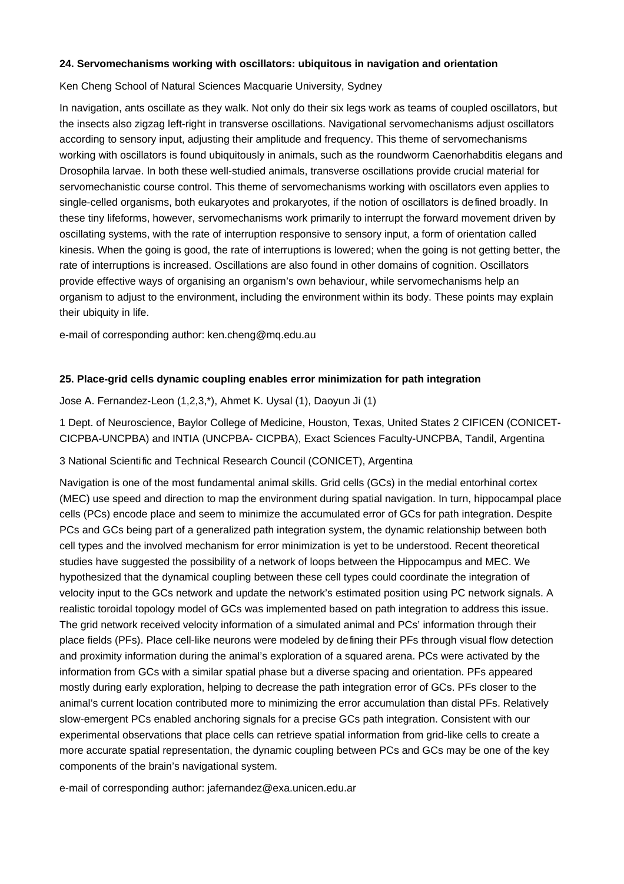### 24. Servomechanisms working with oscillators: ubiquitous in navigation and orientation

Ken Cheng School of Natural Sciences Macquarie University, Sydney

In navigation, ants oscillate as they walk. Not only do their six legs work as teams of coupled oscillators, but the insects also zigzag left-right in transverse oscillations. Navigational servomechanisms adjust oscillators according to sensory input, adjusting their amplitude and frequency. This theme of servomechanisms working with oscillators is found ubiquitously in animals, such as the roundworm Caenorhabditis elegans and Drosophila larvae. In both these well-studied animals, transverse oscillations provide crucial material for servomechanistic course control. This theme of servomechanisms working with oscillators even applies to single-celled organisms, both eukaryotes and prokaryotes, if the notion of oscillators is defined broadly. In these tiny lifeforms, however, servomechanisms work primarily to interrupt the forward movement driven by oscillating systems, with the rate of interruption responsive to sensory input, a form of orientation called kinesis. When the going is good, the rate of interruptions is lowered; when the going is not getting better, the rate of interruptions is increased. Oscillations are also found in other domains of cognition. Oscillators provide effective ways of organising an organism's own behaviour, while servomechanisms help an organism to adjust to the environment, including the environment within its body. These points may explain their ubiquity in life.

e-mail of corresponding author: ken.cheng@mq.edu.au

### 25. Place-grid cells dynamic coupling enables error minimization for path integration

Jose A. Fernandez-Leon (1,2,3,*), Ahmet K. Uysal (1), Daoyun Ji (1)

1 Dept. of Neuroscience, Baylor College of Medicine, Houston, Texas, United States 2 CIFICEN (CONICET-CICPBA-UNCPBA) and INTIA (UNCPBA- CICPBA), Exact Sciences Faculty-UNCPBA, Tandil, Argentina

3 National Scientific and Technical Research Council (CONICET), Argentina

Navigation is one of the most fundamental animal skills. Grid cells (GCs) in the medial entorhinal cortex (MEC) use speed and direction to map the environment during spatial navigation. In turn, hippocampal place cells (PCs) encode place and seem to minimize the accumulated error of GCs for path integration. Despite PCs and GCs being part of a generalized path integration system, the dynamic relationship between both cell types and the involved mechanism for error minimization is yet to be understood. Recent theoretical studies have suggested the possibility of a network of loops between the Hippocampus and MEC. We hypothesized that the dynamical coupling between these cell types could coordinate the integration of velocity input to the GCs network and update the network's estimated position using PC network signals. A realistic toroidal topology model of GCs was implemented based on path integration to address this issue. The grid network received velocity information of a simulated animal and PCs' information through their place fields (PFs). Place cell-like neurons were modeled by defining their PFs through visual flow detection and proximity information during the animal's exploration of a squared arena. PCs were activated by the information from GCs with a similar spatial phase but a diverse spacing and orientation. PFs appeared mostly during early exploration, helping to decrease the path integration error of GCs. PFs closer to the animal's current location contributed more to minimizing the error accumulation than distal PFs. Relatively slow-emergent PCs enabled anchoring signals for a precise GCs path integration. Consistent with our experimental observations that place cells can retrieve spatial information from grid-like cells to create a more accurate spatial representation, the dynamic coupling between PCs and GCs may be one of the key components of the brain's navigational system.

e-mail of corresponding author: jafernandez@exa.unicen.edu.ar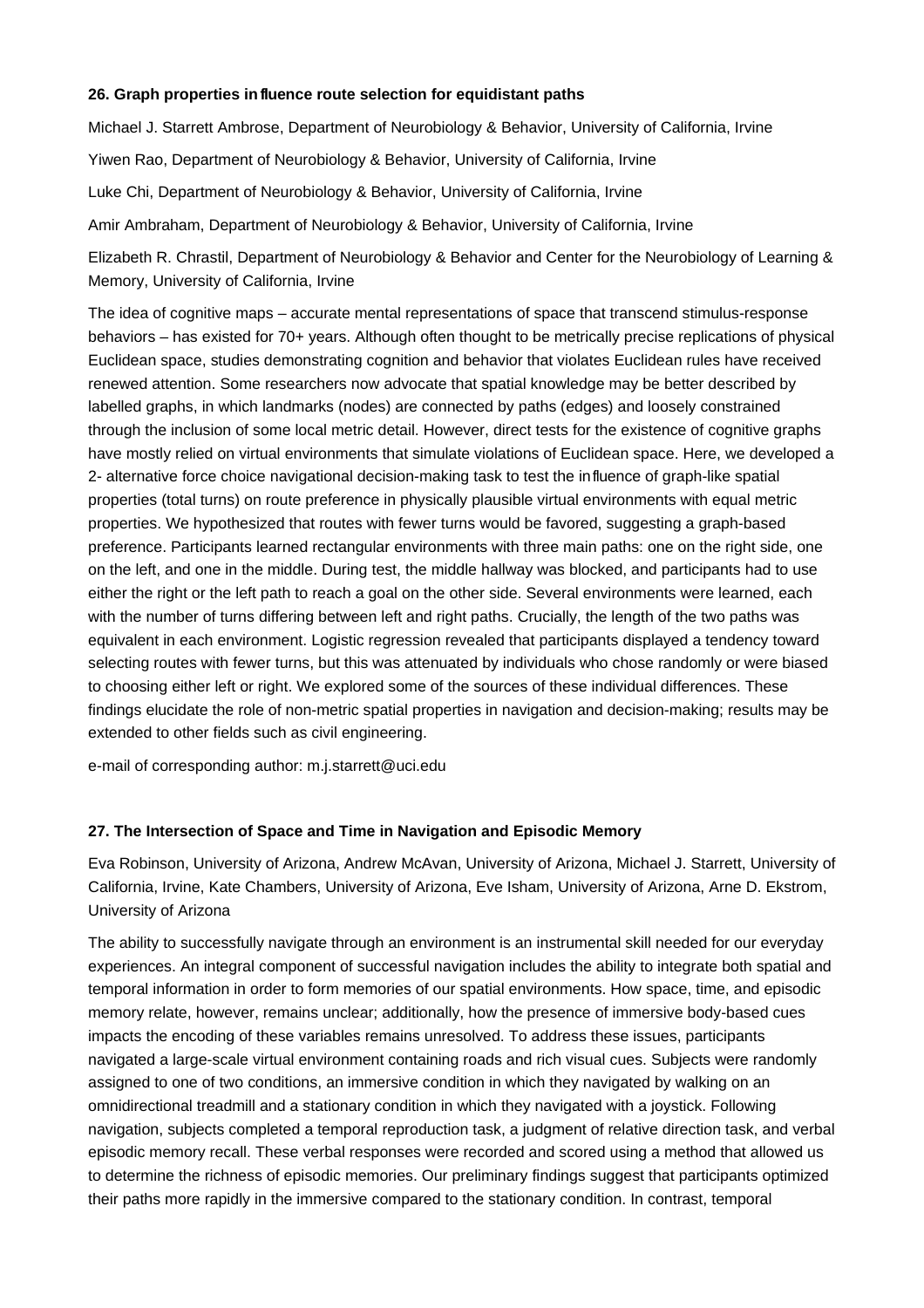**26. Graph properties influence route selection for equidistant paths**

Michael J. Starrett Ambrose, Department of Neurobiology & Behavior, University of California, Irvine

Yiwen Rao, Department of Neurobiology & Behavior, University of California, Irvine

Luke Chi, Department of Neurobiology & Behavior, University of California, Irvine

Amir Ambraham, Department of Neurobiology & Behavior, University of California, Irvine

Elizabeth R. Chrastil, Department of Neurobiology & Behavior and Center for the Neurobiology of Learning & Memory, University of California, Irvine

The idea of cognitive maps – accurate mental representations of space that transcend stimulus-response behaviors – has existed for 70+ years. Although often thought to be metrically precise replications of physical Euclidean space, studies demonstrating cognition and behavior that violates Euclidean rules have received renewed attention. Some researchers now advocate that spatial knowledge may be better described by labelled graphs, in which landmarks (nodes) are connected by paths (edges) and loosely constrained through the inclusion of some local metric detail. However, direct tests for the existence of cognitive graphs have mostly relied on virtual environments that simulate violations of Euclidean space. Here, we developed a 2- alternative force choice navigational decision-making task to test the influence of graph-like spatial properties (total turns) on route preference in physically plausible virtual environments with equal metric properties. We hypothesized that routes with fewer turns would be favored, suggesting a graph-based preference. Participants learned rectangular environments with three main paths: one on the right side, one on the left, and one in the middle. During test, the middle hallway was blocked, and participants had to use either the right or the left path to reach a goal on the other side. Several environments were learned, each with the number of turns differing between left and right paths. Crucially, the length of the two paths was equivalent in each environment. Logistic regression revealed that participants displayed a tendency toward selecting routes with fewer turns, but this was attenuated by individuals who chose randomly or were biased to choosing either left or right. We explored some of the sources of these individual differences. These findings elucidate the role of non-metric spatial properties in navigation and decision-making; results may be extended to other fields such as civil engineering.

e-mail of corresponding author: m.j.starrett@uci.edu

**27. The Intersection of Space and Time in Navigation and Episodic Memory**

Eva Robinson, University of Arizona, Andrew McAvan, University of Arizona, Michael J. Starrett, University of California, Irvine, Kate Chambers, University of Arizona, Eve Isham, University of Arizona, Arne D. Ekstrom, University of Arizona

The ability to successfully navigate through an environment is an instrumental skill needed for our everyday experiences. An integral component of successful navigation includes the ability to integrate both spatial and temporal information in order to form memories of our spatial environments. How space, time, and episodic memory relate, however, remains unclear; additionally, how the presence of immersive body-based cues impacts the encoding of these variables remains unresolved. To address these issues, participants navigated a large-scale virtual environment containing roads and rich visual cues. Subjects were randomly assigned to one of two conditions, an immersive condition in which they navigated by walking on an omnidirectional treadmill and a stationary condition in which they navigated with a joystick. Following navigation, subjects completed a temporal reproduction task, a judgment of relative direction task, and verbal episodic memory recall. These verbal responses were recorded and scored using a method that allowed us to determine the richness of episodic memories. Our preliminary findings suggest that participants optimized their paths more rapidly in the immersive compared to the stationary condition. In contrast, temporal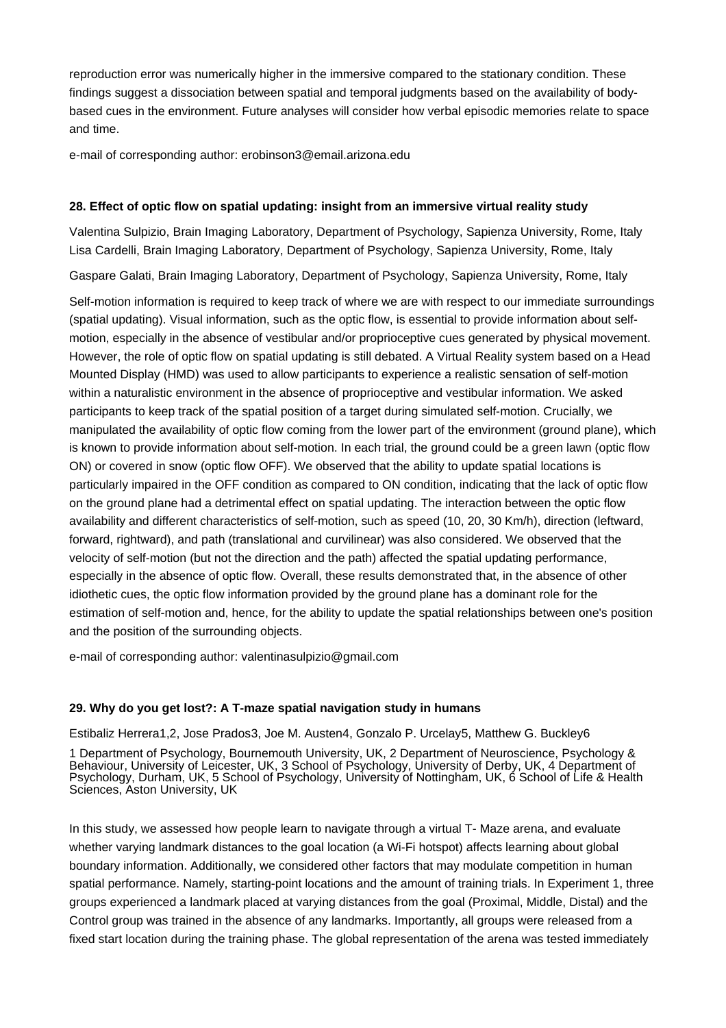reproduction error was numerically higher in the immersive compared to the stationary condition. These findings suggest a dissociation between spatial and temporal judgments based on the availability of body-based cues in the environment. Future analyses will consider how verbal episodic memories relate to space and time.

e-mail of corresponding author: erobinson3@email.arizona.edu

**28. Effect of optic flow on spatial updating: insight from an immersive virtual reality study**

Valentina Sulpizio, Brain Imaging Laboratory, Department of Psychology, Sapienza University, Rome, Italy
Lisa Cardelli, Brain Imaging Laboratory, Department of Psychology, Sapienza University, Rome, Italy

Gaspare Galati, Brain Imaging Laboratory, Department of Psychology, Sapienza University, Rome, Italy

Self-motion information is required to keep track of where we are with respect to our immediate surroundings (spatial updating). Visual information, such as the optic flow, is essential to provide information about self-motion, especially in the absence of vestibular and/or proprioceptive cues generated by physical movement. However, the role of optic flow on spatial updating is still debated. A Virtual Reality system based on a Head Mounted Display (HMD) was used to allow participants to experience a realistic sensation of self-motion within a naturalistic environment in the absence of proprioceptive and vestibular information. We asked participants to keep track of the spatial position of a target during simulated self-motion. Crucially, we manipulated the availability of optic flow coming from the lower part of the environment (ground plane), which is known to provide information about self-motion. In each trial, the ground could be a green lawn (optic flow ON) or covered in snow (optic flow OFF). We observed that the ability to update spatial locations is particularly impaired in the OFF condition as compared to ON condition, indicating that the lack of optic flow on the ground plane had a detrimental effect on spatial updating. The interaction between the optic flow availability and different characteristics of self-motion, such as speed (10, 20, 30 Km/h), direction (leftward, forward, rightward), and path (translational and curvilinear) was also considered. We observed that the velocity of self-motion (but not the direction and the path) affected the spatial updating performance, especially in the absence of optic flow. Overall, these results demonstrated that, in the absence of other idiothetic cues, the optic flow information provided by the ground plane has a dominant role for the estimation of self-motion and, hence, for the ability to update the spatial relationships between one's position and the position of the surrounding objects.

e-mail of corresponding author: valentinasulpizio@gmail.com

**29. Why do you get lost?: A T-maze spatial navigation study in humans**

Estibaliz Herrera[1,2], Jose Prados[3], Joe M. Austen[4], Gonzalo P. Urcelay[5], Matthew G. Buckley[6]

[1] Department of Psychology, Bournemouth University, UK, [2] Department of Neuroscience, Psychology & Behaviour, University of Leicester, UK, [3] School of Psychology, University of Derby, UK, [4] Department of Psychology, Durham, UK, [5] School of Psychology, University of Nottingham, UK, [6] School of Life & Health Sciences, Aston University, UK

In this study, we assessed how people learn to navigate through a virtual T- Maze arena, and evaluate whether varying landmark distances to the goal location (a Wi-Fi hotspot) affects learning about global boundary information. Additionally, we considered other factors that may modulate competition in human spatial performance. Namely, starting-point locations and the amount of training trials. In Experiment 1, three groups experienced a landmark placed at varying distances from the goal (Proximal, Middle, Distal) and the Control group was trained in the absence of any landmarks. Importantly, all groups were released from a fixed start location during the training phase. The global representation of the arena was tested immediately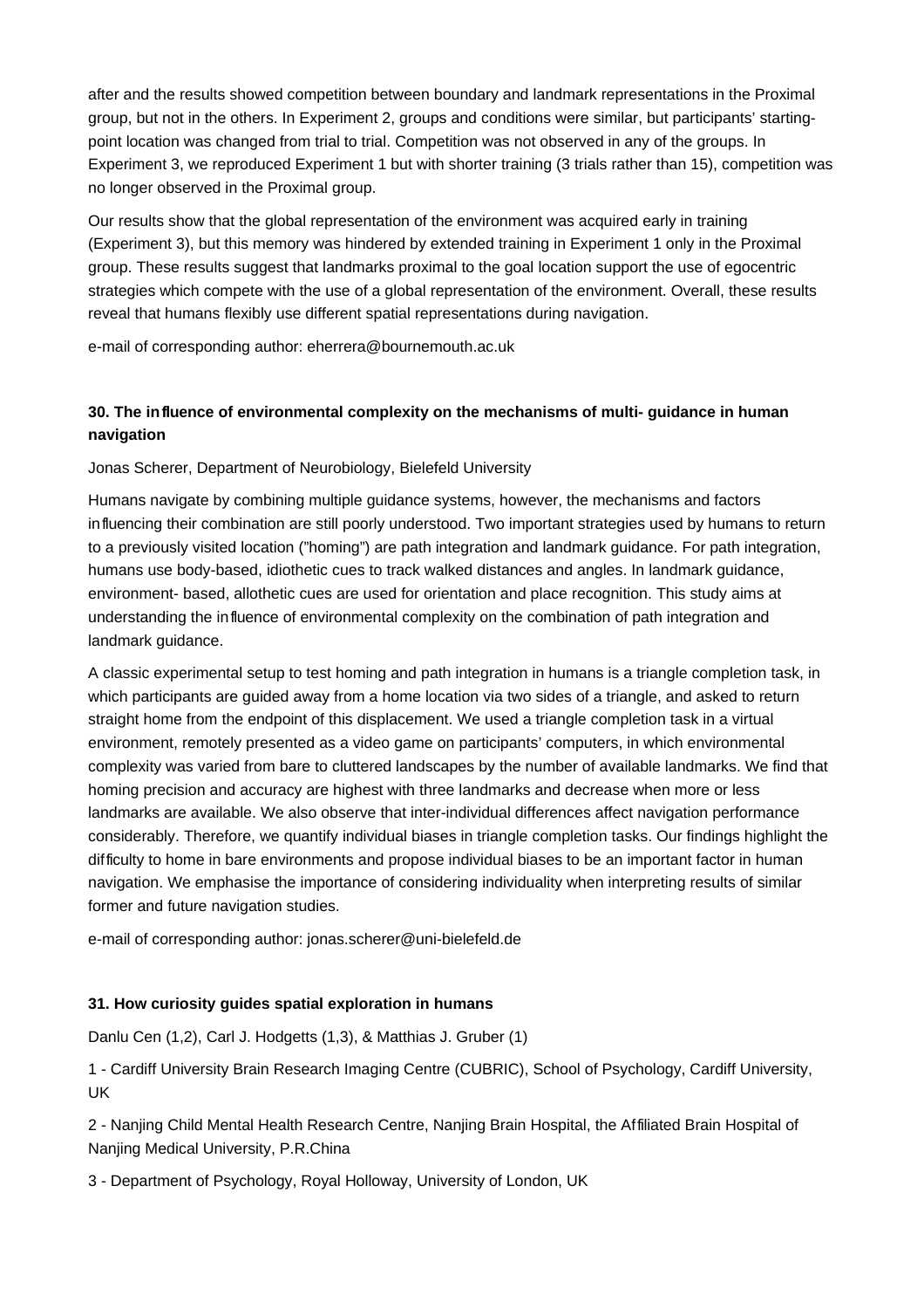after and the results showed competition between boundary and landmark representations in the Proximal group, but not in the others. In Experiment 2, groups and conditions were similar, but participants' starting-point location was changed from trial to trial. Competition was not observed in any of the groups. In Experiment 3, we reproduced Experiment 1 but with shorter training (3 trials rather than 15), competition was no longer observed in the Proximal group.

Our results show that the global representation of the environment was acquired early in training (Experiment 3), but this memory was hindered by extended training in Experiment 1 only in the Proximal group. These results suggest that landmarks proximal to the goal location support the use of egocentric strategies which compete with the use of a global representation of the environment. Overall, these results reveal that humans flexibly use different spatial representations during navigation.

e-mail of corresponding author: eherrera@bournemouth.ac.uk

### 30. The influence of environmental complexity on the mechanisms of multi- guidance in human navigation

Jonas Scherer, Department of Neurobiology, Bielefeld University

Humans navigate by combining multiple guidance systems, however, the mechanisms and factors influencing their combination are still poorly understood. Two important strategies used by humans to return to a previously visited location ("homing") are path integration and landmark guidance. For path integration, humans use body-based, idiothetic cues to track walked distances and angles. In landmark guidance, environment- based, allothetic cues are used for orientation and place recognition. This study aims at understanding the influence of environmental complexity on the combination of path integration and landmark guidance.

A classic experimental setup to test homing and path integration in humans is a triangle completion task, in which participants are guided away from a home location via two sides of a triangle, and asked to return straight home from the endpoint of this displacement. We used a triangle completion task in a virtual environment, remotely presented as a video game on participants' computers, in which environmental complexity was varied from bare to cluttered landscapes by the number of available landmarks. We find that homing precision and accuracy are highest with three landmarks and decrease when more or less landmarks are available. We also observe that inter-individual differences affect navigation performance considerably. Therefore, we quantify individual biases in triangle completion tasks. Our findings highlight the difficulty to home in bare environments and propose individual biases to be an important factor in human navigation. We emphasise the importance of considering individuality when interpreting results of similar former and future navigation studies.

e-mail of corresponding author: jonas.scherer@uni-bielefeld.de

### 31. How curiosity guides spatial exploration in humans

Danlu Cen (1,2), Carl J. Hodgetts (1,3), & Matthias J. Gruber (1)

1 - Cardiff University Brain Research Imaging Centre (CUBRIC), School of Psychology, Cardiff University, UK

2 - Nanjing Child Mental Health Research Centre, Nanjing Brain Hospital, the Affiliated Brain Hospital of Nanjing Medical University, P.R.China

3 - Department of Psychology, Royal Holloway, University of London, UK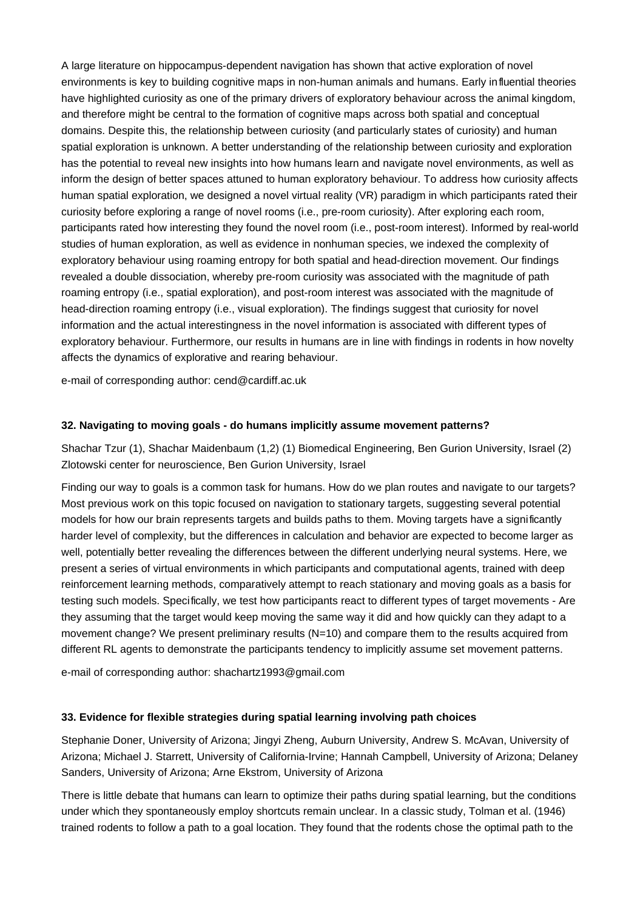A large literature on hippocampus-dependent navigation has shown that active exploration of novel environments is key to building cognitive maps in non-human animals and humans. Early influential theories have highlighted curiosity as one of the primary drivers of exploratory behaviour across the animal kingdom, and therefore might be central to the formation of cognitive maps across both spatial and conceptual domains. Despite this, the relationship between curiosity (and particularly states of curiosity) and human spatial exploration is unknown. A better understanding of the relationship between curiosity and exploration has the potential to reveal new insights into how humans learn and navigate novel environments, as well as inform the design of better spaces attuned to human exploratory behaviour. To address how curiosity affects human spatial exploration, we designed a novel virtual reality (VR) paradigm in which participants rated their curiosity before exploring a range of novel rooms (i.e., pre-room curiosity). After exploring each room, participants rated how interesting they found the novel room (i.e., post-room interest). Informed by real-world studies of human exploration, as well as evidence in nonhuman species, we indexed the complexity of exploratory behaviour using roaming entropy for both spatial and head-direction movement. Our findings revealed a double dissociation, whereby pre-room curiosity was associated with the magnitude of path roaming entropy (i.e., spatial exploration), and post-room interest was associated with the magnitude of head-direction roaming entropy (i.e., visual exploration). The findings suggest that curiosity for novel information and the actual interestingness in the novel information is associated with different types of exploratory behaviour. Furthermore, our results in humans are in line with findings in rodents in how novelty affects the dynamics of explorative and rearing behaviour.

e-mail of corresponding author: cend@cardiff.ac.uk

### 32. Navigating to moving goals - do humans implicitly assume movement patterns?

Shachar Tzur (1), Shachar Maidenbaum (1,2) (1) Biomedical Engineering, Ben Gurion University, Israel (2) Zlotowski center for neuroscience, Ben Gurion University, Israel

Finding our way to goals is a common task for humans. How do we plan routes and navigate to our targets? Most previous work on this topic focused on navigation to stationary targets, suggesting several potential models for how our brain represents targets and builds paths to them. Moving targets have a significantly harder level of complexity, but the differences in calculation and behavior are expected to become larger as well, potentially better revealing the differences between the different underlying neural systems. Here, we present a series of virtual environments in which participants and computational agents, trained with deep reinforcement learning methods, comparatively attempt to reach stationary and moving goals as a basis for testing such models. Specifically, we test how participants react to different types of target movements - Are they assuming that the target would keep moving the same way it did and how quickly can they adapt to a movement change? We present preliminary results (N=10) and compare them to the results acquired from different RL agents to demonstrate the participants tendency to implicitly assume set movement patterns.

e-mail of corresponding author: shachartz1993@gmail.com

### 33. Evidence for flexible strategies during spatial learning involving path choices

Stephanie Doner, University of Arizona; Jingyi Zheng, Auburn University, Andrew S. McAvan, University of Arizona; Michael J. Starrett, University of California-Irvine; Hannah Campbell, University of Arizona; Delaney Sanders, University of Arizona; Arne Ekstrom, University of Arizona

There is little debate that humans can learn to optimize their paths during spatial learning, but the conditions under which they spontaneously employ shortcuts remain unclear. In a classic study, Tolman et al. (1946) trained rodents to follow a path to a goal location. They found that the rodents chose the optimal path to the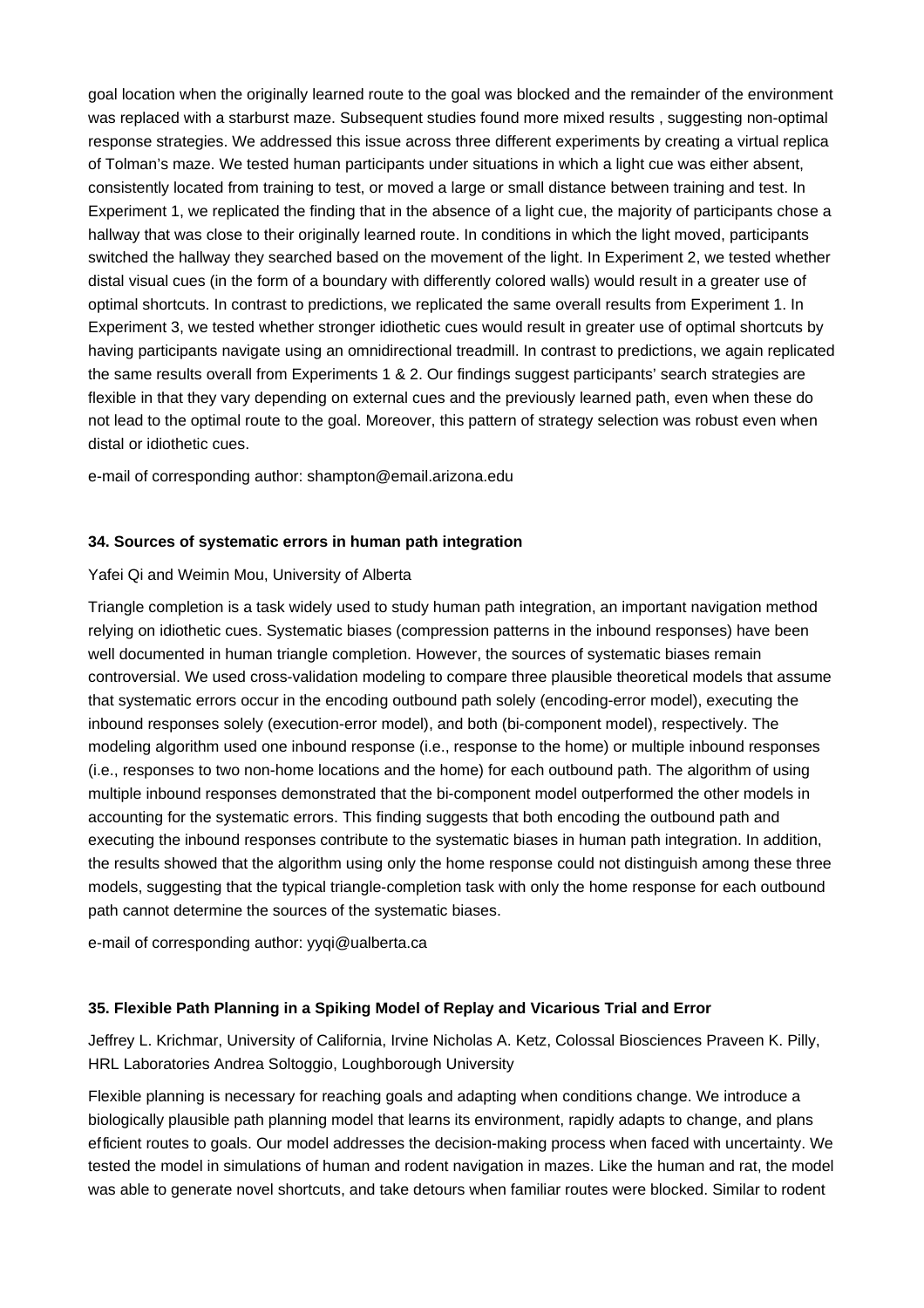goal location when the originally learned route to the goal was blocked and the remainder of the environment was replaced with a starburst maze. Subsequent studies found more mixed results , suggesting non-optimal response strategies. We addressed this issue across three different experiments by creating a virtual replica of Tolman's maze. We tested human participants under situations in which a light cue was either absent, consistently located from training to test, or moved a large or small distance between training and test. In Experiment 1, we replicated the finding that in the absence of a light cue, the majority of participants chose a hallway that was close to their originally learned route. In conditions in which the light moved, participants switched the hallway they searched based on the movement of the light. In Experiment 2, we tested whether distal visual cues (in the form of a boundary with differently colored walls) would result in a greater use of optimal shortcuts. In contrast to predictions, we replicated the same overall results from Experiment 1. In Experiment 3, we tested whether stronger idiothetic cues would result in greater use of optimal shortcuts by having participants navigate using an omnidirectional treadmill. In contrast to predictions, we again replicated the same results overall from Experiments 1 & 2. Our findings suggest participants' search strategies are flexible in that they vary depending on external cues and the previously learned path, even when these do not lead to the optimal route to the goal. Moreover, this pattern of strategy selection was robust even when distal or idiothetic cues.

e-mail of corresponding author: shampton@email.arizona.edu

**34. Sources of systematic errors in human path integration**

Yafei Qi and Weimin Mou, University of Alberta

Triangle completion is a task widely used to study human path integration, an important navigation method relying on idiothetic cues. Systematic biases (compression patterns in the inbound responses) have been well documented in human triangle completion. However, the sources of systematic biases remain controversial. We used cross-validation modeling to compare three plausible theoretical models that assume that systematic errors occur in the encoding outbound path solely (encoding-error model), executing the inbound responses solely (execution-error model), and both (bi-component model), respectively. The modeling algorithm used one inbound response (i.e., response to the home) or multiple inbound responses (i.e., responses to two non-home locations and the home) for each outbound path. The algorithm of using multiple inbound responses demonstrated that the bi-component model outperformed the other models in accounting for the systematic errors. This finding suggests that both encoding the outbound path and executing the inbound responses contribute to the systematic biases in human path integration. In addition, the results showed that the algorithm using only the home response could not distinguish among these three models, suggesting that the typical triangle-completion task with only the home response for each outbound path cannot determine the sources of the systematic biases.

e-mail of corresponding author: yyqi@ualberta.ca

**35. Flexible Path Planning in a Spiking Model of Replay and Vicarious Trial and Error**

Jeffrey L. Krichmar, University of California, Irvine Nicholas A. Ketz, Colossal Biosciences Praveen K. Pilly, HRL Laboratories Andrea Soltoggio, Loughborough University

Flexible planning is necessary for reaching goals and adapting when conditions change. We introduce a biologically plausible path planning model that learns its environment, rapidly adapts to change, and plans efficient routes to goals. Our model addresses the decision-making process when faced with uncertainty. We tested the model in simulations of human and rodent navigation in mazes. Like the human and rat, the model was able to generate novel shortcuts, and take detours when familiar routes were blocked. Similar to rodent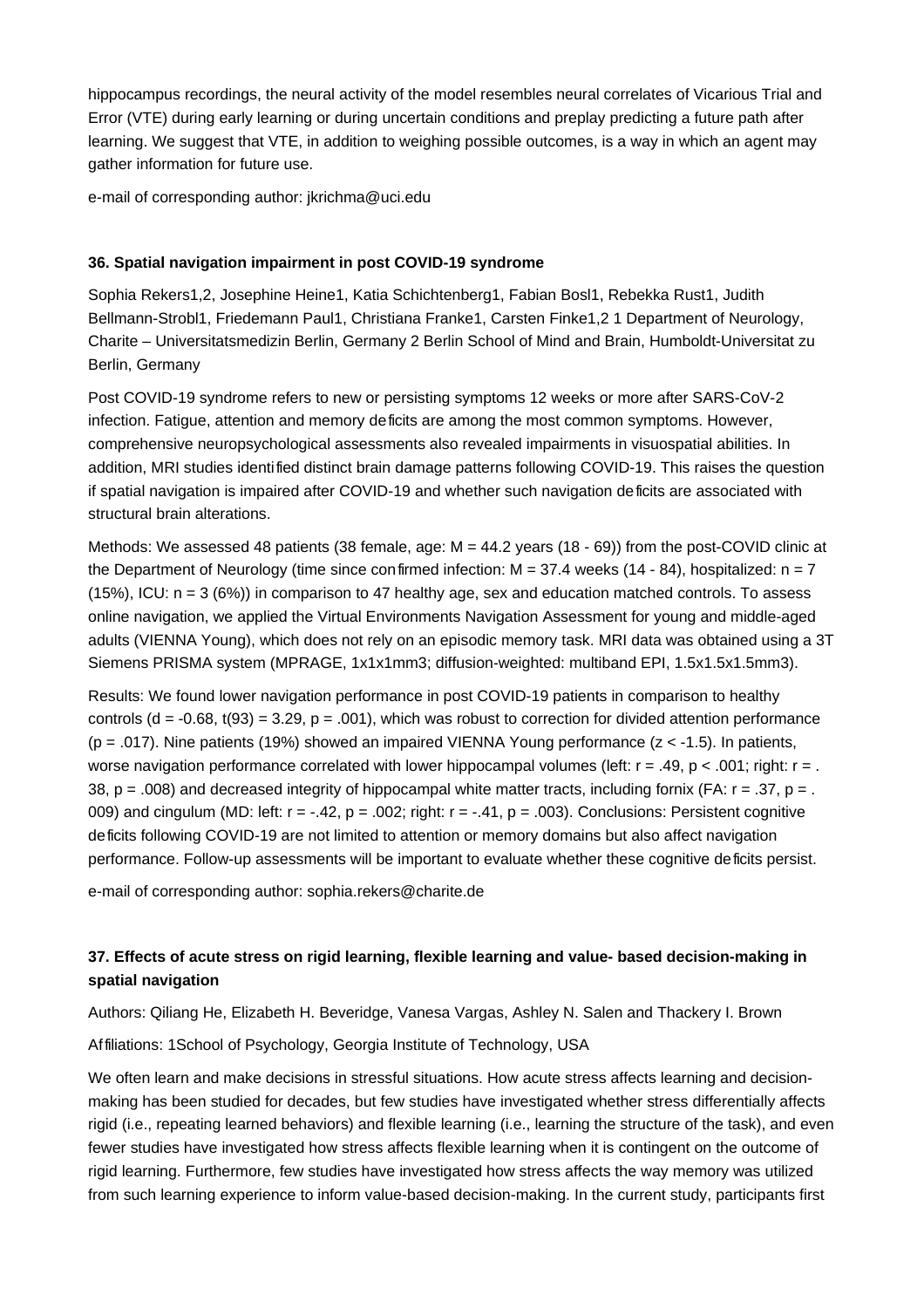hippocampus recordings, the neural activity of the model resembles neural correlates of Vicarious Trial and Error (VTE) during early learning or during uncertain conditions and preplay predicting a future path after learning. We suggest that VTE, in addition to weighing possible outcomes, is a way in which an agent may gather information for future use.

e-mail of corresponding author: jkrichma@uci.edu

### 36. Spatial navigation impairment in post COVID-19 syndrome

Sophia Rekers1,2, Josephine Heine1, Katia Schichtenberg1, Fabian Bosl1, Rebekka Rust1, Judith Bellmann-Strobl1, Friedemann Paul1, Christiana Franke1, Carsten Finke1,2 1 Department of Neurology, Charite – Universitatsmedizin Berlin, Germany 2 Berlin School of Mind and Brain, Humboldt-Universitat zu Berlin, Germany

Post COVID-19 syndrome refers to new or persisting symptoms 12 weeks or more after SARS-CoV-2 infection. Fatigue, attention and memory deficits are among the most common symptoms. However, comprehensive neuropsychological assessments also revealed impairments in visuospatial abilities. In addition, MRI studies identified distinct brain damage patterns following COVID-19. This raises the question if spatial navigation is impaired after COVID-19 and whether such navigation deficits are associated with structural brain alterations.

Methods: We assessed 48 patients (38 female, age: M = 44.2 years (18 - 69)) from the post-COVID clinic at the Department of Neurology (time since confirmed infection: M = 37.4 weeks (14 - 84), hospitalized: n = 7 (15%), ICU: n = 3 (6%)) in comparison to 47 healthy age, sex and education matched controls. To assess online navigation, we applied the Virtual Environments Navigation Assessment for young and middle-aged adults (VIENNA Young), which does not rely on an episodic memory task. MRI data was obtained using a 3T Siemens PRISMA system (MPRAGE, 1x1x1mm3; diffusion-weighted: multiband EPI, 1.5x1.5x1.5mm3).

Results: We found lower navigation performance in post COVID-19 patients in comparison to healthy controls ($d = -0.68$, $t(93) = 3.29$, $p = .001$), which was robust to correction for divided attention performance ($p = .017$). Nine patients (19%) showed an impaired VIENNA Young performance ($z < -1.5$). In patients, worse navigation performance correlated with lower hippocampal volumes (left: $r = .49$, $p < .001$; right: $r = .38$, $p = .008$) and decreased integrity of hippocampal white matter tracts, including fornix (FA: $r = .37$, $p = .009$) and cingulum (MD: left: $r = -.42$, $p = .002$; right: $r = -.41$, $p = .003$). Conclusions: Persistent cognitive deficits following COVID-19 are not limited to attention or memory domains but also affect navigation performance. Follow-up assessments will be important to evaluate whether these cognitive deficits persist.

e-mail of corresponding author: sophia.rekers@charite.de

### 37. Effects of acute stress on rigid learning, flexible learning and value- based decision-making in spatial navigation

Authors: Qiliang He, Elizabeth H. Beveridge, Vanesa Vargas, Ashley N. Salen and Thackery I. Brown

Affiliations: 1School of Psychology, Georgia Institute of Technology, USA

We often learn and make decisions in stressful situations. How acute stress affects learning and decision-making has been studied for decades, but few studies have investigated whether stress differentially affects rigid (i.e., repeating learned behaviors) and flexible learning (i.e., learning the structure of the task), and even fewer studies have investigated how stress affects flexible learning when it is contingent on the outcome of rigid learning. Furthermore, few studies have investigated how stress affects the way memory was utilized from such learning experience to inform value-based decision-making. In the current study, participants first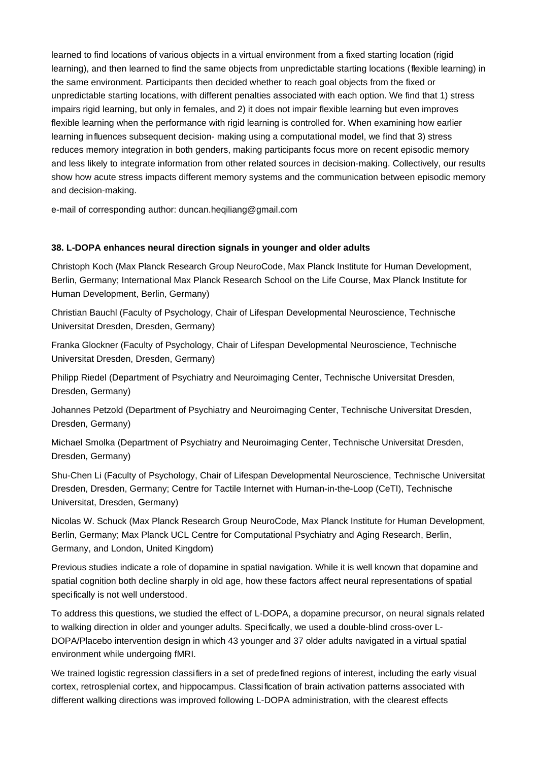learned to find locations of various objects in a virtual environment from a fixed starting location (rigid learning), and then learned to find the same objects from unpredictable starting locations (flexible learning) in the same environment. Participants then decided whether to reach goal objects from the fixed or unpredictable starting locations, with different penalties associated with each option. We find that 1) stress impairs rigid learning, but only in females, and 2) it does not impair flexible learning but even improves flexible learning when the performance with rigid learning is controlled for. When examining how earlier learning influences subsequent decision- making using a computational model, we find that 3) stress reduces memory integration in both genders, making participants focus more on recent episodic memory and less likely to integrate information from other related sources in decision-making. Collectively, our results show how acute stress impacts different memory systems and the communication between episodic memory and decision-making.

e-mail of corresponding author: duncan.heqiliang@gmail.com

**38. L-DOPA enhances neural direction signals in younger and older adults**

Christoph Koch (Max Planck Research Group NeuroCode, Max Planck Institute for Human Development, Berlin, Germany; International Max Planck Research School on the Life Course, Max Planck Institute for Human Development, Berlin, Germany)

Christian Bauchl (Faculty of Psychology, Chair of Lifespan Developmental Neuroscience, Technische Universitat Dresden, Dresden, Germany)

Franka Glockner (Faculty of Psychology, Chair of Lifespan Developmental Neuroscience, Technische Universitat Dresden, Dresden, Germany)

Philipp Riedel (Department of Psychiatry and Neuroimaging Center, Technische Universitat Dresden, Dresden, Germany)

Johannes Petzold (Department of Psychiatry and Neuroimaging Center, Technische Universitat Dresden, Dresden, Germany)

Michael Smolka (Department of Psychiatry and Neuroimaging Center, Technische Universitat Dresden, Dresden, Germany)

Shu-Chen Li (Faculty of Psychology, Chair of Lifespan Developmental Neuroscience, Technische Universitat Dresden, Dresden, Germany; Centre for Tactile Internet with Human-in-the-Loop (CeTI), Technische Universitat, Dresden, Germany)

Nicolas W. Schuck (Max Planck Research Group NeuroCode, Max Planck Institute for Human Development, Berlin, Germany; Max Planck UCL Centre for Computational Psychiatry and Aging Research, Berlin, Germany, and London, United Kingdom)

Previous studies indicate a role of dopamine in spatial navigation. While it is well known that dopamine and spatial cognition both decline sharply in old age, how these factors affect neural representations of spatial specifically is not well understood.

To address this questions, we studied the effect of L-DOPA, a dopamine precursor, on neural signals related to walking direction in older and younger adults. Specifically, we used a double-blind cross-over L-DOPA/Placebo intervention design in which 43 younger and 37 older adults navigated in a virtual spatial environment while undergoing fMRI.

We trained logistic regression classifiers in a set of predefined regions of interest, including the early visual cortex, retrosplenial cortex, and hippocampus. Classification of brain activation patterns associated with different walking directions was improved following L-DOPA administration, with the clearest effects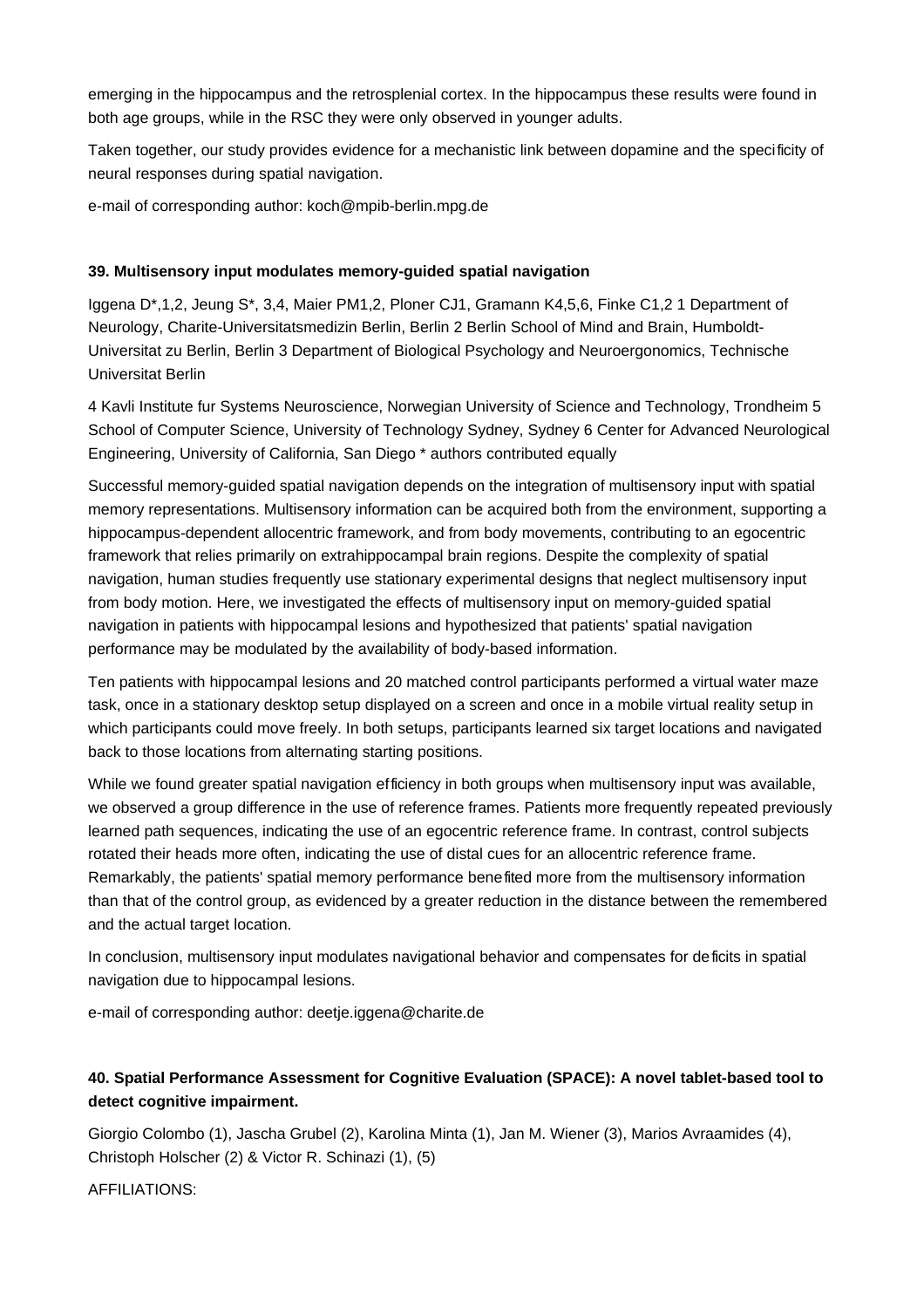emerging in the hippocampus and the retrosplenial cortex. In the hippocampus these results were found in both age groups, while in the RSC they were only observed in younger adults.

Taken together, our study provides evidence for a mechanistic link between dopamine and the specificity of neural responses during spatial navigation.

e-mail of corresponding author: koch@mpib-berlin.mpg.de

**39. Multisensory input modulates memory-guided spatial navigation**

Iggena D*,1,2, Jeung S*, 3,4, Maier PM1,2, Ploner CJ1, Gramann K4,5,6, Finke C1,2 1 Department of Neurology, Charite-Universitatsmedizin Berlin, Berlin 2 Berlin School of Mind and Brain, Humboldt-Universitat zu Berlin, Berlin 3 Department of Biological Psychology and Neuroergonomics, Technische Universitat Berlin

4 Kavli Institute fur Systems Neuroscience, Norwegian University of Science and Technology, Trondheim 5 School of Computer Science, University of Technology Sydney, Sydney 6 Center for Advanced Neurological Engineering, University of California, San Diego * authors contributed equally

Successful memory-guided spatial navigation depends on the integration of multisensory input with spatial memory representations. Multisensory information can be acquired both from the environment, supporting a hippocampus-dependent allocentric framework, and from body movements, contributing to an egocentric framework that relies primarily on extrahippocampal brain regions. Despite the complexity of spatial navigation, human studies frequently use stationary experimental designs that neglect multisensory input from body motion. Here, we investigated the effects of multisensory input on memory-guided spatial navigation in patients with hippocampal lesions and hypothesized that patients' spatial navigation performance may be modulated by the availability of body-based information.

Ten patients with hippocampal lesions and 20 matched control participants performed a virtual water maze task, once in a stationary desktop setup displayed on a screen and once in a mobile virtual reality setup in which participants could move freely. In both setups, participants learned six target locations and navigated back to those locations from alternating starting positions.

While we found greater spatial navigation efficiency in both groups when multisensory input was available, we observed a group difference in the use of reference frames. Patients more frequently repeated previously learned path sequences, indicating the use of an egocentric reference frame. In contrast, control subjects rotated their heads more often, indicating the use of distal cues for an allocentric reference frame. Remarkably, the patients' spatial memory performance benefited more from the multisensory information than that of the control group, as evidenced by a greater reduction in the distance between the remembered and the actual target location.

In conclusion, multisensory input modulates navigational behavior and compensates for deficits in spatial navigation due to hippocampal lesions.

e-mail of corresponding author: deetje.iggena@charite.de

**40. Spatial Performance Assessment for Cognitive Evaluation (SPACE): A novel tablet-based tool to detect cognitive impairment.**

Giorgio Colombo (1), Jascha Grubel (2), Karolina Minta (1), Jan M. Wiener (3), Marios Avraamides (4), Christoph Holscher (2) & Victor R. Schinazi (1), (5)

AFFILIATIONS: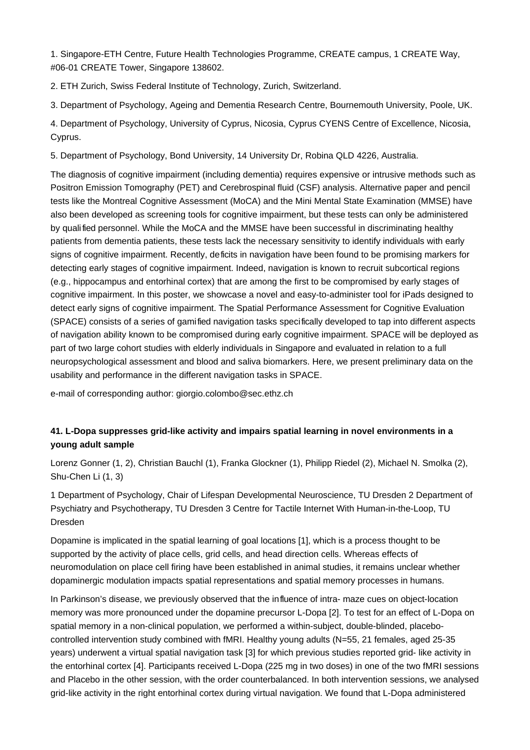1. Singapore-ETH Centre, Future Health Technologies Programme, CREATE campus, 1 CREATE Way, #06-01 CREATE Tower, Singapore 138602.

2. ETH Zurich, Swiss Federal Institute of Technology, Zurich, Switzerland.

3. Department of Psychology, Ageing and Dementia Research Centre, Bournemouth University, Poole, UK.

4. Department of Psychology, University of Cyprus, Nicosia, Cyprus CYENS Centre of Excellence, Nicosia, Cyprus.

5. Department of Psychology, Bond University, 14 University Dr, Robina QLD 4226, Australia.

The diagnosis of cognitive impairment (including dementia) requires expensive or intrusive methods such as Positron Emission Tomography (PET) and Cerebrospinal fluid (CSF) analysis. Alternative paper and pencil tests like the Montreal Cognitive Assessment (MoCA) and the Mini Mental State Examination (MMSE) have also been developed as screening tools for cognitive impairment, but these tests can only be administered by qualified personnel. While the MoCA and the MMSE have been successful in discriminating healthy patients from dementia patients, these tests lack the necessary sensitivity to identify individuals with early signs of cognitive impairment. Recently, deficits in navigation have been found to be promising markers for detecting early stages of cognitive impairment. Indeed, navigation is known to recruit subcortical regions (e.g., hippocampus and entorhinal cortex) that are among the first to be compromised by early stages of cognitive impairment. In this poster, we showcase a novel and easy-to-administer tool for iPads designed to detect early signs of cognitive impairment. The Spatial Performance Assessment for Cognitive Evaluation (SPACE) consists of a series of gamified navigation tasks specifically developed to tap into different aspects of navigation ability known to be compromised during early cognitive impairment. SPACE will be deployed as part of two large cohort studies with elderly individuals in Singapore and evaluated in relation to a full neuropsychological assessment and blood and saliva biomarkers. Here, we present preliminary data on the usability and performance in the different navigation tasks in SPACE.

e-mail of corresponding author: giorgio.colombo@sec.ethz.ch

### 41. L-Dopa suppresses grid-like activity and impairs spatial learning in novel environments in a young adult sample

Lorenz Gonner (1, 2), Christian Bauchl (1), Franka Glockner (1), Philipp Riedel (2), Michael N. Smolka (2), Shu-Chen Li (1, 3)

1 Department of Psychology, Chair of Lifespan Developmental Neuroscience, TU Dresden 2 Department of Psychiatry and Psychotherapy, TU Dresden 3 Centre for Tactile Internet With Human-in-the-Loop, TU Dresden

Dopamine is implicated in the spatial learning of goal locations [1], which is a process thought to be supported by the activity of place cells, grid cells, and head direction cells. Whereas effects of neuromodulation on place cell firing have been established in animal studies, it remains unclear whether dopaminergic modulation impacts spatial representations and spatial memory processes in humans.

In Parkinson's disease, we previously observed that the influence of intra- maze cues on object-location memory was more pronounced under the dopamine precursor L-Dopa [2]. To test for an effect of L-Dopa on spatial memory in a non-clinical population, we performed a within-subject, double-blinded, placebo-controlled intervention study combined with fMRI. Healthy young adults (N=55, 21 females, aged 25-35 years) underwent a virtual spatial navigation task [3] for which previous studies reported grid- like activity in the entorhinal cortex [4]. Participants received L-Dopa (225 mg in two doses) in one of the two fMRI sessions and Placebo in the other session, with the order counterbalanced. In both intervention sessions, we analysed grid-like activity in the right entorhinal cortex during virtual navigation. We found that L-Dopa administered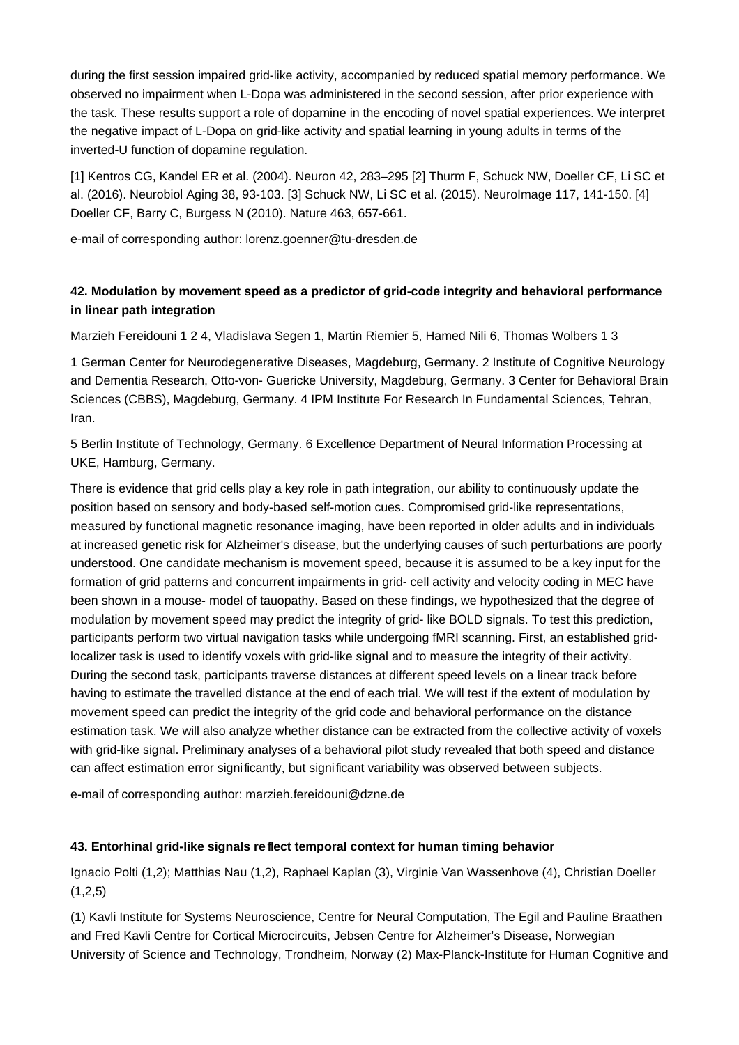during the first session impaired grid-like activity, accompanied by reduced spatial memory performance. We observed no impairment when L-Dopa was administered in the second session, after prior experience with the task. These results support a role of dopamine in the encoding of novel spatial experiences. We interpret the negative impact of L-Dopa on grid-like activity and spatial learning in young adults in terms of the inverted-U function of dopamine regulation.

[1] Kentros CG, Kandel ER et al. (2004). Neuron 42, 283–295 [2] Thurm F, Schuck NW, Doeller CF, Li SC et al. (2016). Neurobiol Aging 38, 93-103. [3] Schuck NW, Li SC et al. (2015). NeuroImage 117, 141-150. [4] Doeller CF, Barry C, Burgess N (2010). Nature 463, 657-661.

e-mail of corresponding author: lorenz.goenner@tu-dresden.de

### 42. Modulation by movement speed as a predictor of grid-code integrity and behavioral performance in linear path integration

Marzieh Fereidouni 1 2 4, Vladislava Segen 1, Martin Riemier 5, Hamed Nili 6, Thomas Wolbers 1 3

1 German Center for Neurodegenerative Diseases, Magdeburg, Germany. 2 Institute of Cognitive Neurology and Dementia Research, Otto-von- Guericke University, Magdeburg, Germany. 3 Center for Behavioral Brain Sciences (CBBS), Magdeburg, Germany. 4 IPM Institute For Research In Fundamental Sciences, Tehran, Iran.

5 Berlin Institute of Technology, Germany. 6 Excellence Department of Neural Information Processing at UKE, Hamburg, Germany.

There is evidence that grid cells play a key role in path integration, our ability to continuously update the position based on sensory and body-based self-motion cues. Compromised grid-like representations, measured by functional magnetic resonance imaging, have been reported in older adults and in individuals at increased genetic risk for Alzheimer's disease, but the underlying causes of such perturbations are poorly understood. One candidate mechanism is movement speed, because it is assumed to be a key input for the formation of grid patterns and concurrent impairments in grid- cell activity and velocity coding in MEC have been shown in a mouse- model of tauopathy. Based on these findings, we hypothesized that the degree of modulation by movement speed may predict the integrity of grid- like BOLD signals. To test this prediction, participants perform two virtual navigation tasks while undergoing fMRI scanning. First, an established grid-localizer task is used to identify voxels with grid-like signal and to measure the integrity of their activity. During the second task, participants traverse distances at different speed levels on a linear track before having to estimate the travelled distance at the end of each trial. We will test if the extent of modulation by movement speed can predict the integrity of the grid code and behavioral performance on the distance estimation task. We will also analyze whether distance can be extracted from the collective activity of voxels with grid-like signal. Preliminary analyses of a behavioral pilot study revealed that both speed and distance can affect estimation error significantly, but significant variability was observed between subjects.

e-mail of corresponding author: marzieh.fereidouni@dzne.de

### 43. Entorhinal grid-like signals reflect temporal context for human timing behavior

Ignacio Polti (1,2); Matthias Nau (1,2), Raphael Kaplan (3), Virginie Van Wassenhove (4), Christian Doeller (1,2,5)

(1) Kavli Institute for Systems Neuroscience, Centre for Neural Computation, The Egil and Pauline Braathen and Fred Kavli Centre for Cortical Microcircuits, Jebsen Centre for Alzheimer's Disease, Norwegian University of Science and Technology, Trondheim, Norway (2) Max-Planck-Institute for Human Cognitive and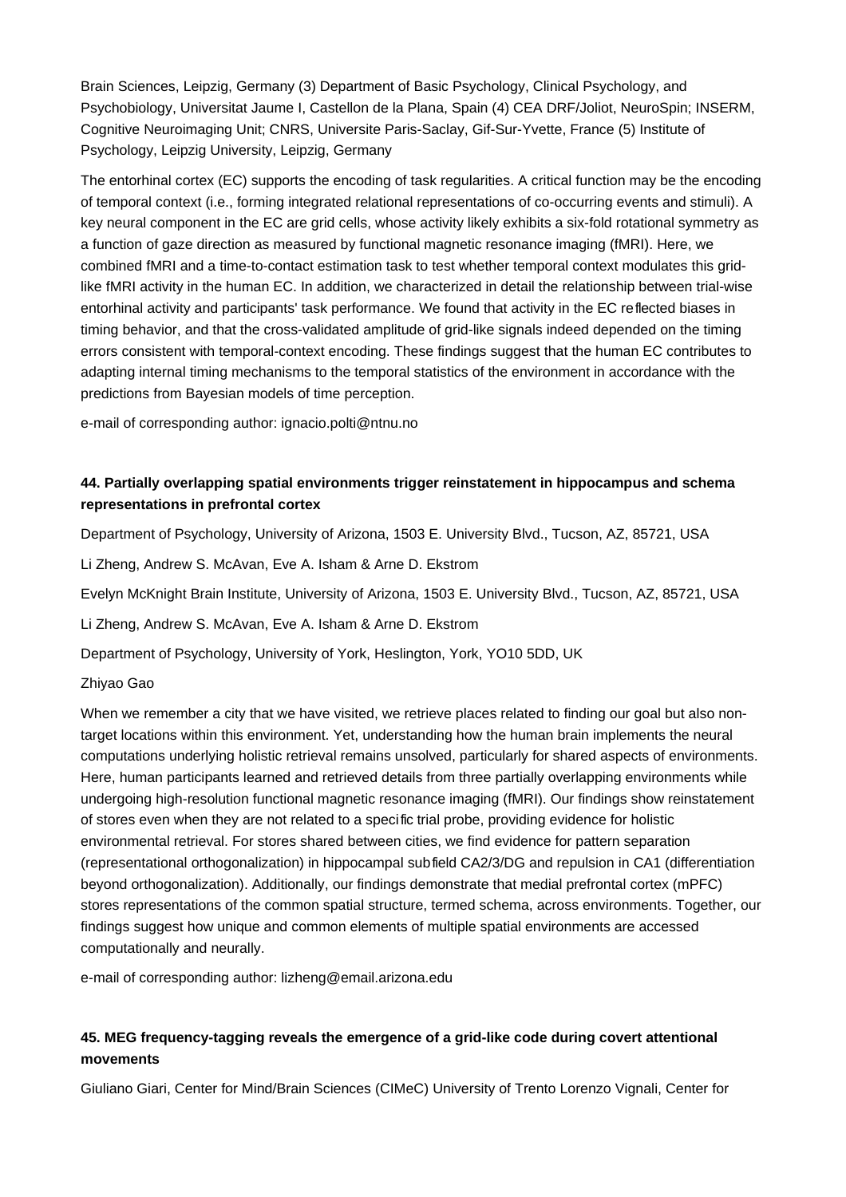Brain Sciences, Leipzig, Germany (3) Department of Basic Psychology, Clinical Psychology, and Psychobiology, Universitat Jaume I, Castellon de la Plana, Spain (4) CEA DRF/Joliot, NeuroSpin; INSERM, Cognitive Neuroimaging Unit; CNRS, Universite Paris-Saclay, Gif-Sur-Yvette, France (5) Institute of Psychology, Leipzig University, Leipzig, Germany

The entorhinal cortex (EC) supports the encoding of task regularities. A critical function may be the encoding of temporal context (i.e., forming integrated relational representations of co-occurring events and stimuli). A key neural component in the EC are grid cells, whose activity likely exhibits a six-fold rotational symmetry as a function of gaze direction as measured by functional magnetic resonance imaging (fMRI). Here, we combined fMRI and a time-to-contact estimation task to test whether temporal context modulates this grid-like fMRI activity in the human EC. In addition, we characterized in detail the relationship between trial-wise entorhinal activity and participants' task performance. We found that activity in the EC reflected biases in timing behavior, and that the cross-validated amplitude of grid-like signals indeed depended on the timing errors consistent with temporal-context encoding. These findings suggest that the human EC contributes to adapting internal timing mechanisms to the temporal statistics of the environment in accordance with the predictions from Bayesian models of time perception.

e-mail of corresponding author: ignacio.polti@ntnu.no

### 44. Partially overlapping spatial environments trigger reinstatement in hippocampus and schema representations in prefrontal cortex

Department of Psychology, University of Arizona, 1503 E. University Blvd., Tucson, AZ, 85721, USA

Li Zheng, Andrew S. McAvan, Eve A. Isham & Arne D. Ekstrom

Evelyn McKnight Brain Institute, University of Arizona, 1503 E. University Blvd., Tucson, AZ, 85721, USA

Li Zheng, Andrew S. McAvan, Eve A. Isham & Arne D. Ekstrom

Department of Psychology, University of York, Heslington, York, YO10 5DD, UK

Zhiyao Gao

When we remember a city that we have visited, we retrieve places related to finding our goal but also non-target locations within this environment. Yet, understanding how the human brain implements the neural computations underlying holistic retrieval remains unsolved, particularly for shared aspects of environments. Here, human participants learned and retrieved details from three partially overlapping environments while undergoing high-resolution functional magnetic resonance imaging (fMRI). Our findings show reinstatement of stores even when they are not related to a specific trial probe, providing evidence for holistic environmental retrieval. For stores shared between cities, we find evidence for pattern separation (representational orthogonalization) in hippocampal subfield CA2/3/DG and repulsion in CA1 (differentiation beyond orthogonalization). Additionally, our findings demonstrate that medial prefrontal cortex (mPFC) stores representations of the common spatial structure, termed schema, across environments. Together, our findings suggest how unique and common elements of multiple spatial environments are accessed computationally and neurally.

e-mail of corresponding author: lizheng@email.arizona.edu

### 45. MEG frequency-tagging reveals the emergence of a grid-like code during covert attentional movements

Giuliano Giari, Center for Mind/Brain Sciences (CIMeC) University of Trento Lorenzo Vignali, Center for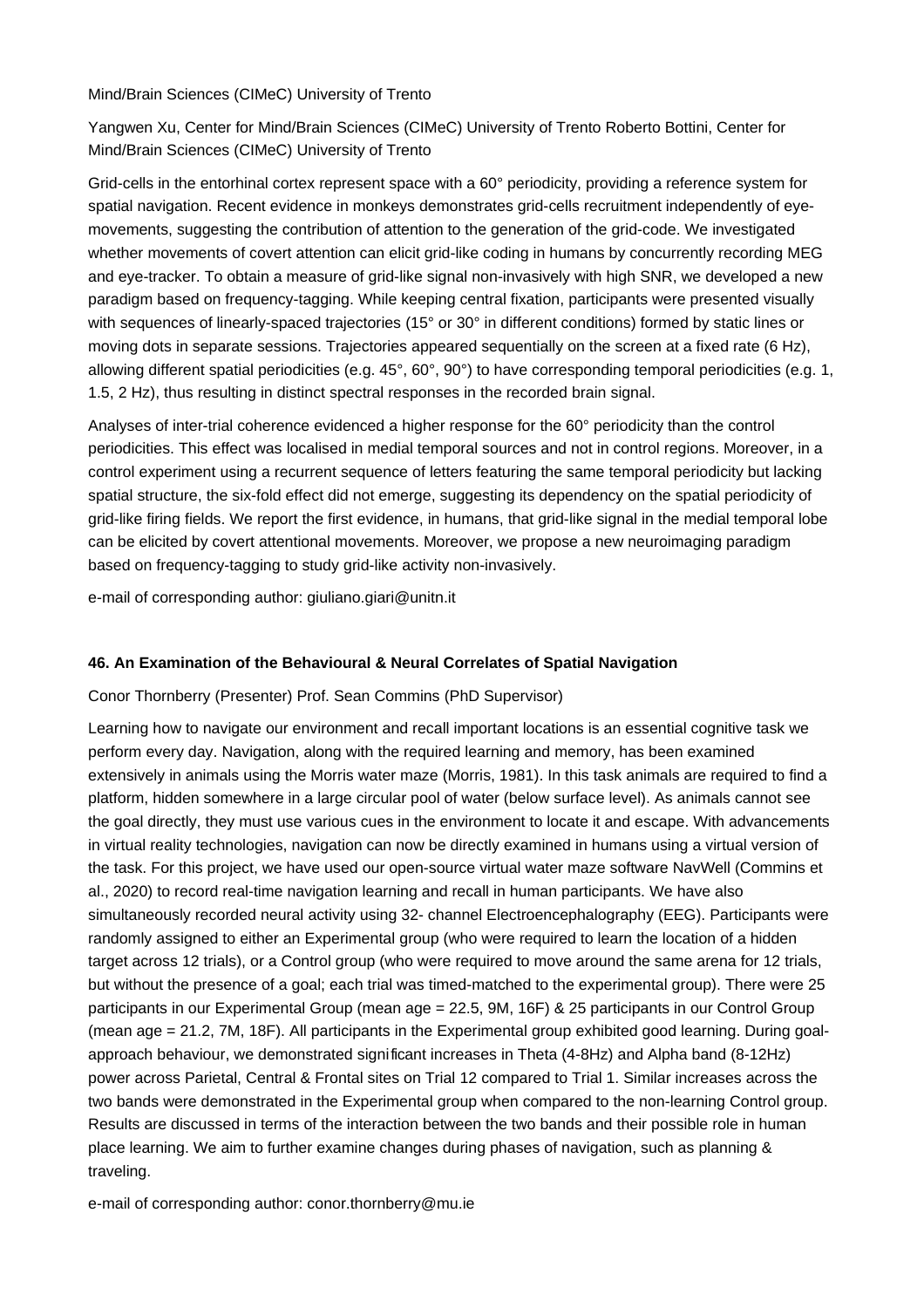Mind/Brain Sciences (CIMeC) University of Trento

Yangwen Xu, Center for Mind/Brain Sciences (CIMeC) University of Trento Roberto Bottini, Center for Mind/Brain Sciences (CIMeC) University of Trento

Grid-cells in the entorhinal cortex represent space with a 60° periodicity, providing a reference system for spatial navigation. Recent evidence in monkeys demonstrates grid-cells recruitment independently of eye-movements, suggesting the contribution of attention to the generation of the grid-code. We investigated whether movements of covert attention can elicit grid-like coding in humans by concurrently recording MEG and eye-tracker. To obtain a measure of grid-like signal non-invasively with high SNR, we developed a new paradigm based on frequency-tagging. While keeping central fixation, participants were presented visually with sequences of linearly-spaced trajectories (15° or 30° in different conditions) formed by static lines or moving dots in separate sessions. Trajectories appeared sequentially on the screen at a fixed rate (6 Hz), allowing different spatial periodicities (e.g. 45°, 60°, 90°) to have corresponding temporal periodicities (e.g. 1, 1.5, 2 Hz), thus resulting in distinct spectral responses in the recorded brain signal.

Analyses of inter-trial coherence evidenced a higher response for the 60° periodicity than the control periodicities. This effect was localised in medial temporal sources and not in control regions. Moreover, in a control experiment using a recurrent sequence of letters featuring the same temporal periodicity but lacking spatial structure, the six-fold effect did not emerge, suggesting its dependency on the spatial periodicity of grid-like firing fields. We report the first evidence, in humans, that grid-like signal in the medial temporal lobe can be elicited by covert attentional movements. Moreover, we propose a new neuroimaging paradigm based on frequency-tagging to study grid-like activity non-invasively.

e-mail of corresponding author: giuliano.giari@unitn.it

### 46. An Examination of the Behavioural & Neural Correlates of Spatial Navigation

Conor Thornberry (Presenter) Prof. Sean Commins (PhD Supervisor)

Learning how to navigate our environment and recall important locations is an essential cognitive task we perform every day. Navigation, along with the required learning and memory, has been examined extensively in animals using the Morris water maze (Morris, 1981). In this task animals are required to find a platform, hidden somewhere in a large circular pool of water (below surface level). As animals cannot see the goal directly, they must use various cues in the environment to locate it and escape. With advancements in virtual reality technologies, navigation can now be directly examined in humans using a virtual version of the task. For this project, we have used our open-source virtual water maze software NavWell (Commins et al., 2020) to record real-time navigation learning and recall in human participants. We have also simultaneously recorded neural activity using 32- channel Electroencephalography (EEG). Participants were randomly assigned to either an Experimental group (who were required to learn the location of a hidden target across 12 trials), or a Control group (who were required to move around the same arena for 12 trials, but without the presence of a goal; each trial was timed-matched to the experimental group). There were 25 participants in our Experimental Group (mean age = 22.5, 9M, 16F) & 25 participants in our Control Group (mean age = 21.2, 7M, 18F). All participants in the Experimental group exhibited good learning. During goal-approach behaviour, we demonstrated significant increases in Theta (4-8Hz) and Alpha band (8-12Hz) power across Parietal, Central & Frontal sites on Trial 12 compared to Trial 1. Similar increases across the two bands were demonstrated in the Experimental group when compared to the non-learning Control group. Results are discussed in terms of the interaction between the two bands and their possible role in human place learning. We aim to further examine changes during phases of navigation, such as planning & traveling.

e-mail of corresponding author: conor.thornberry@mu.ie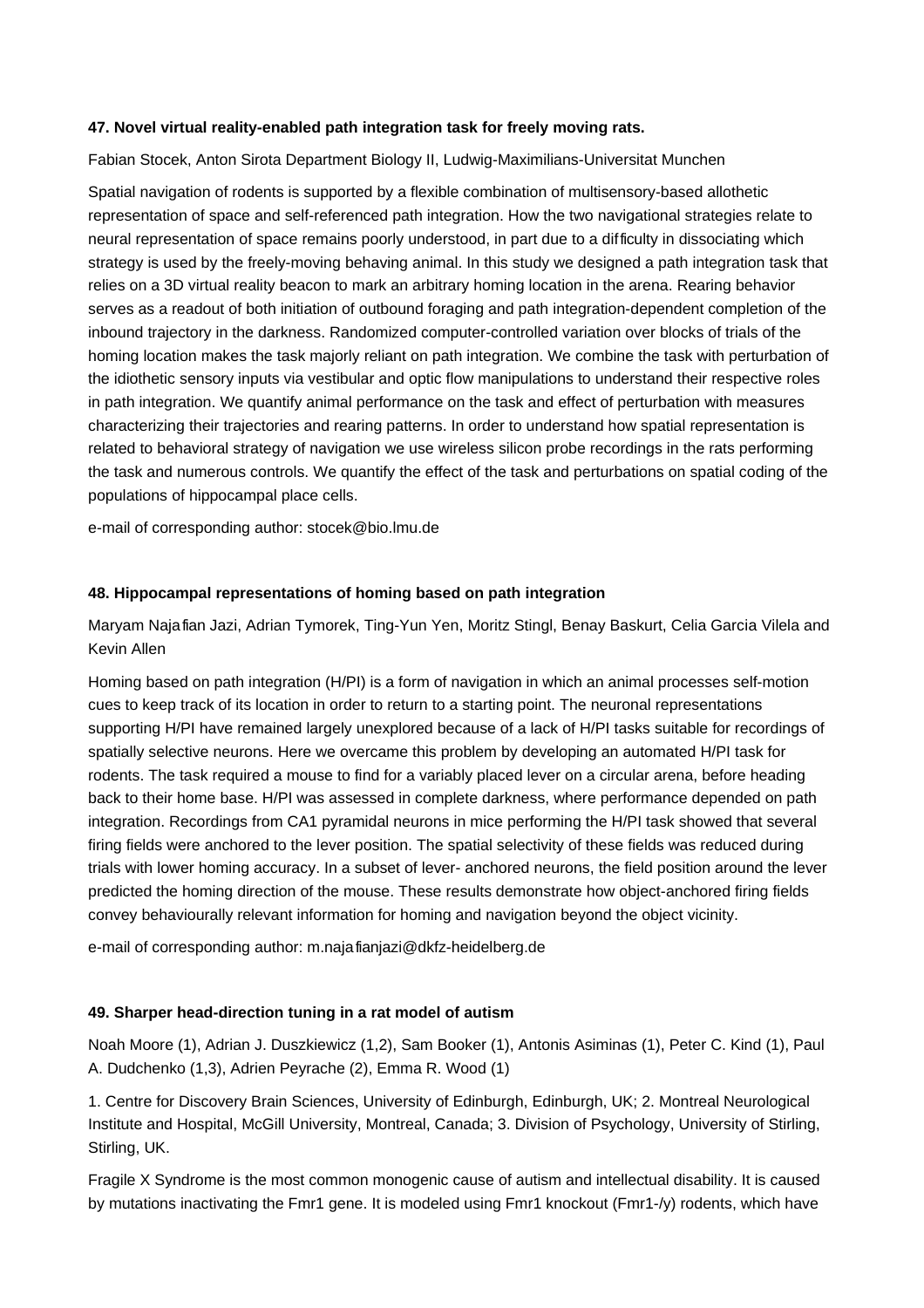### 47. Novel virtual reality-enabled path integration task for freely moving rats.

Fabian Stocek, Anton Sirota Department Biology II, Ludwig-Maximilians-Universitat Munchen

Spatial navigation of rodents is supported by a flexible combination of multisensory-based allothetic representation of space and self-referenced path integration. How the two navigational strategies relate to neural representation of space remains poorly understood, in part due to a difficulty in dissociating which strategy is used by the freely-moving behaving animal. In this study we designed a path integration task that relies on a 3D virtual reality beacon to mark an arbitrary homing location in the arena. Rearing behavior serves as a readout of both initiation of outbound foraging and path integration-dependent completion of the inbound trajectory in the darkness. Randomized computer-controlled variation over blocks of trials of the homing location makes the task majorly reliant on path integration. We combine the task with perturbation of the idiothetic sensory inputs via vestibular and optic flow manipulations to understand their respective roles in path integration. We quantify animal performance on the task and effect of perturbation with measures characterizing their trajectories and rearing patterns. In order to understand how spatial representation is related to behavioral strategy of navigation we use wireless silicon probe recordings in the rats performing the task and numerous controls. We quantify the effect of the task and perturbations on spatial coding of the populations of hippocampal place cells.

e-mail of corresponding author: stocek@bio.lmu.de

### 48. Hippocampal representations of homing based on path integration

Maryam Najafian Jazi, Adrian Tymorek, Ting-Yun Yen, Moritz Stingl, Benay Baskurt, Celia Garcia Vilela and Kevin Allen

Homing based on path integration (H/PI) is a form of navigation in which an animal processes self-motion cues to keep track of its location in order to return to a starting point. The neuronal representations supporting H/PI have remained largely unexplored because of a lack of H/PI tasks suitable for recordings of spatially selective neurons. Here we overcame this problem by developing an automated H/PI task for rodents. The task required a mouse to find for a variably placed lever on a circular arena, before heading back to their home base. H/PI was assessed in complete darkness, where performance depended on path integration. Recordings from CA1 pyramidal neurons in mice performing the H/PI task showed that several firing fields were anchored to the lever position. The spatial selectivity of these fields was reduced during trials with lower homing accuracy. In a subset of lever- anchored neurons, the field position around the lever predicted the homing direction of the mouse. These results demonstrate how object-anchored firing fields convey behaviourally relevant information for homing and navigation beyond the object vicinity.

e-mail of corresponding author: m.najafianjazi@dkfz-heidelberg.de

### 49. Sharper head-direction tuning in a rat model of autism

Noah Moore (1), Adrian J. Duszkiewicz (1,2), Sam Booker (1), Antonis Asiminas (1), Peter C. Kind (1), Paul A. Dudchenko (1,3), Adrien Peyrache (2), Emma R. Wood (1)

1. Centre for Discovery Brain Sciences, University of Edinburgh, Edinburgh, UK; 2. Montreal Neurological Institute and Hospital, McGill University, Montreal, Canada; 3. Division of Psychology, University of Stirling, Stirling, UK.

Fragile X Syndrome is the most common monogenic cause of autism and intellectual disability. It is caused by mutations inactivating the Fmr1 gene. It is modeled using Fmr1 knockout (Fmr1-/y) rodents, which have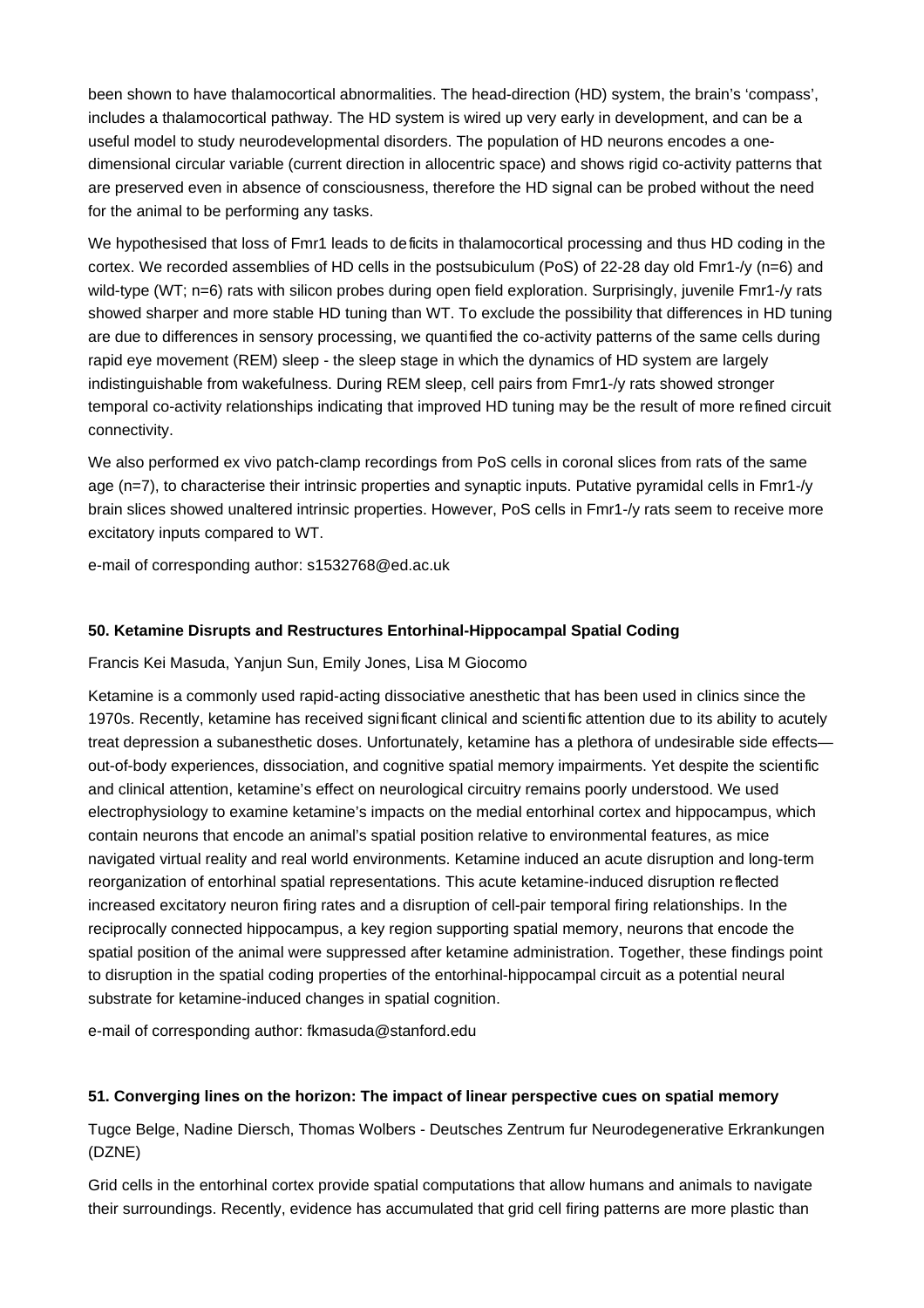been shown to have thalamocortical abnormalities. The head-direction (HD) system, the brain's 'compass', includes a thalamocortical pathway. The HD system is wired up very early in development, and can be a useful model to study neurodevelopmental disorders. The population of HD neurons encodes a one-dimensional circular variable (current direction in allocentric space) and shows rigid co-activity patterns that are preserved even in absence of consciousness, therefore the HD signal can be probed without the need for the animal to be performing any tasks.

We hypothesised that loss of Fmr1 leads to deficits in thalamocortical processing and thus HD coding in the cortex. We recorded assemblies of HD cells in the postsubiculum (PoS) of 22-28 day old Fmr1-/y (n=6) and wild-type (WT; n=6) rats with silicon probes during open field exploration. Surprisingly, juvenile Fmr1-/y rats showed sharper and more stable HD tuning than WT. To exclude the possibility that differences in HD tuning are due to differences in sensory processing, we quantified the co-activity patterns of the same cells during rapid eye movement (REM) sleep - the sleep stage in which the dynamics of HD system are largely indistinguishable from wakefulness. During REM sleep, cell pairs from Fmr1-/y rats showed stronger temporal co-activity relationships indicating that improved HD tuning may be the result of more refined circuit connectivity.

We also performed ex vivo patch-clamp recordings from PoS cells in coronal slices from rats of the same age (n=7), to characterise their intrinsic properties and synaptic inputs. Putative pyramidal cells in Fmr1-/y brain slices showed unaltered intrinsic properties. However, PoS cells in Fmr1-/y rats seem to receive more excitatory inputs compared to WT.

e-mail of corresponding author: s1532768@ed.ac.uk

**50. Ketamine Disrupts and Restructures Entorhinal-Hippocampal Spatial Coding**

Francis Kei Masuda, Yanjun Sun, Emily Jones, Lisa M Giocomo

Ketamine is a commonly used rapid-acting dissociative anesthetic that has been used in clinics since the 1970s. Recently, ketamine has received significant clinical and scientific attention due to its ability to acutely treat depression a subanesthetic doses. Unfortunately, ketamine has a plethora of undesirable side effects—out-of-body experiences, dissociation, and cognitive spatial memory impairments. Yet despite the scientific and clinical attention, ketamine's effect on neurological circuitry remains poorly understood. We used electrophysiology to examine ketamine's impacts on the medial entorhinal cortex and hippocampus, which contain neurons that encode an animal's spatial position relative to environmental features, as mice navigated virtual reality and real world environments. Ketamine induced an acute disruption and long-term reorganization of entorhinal spatial representations. This acute ketamine-induced disruption reflected increased excitatory neuron firing rates and a disruption of cell-pair temporal firing relationships. In the reciprocally connected hippocampus, a key region supporting spatial memory, neurons that encode the spatial position of the animal were suppressed after ketamine administration. Together, these findings point to disruption in the spatial coding properties of the entorhinal-hippocampal circuit as a potential neural substrate for ketamine-induced changes in spatial cognition.

e-mail of corresponding author: fkmasuda@stanford.edu

**51. Converging lines on the horizon: The impact of linear perspective cues on spatial memory**

Tugce Belge, Nadine Diersch, Thomas Wolbers - Deutsches Zentrum fur Neurodegenerative Erkrankungen (DZNE)

Grid cells in the entorhinal cortex provide spatial computations that allow humans and animals to navigate their surroundings. Recently, evidence has accumulated that grid cell firing patterns are more plastic than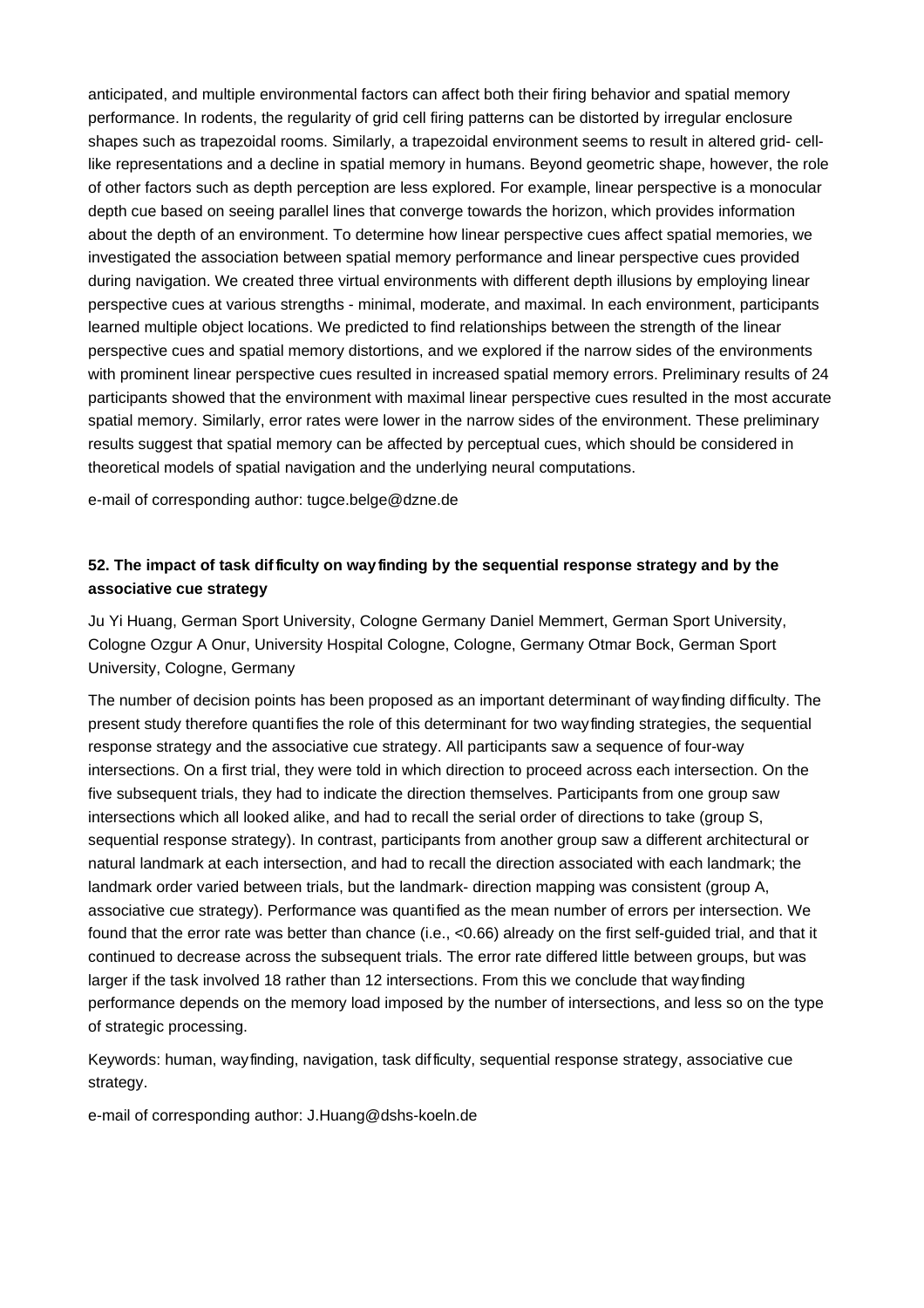anticipated, and multiple environmental factors can affect both their firing behavior and spatial memory performance. In rodents, the regularity of grid cell firing patterns can be distorted by irregular enclosure shapes such as trapezoidal rooms. Similarly, a trapezoidal environment seems to result in altered grid- cell-like representations and a decline in spatial memory in humans. Beyond geometric shape, however, the role of other factors such as depth perception are less explored. For example, linear perspective is a monocular depth cue based on seeing parallel lines that converge towards the horizon, which provides information about the depth of an environment. To determine how linear perspective cues affect spatial memories, we investigated the association between spatial memory performance and linear perspective cues provided during navigation. We created three virtual environments with different depth illusions by employing linear perspective cues at various strengths - minimal, moderate, and maximal. In each environment, participants learned multiple object locations. We predicted to find relationships between the strength of the linear perspective cues and spatial memory distortions, and we explored if the narrow sides of the environments with prominent linear perspective cues resulted in increased spatial memory errors. Preliminary results of 24 participants showed that the environment with maximal linear perspective cues resulted in the most accurate spatial memory. Similarly, error rates were lower in the narrow sides of the environment. These preliminary results suggest that spatial memory can be affected by perceptual cues, which should be considered in theoretical models of spatial navigation and the underlying neural computations.

e-mail of corresponding author: tugce.belge@dzne.de

**52. The impact of task difficulty on wayfinding by the sequential response strategy and by the associative cue strategy**

Ju Yi Huang, German Sport University, Cologne Germany Daniel Memmert, German Sport University, Cologne Ozgur A Onur, University Hospital Cologne, Cologne, Germany Otmar Bock, German Sport University, Cologne, Germany

The number of decision points has been proposed as an important determinant of wayfinding difficulty. The present study therefore quantifies the role of this determinant for two wayfinding strategies, the sequential response strategy and the associative cue strategy. All participants saw a sequence of four-way intersections. On a first trial, they were told in which direction to proceed across each intersection. On the five subsequent trials, they had to indicate the direction themselves. Participants from one group saw intersections which all looked alike, and had to recall the serial order of directions to take (group S, sequential response strategy). In contrast, participants from another group saw a different architectural or natural landmark at each intersection, and had to recall the direction associated with each landmark; the landmark order varied between trials, but the landmark- direction mapping was consistent (group A, associative cue strategy). Performance was quantified as the mean number of errors per intersection. We found that the error rate was better than chance (i.e., <0.66) already on the first self-guided trial, and that it continued to decrease across the subsequent trials. The error rate differed little between groups, but was larger if the task involved 18 rather than 12 intersections. From this we conclude that wayfinding performance depends on the memory load imposed by the number of intersections, and less so on the type of strategic processing.

Keywords: human, wayfinding, navigation, task difficulty, sequential response strategy, associative cue strategy.

e-mail of corresponding author: J.Huang@dshs-koeln.de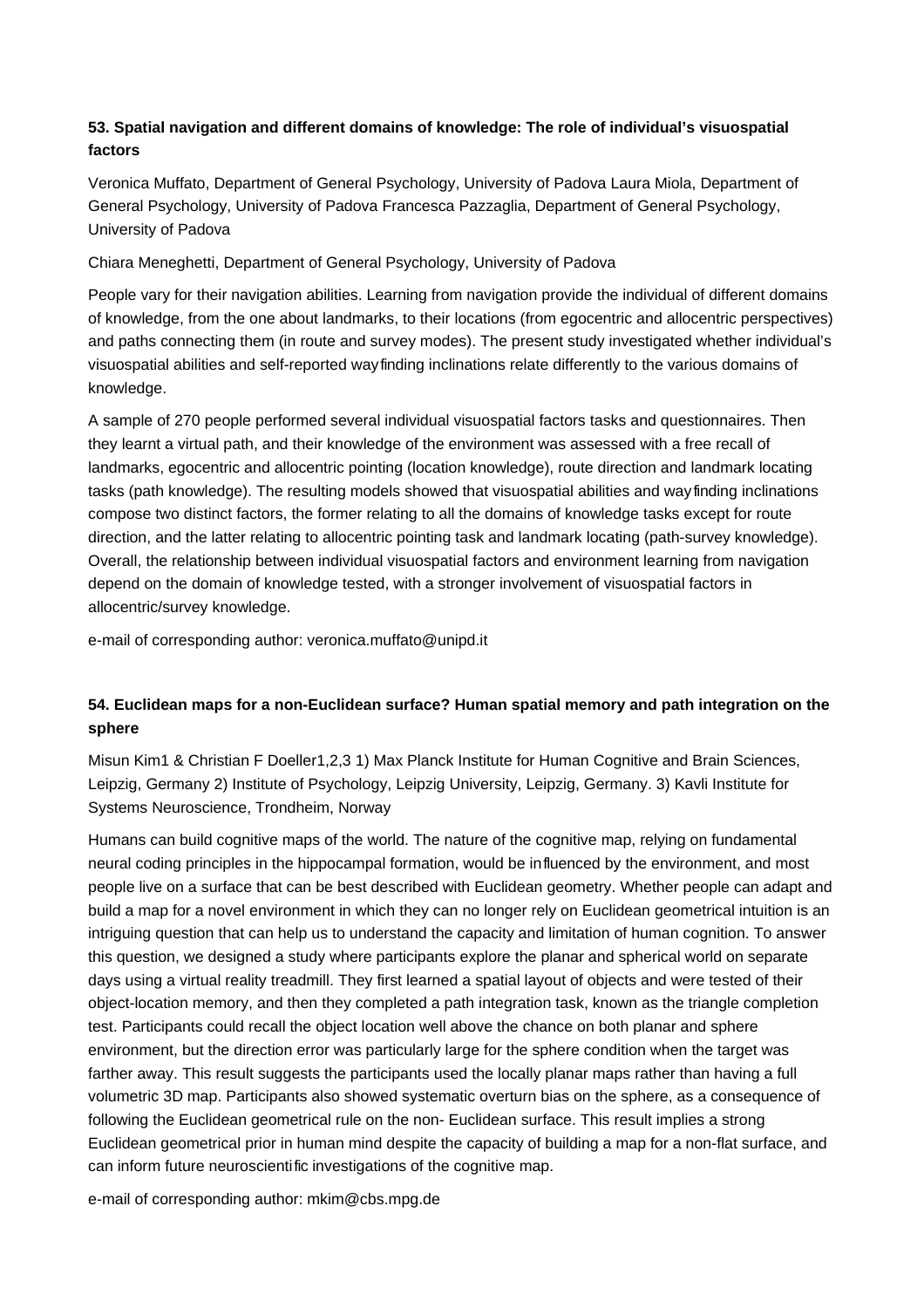### 53. Spatial navigation and different domains of knowledge: The role of individual's visuospatial factors

Veronica Muffato, Department of General Psychology, University of Padova Laura Miola, Department of General Psychology, University of Padova Francesca Pazzaglia, Department of General Psychology, University of Padova

Chiara Meneghetti, Department of General Psychology, University of Padova

People vary for their navigation abilities. Learning from navigation provide the individual of different domains of knowledge, from the one about landmarks, to their locations (from egocentric and allocentric perspectives) and paths connecting them (in route and survey modes). The present study investigated whether individual's visuospatial abilities and self-reported wayfinding inclinations relate differently to the various domains of knowledge.

A sample of 270 people performed several individual visuospatial factors tasks and questionnaires. Then they learnt a virtual path, and their knowledge of the environment was assessed with a free recall of landmarks, egocentric and allocentric pointing (location knowledge), route direction and landmark locating tasks (path knowledge). The resulting models showed that visuospatial abilities and wayfinding inclinations compose two distinct factors, the former relating to all the domains of knowledge tasks except for route direction, and the latter relating to allocentric pointing task and landmark locating (path-survey knowledge). Overall, the relationship between individual visuospatial factors and environment learning from navigation depend on the domain of knowledge tested, with a stronger involvement of visuospatial factors in allocentric/survey knowledge.

e-mail of corresponding author: veronica.muffato@unipd.it

### 54. Euclidean maps for a non-Euclidean surface? Human spatial memory and path integration on the sphere

Misun Kim1 & Christian F Doeller1,2,3 1) Max Planck Institute for Human Cognitive and Brain Sciences, Leipzig, Germany 2) Institute of Psychology, Leipzig University, Leipzig, Germany. 3) Kavli Institute for Systems Neuroscience, Trondheim, Norway

Humans can build cognitive maps of the world. The nature of the cognitive map, relying on fundamental neural coding principles in the hippocampal formation, would be influenced by the environment, and most people live on a surface that can be best described with Euclidean geometry. Whether people can adapt and build a map for a novel environment in which they can no longer rely on Euclidean geometrical intuition is an intriguing question that can help us to understand the capacity and limitation of human cognition. To answer this question, we designed a study where participants explore the planar and spherical world on separate days using a virtual reality treadmill. They first learned a spatial layout of objects and were tested of their object-location memory, and then they completed a path integration task, known as the triangle completion test. Participants could recall the object location well above the chance on both planar and sphere environment, but the direction error was particularly large for the sphere condition when the target was farther away. This result suggests the participants used the locally planar maps rather than having a full volumetric 3D map. Participants also showed systematic overturn bias on the sphere, as a consequence of following the Euclidean geometrical rule on the non- Euclidean surface. This result implies a strong Euclidean geometrical prior in human mind despite the capacity of building a map for a non-flat surface, and can inform future neuroscientific investigations of the cognitive map.

e-mail of corresponding author: mkim@cbs.mpg.de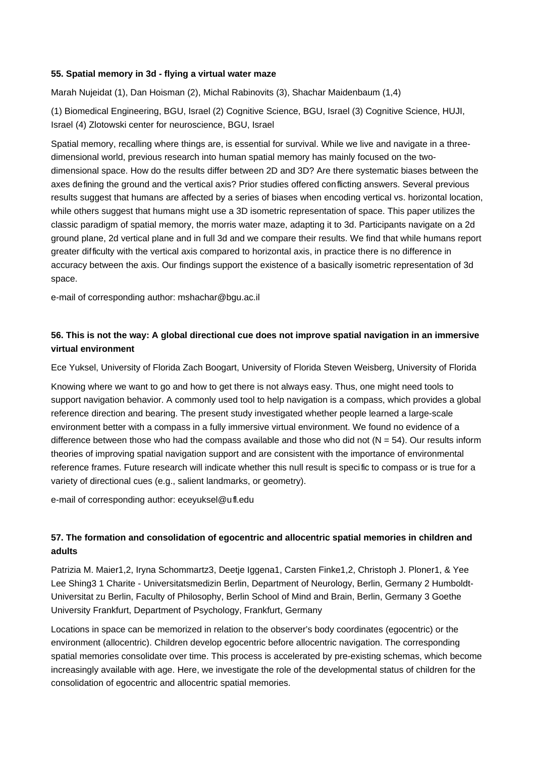### 55. Spatial memory in 3d - flying a virtual water maze

Marah Nujeidat (1), Dan Hoisman (2), Michal Rabinovits (3), Shachar Maidenbaum (1,4)

(1) Biomedical Engineering, BGU, Israel (2) Cognitive Science, BGU, Israel (3) Cognitive Science, HUJI, Israel (4) Zlotowski center for neuroscience, BGU, Israel

Spatial memory, recalling where things are, is essential for survival. While we live and navigate in a three-dimensional world, previous research into human spatial memory has mainly focused on the two-dimensional space. How do the results differ between 2D and 3D? Are there systematic biases between the axes defining the ground and the vertical axis? Prior studies offered conflicting answers. Several previous results suggest that humans are affected by a series of biases when encoding vertical vs. horizontal location, while others suggest that humans might use a 3D isometric representation of space. This paper utilizes the classic paradigm of spatial memory, the morris water maze, adapting it to 3d. Participants navigate on a 2d ground plane, 2d vertical plane and in full 3d and we compare their results. We find that while humans report greater difficulty with the vertical axis compared to horizontal axis, in practice there is no difference in accuracy between the axis. Our findings support the existence of a basically isometric representation of 3d space.

e-mail of corresponding author: mshachar@bgu.ac.il

### 56. This is not the way: A global directional cue does not improve spatial navigation in an immersive virtual environment

Ece Yuksel, University of Florida Zach Boogart, University of Florida Steven Weisberg, University of Florida

Knowing where we want to go and how to get there is not always easy. Thus, one might need tools to support navigation behavior. A commonly used tool to help navigation is a compass, which provides a global reference direction and bearing. The present study investigated whether people learned a large-scale environment better with a compass in a fully immersive virtual environment. We found no evidence of a difference between those who had the compass available and those who did not ($N = 54$). Our results inform theories of improving spatial navigation support and are consistent with the importance of environmental reference frames. Future research will indicate whether this null result is specific to compass or is true for a variety of directional cues (e.g., salient landmarks, or geometry).

e-mail of corresponding author: eceyuksel@ufl.edu

### 57. The formation and consolidation of egocentric and allocentric spatial memories in children and adults

Patrizia M. Maier1,2, Iryna Schommartz3, Deetje Iggena1, Carsten Finke1,2, Christoph J. Ploner1, & Yee Lee Shing3 1 Charite - Universitatsmedizin Berlin, Department of Neurology, Berlin, Germany 2 Humboldt-Universitat zu Berlin, Faculty of Philosophy, Berlin School of Mind and Brain, Berlin, Germany 3 Goethe University Frankfurt, Department of Psychology, Frankfurt, Germany

Locations in space can be memorized in relation to the observer's body coordinates (egocentric) or the environment (allocentric). Children develop egocentric before allocentric navigation. The corresponding spatial memories consolidate over time. This process is accelerated by pre-existing schemas, which become increasingly available with age. Here, we investigate the role of the developmental status of children for the consolidation of egocentric and allocentric spatial memories.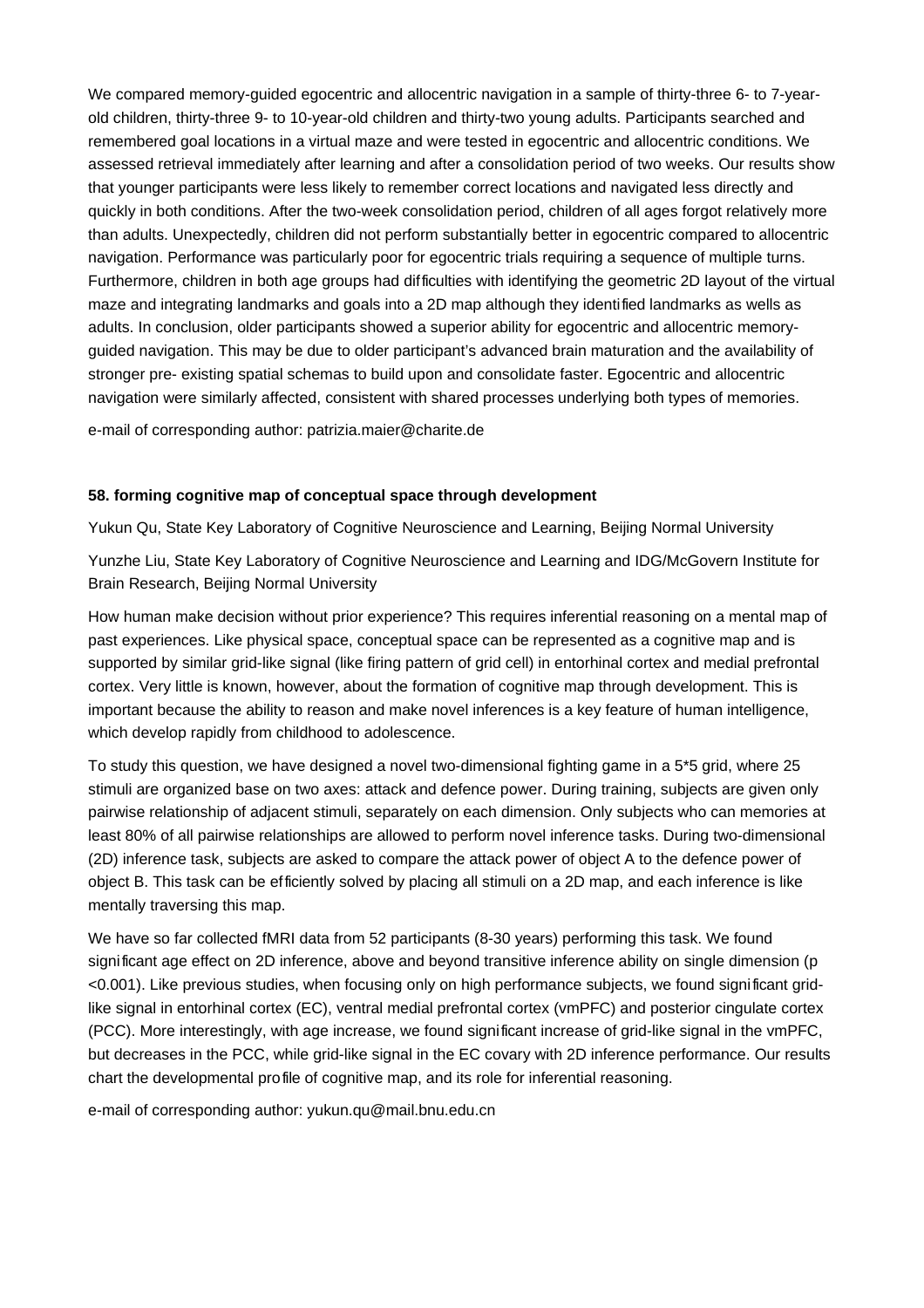We compared memory-guided egocentric and allocentric navigation in a sample of thirty-three 6- to 7-year-old children, thirty-three 9- to 10-year-old children and thirty-two young adults. Participants searched and remembered goal locations in a virtual maze and were tested in egocentric and allocentric conditions. We assessed retrieval immediately after learning and after a consolidation period of two weeks. Our results show that younger participants were less likely to remember correct locations and navigated less directly and quickly in both conditions. After the two-week consolidation period, children of all ages forgot relatively more than adults. Unexpectedly, children did not perform substantially better in egocentric compared to allocentric navigation. Performance was particularly poor for egocentric trials requiring a sequence of multiple turns. Furthermore, children in both age groups had difficulties with identifying the geometric 2D layout of the virtual maze and integrating landmarks and goals into a 2D map although they identified landmarks as wells as adults. In conclusion, older participants showed a superior ability for egocentric and allocentric memory-guided navigation. This may be due to older participant's advanced brain maturation and the availability of stronger pre- existing spatial schemas to build upon and consolidate faster. Egocentric and allocentric navigation were similarly affected, consistent with shared processes underlying both types of memories.

e-mail of corresponding author: patrizia.maier@charite.de

### 58. forming cognitive map of conceptual space through development

Yukun Qu, State Key Laboratory of Cognitive Neuroscience and Learning, Beijing Normal University

Yunzhe Liu, State Key Laboratory of Cognitive Neuroscience and Learning and IDG/McGovern Institute for Brain Research, Beijing Normal University

How human make decision without prior experience? This requires inferential reasoning on a mental map of past experiences. Like physical space, conceptual space can be represented as a cognitive map and is supported by similar grid-like signal (like firing pattern of grid cell) in entorhinal cortex and medial prefrontal cortex. Very little is known, however, about the formation of cognitive map through development. This is important because the ability to reason and make novel inferences is a key feature of human intelligence, which develop rapidly from childhood to adolescence.

To study this question, we have designed a novel two-dimensional fighting game in a 5*5 grid, where 25 stimuli are organized base on two axes: attack and defence power. During training, subjects are given only pairwise relationship of adjacent stimuli, separately on each dimension. Only subjects who can memories at least 80% of all pairwise relationships are allowed to perform novel inference tasks. During two-dimensional (2D) inference task, subjects are asked to compare the attack power of object A to the defence power of object B. This task can be efficiently solved by placing all stimuli on a 2D map, and each inference is like mentally traversing this map.

We have so far collected fMRI data from 52 participants (8-30 years) performing this task. We found significant age effect on 2D inference, above and beyond transitive inference ability on single dimension ($p < 0.001$). Like previous studies, when focusing only on high performance subjects, we found significant grid-like signal in entorhinal cortex (EC), ventral medial prefrontal cortex (vmPFC) and posterior cingulate cortex (PCC). More interestingly, with age increase, we found significant increase of grid-like signal in the vmPFC, but decreases in the PCC, while grid-like signal in the EC covary with 2D inference performance. Our results chart the developmental profile of cognitive map, and its role for inferential reasoning.

e-mail of corresponding author: yukun.qu@mail.bnu.edu.cn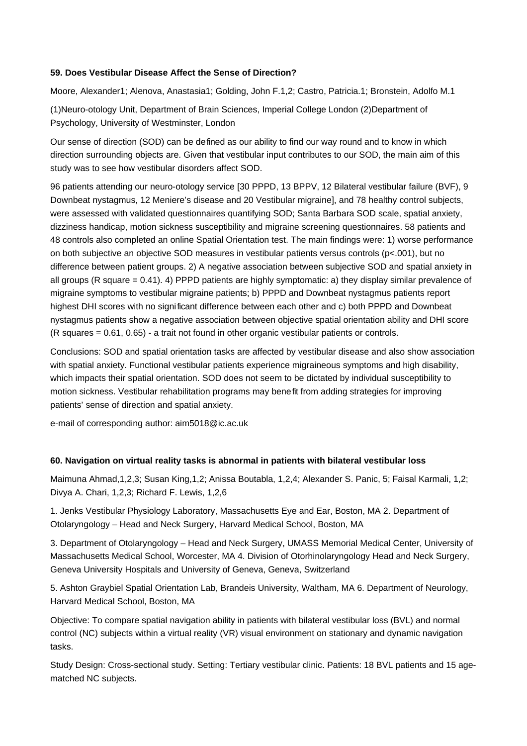### 59. Does Vestibular Disease Affect the Sense of Direction?

Moore, Alexander1; Alenova, Anastasia1; Golding, John F.1,2; Castro, Patricia.1; Bronstein, Adolfo M.1

(1)Neuro-otology Unit, Department of Brain Sciences, Imperial College London (2)Department of Psychology, University of Westminster, London

Our sense of direction (SOD) can be defined as our ability to find our way round and to know in which direction surrounding objects are. Given that vestibular input contributes to our SOD, the main aim of this study was to see how vestibular disorders affect SOD.

96 patients attending our neuro-otology service [30 PPPD, 13 BPPV, 12 Bilateral vestibular failure (BVF), 9 Downbeat nystagmus, 12 Meniere's disease and 20 Vestibular migraine], and 78 healthy control subjects, were assessed with validated questionnaires quantifying SOD; Santa Barbara SOD scale, spatial anxiety, dizziness handicap, motion sickness susceptibility and migraine screening questionnaires. 58 patients and 48 controls also completed an online Spatial Orientation test. The main findings were: 1) worse performance on both subjective an objective SOD measures in vestibular patients versus controls ($p<.001$), but no difference between patient groups. 2) A negative association between subjective SOD and spatial anxiety in all groups (R square = 0.41). 4) PPPD patients are highly symptomatic: a) they display similar prevalence of migraine symptoms to vestibular migraine patients; b) PPPD and Downbeat nystagmus patients report highest DHI scores with no significant difference between each other and c) both PPPD and Downbeat nystagmus patients show a negative association between objective spatial orientation ability and DHI score (R squares = 0.61, 0.65) - a trait not found in other organic vestibular patients or controls.

Conclusions: SOD and spatial orientation tasks are affected by vestibular disease and also show association with spatial anxiety. Functional vestibular patients experience migraineous symptoms and high disability, which impacts their spatial orientation. SOD does not seem to be dictated by individual susceptibility to motion sickness. Vestibular rehabilitation programs may benefit from adding strategies for improving patients' sense of direction and spatial anxiety.

e-mail of corresponding author: aim5018@ic.ac.uk

### 60. Navigation on virtual reality tasks is abnormal in patients with bilateral vestibular loss

Maimuna Ahmad,1,2,3; Susan King,1,2; Anissa Boutabla, 1,2,4; Alexander S. Panic, 5; Faisal Karmali, 1,2; Divya A. Chari, 1,2,3; Richard F. Lewis, 1,2,6

1. Jenks Vestibular Physiology Laboratory, Massachusetts Eye and Ear, Boston, MA 2. Department of Otolaryngology – Head and Neck Surgery, Harvard Medical School, Boston, MA

3. Department of Otolaryngology – Head and Neck Surgery, UMASS Memorial Medical Center, University of Massachusetts Medical School, Worcester, MA 4. Division of Otorhinolaryngology Head and Neck Surgery, Geneva University Hospitals and University of Geneva, Geneva, Switzerland

5. Ashton Graybiel Spatial Orientation Lab, Brandeis University, Waltham, MA 6. Department of Neurology, Harvard Medical School, Boston, MA

Objective: To compare spatial navigation ability in patients with bilateral vestibular loss (BVL) and normal control (NC) subjects within a virtual reality (VR) visual environment on stationary and dynamic navigation tasks.

Study Design: Cross-sectional study. Setting: Tertiary vestibular clinic. Patients: 18 BVL patients and 15 age-matched NC subjects.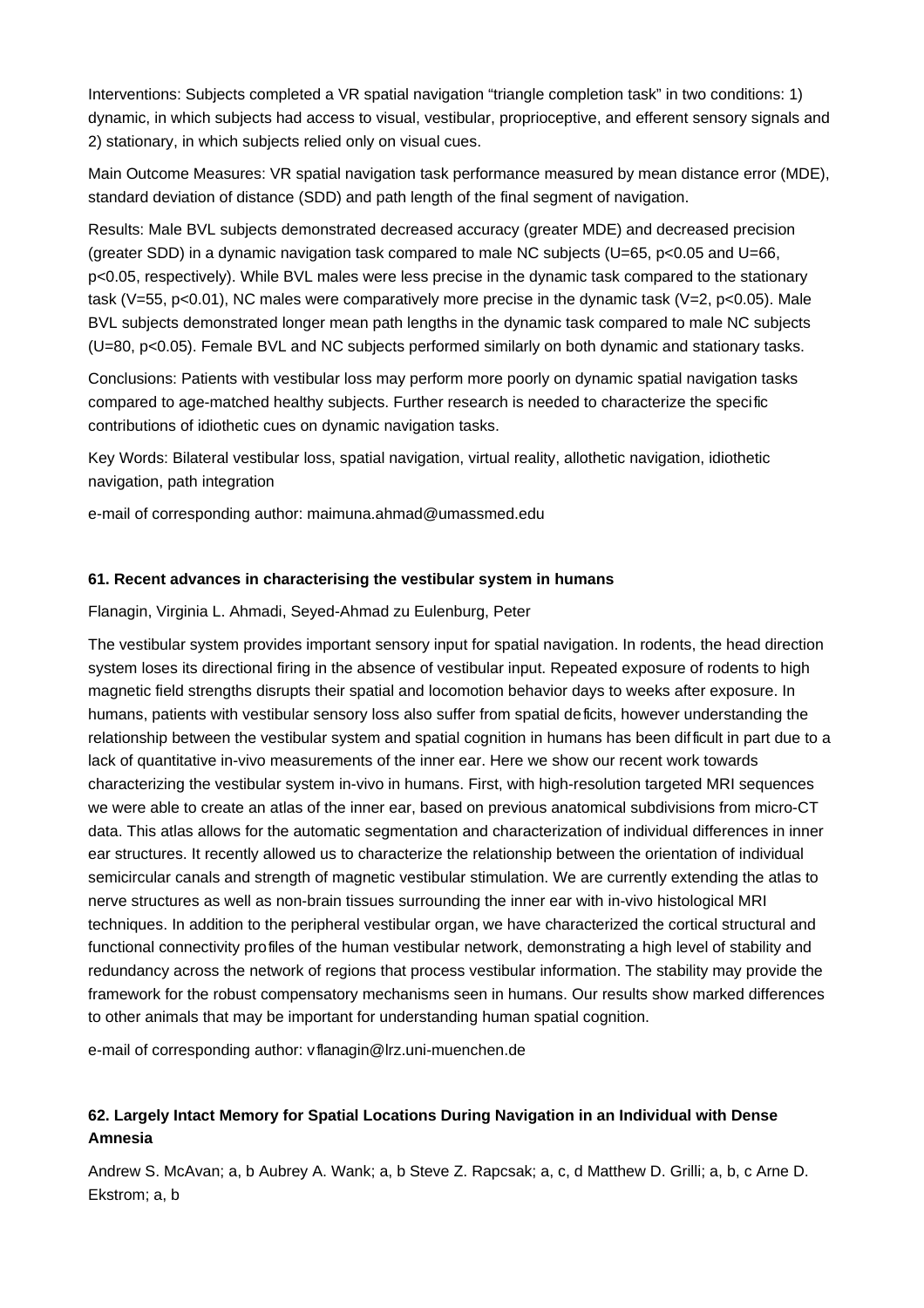Interventions: Subjects completed a VR spatial navigation "triangle completion task" in two conditions: 1) dynamic, in which subjects had access to visual, vestibular, proprioceptive, and efferent sensory signals and 2) stationary, in which subjects relied only on visual cues.

Main Outcome Measures: VR spatial navigation task performance measured by mean distance error (MDE), standard deviation of distance (SDD) and path length of the final segment of navigation.

Results: Male BVL subjects demonstrated decreased accuracy (greater MDE) and decreased precision (greater SDD) in a dynamic navigation task compared to male NC subjects ($U=65$, $p<0.05$ and $U=66$, $p<0.05$, respectively). While BVL males were less precise in the dynamic task compared to the stationary task ($V=55$, $p<0.01$), NC males were comparatively more precise in the dynamic task ($V=2$, $p<0.05$). Male BVL subjects demonstrated longer mean path lengths in the dynamic task compared to male NC subjects ($U=80$, $p<0.05$). Female BVL and NC subjects performed similarly on both dynamic and stationary tasks.

Conclusions: Patients with vestibular loss may perform more poorly on dynamic spatial navigation tasks compared to age-matched healthy subjects. Further research is needed to characterize the specific contributions of idiothetic cues on dynamic navigation tasks.

Key Words: Bilateral vestibular loss, spatial navigation, virtual reality, allothetic navigation, idiothetic navigation, path integration

e-mail of corresponding author: maimuna.ahmad@umassmed.edu

### 61. Recent advances in characterising the vestibular system in humans

Flanagin, Virginia L. Ahmadi, Seyed-Ahmad zu Eulenburg, Peter

The vestibular system provides important sensory input for spatial navigation. In rodents, the head direction system loses its directional firing in the absence of vestibular input. Repeated exposure of rodents to high magnetic field strengths disrupts their spatial and locomotion behavior days to weeks after exposure. In humans, patients with vestibular sensory loss also suffer from spatial deficits, however understanding the relationship between the vestibular system and spatial cognition in humans has been difficult in part due to a lack of quantitative in-vivo measurements of the inner ear. Here we show our recent work towards characterizing the vestibular system in-vivo in humans. First, with high-resolution targeted MRI sequences we were able to create an atlas of the inner ear, based on previous anatomical subdivisions from micro-CT data. This atlas allows for the automatic segmentation and characterization of individual differences in inner ear structures. It recently allowed us to characterize the relationship between the orientation of individual semicircular canals and strength of magnetic vestibular stimulation. We are currently extending the atlas to nerve structures as well as non-brain tissues surrounding the inner ear with in-vivo histological MRI techniques. In addition to the peripheral vestibular organ, we have characterized the cortical structural and functional connectivity profiles of the human vestibular network, demonstrating a high level of stability and redundancy across the network of regions that process vestibular information. The stability may provide the framework for the robust compensatory mechanisms seen in humans. Our results show marked differences to other animals that may be important for understanding human spatial cognition.

e-mail of corresponding author: vflanagin@lrz.uni-muenchen.de

### 62. Largely Intact Memory for Spatial Locations During Navigation in an Individual with Dense Amnesia

Andrew S. McAvan; a, b Aubrey A. Wank; a, b Steve Z. Rapcsak; a, c, d Matthew D. Grilli; a, b, c Arne D. Ekstrom; a, b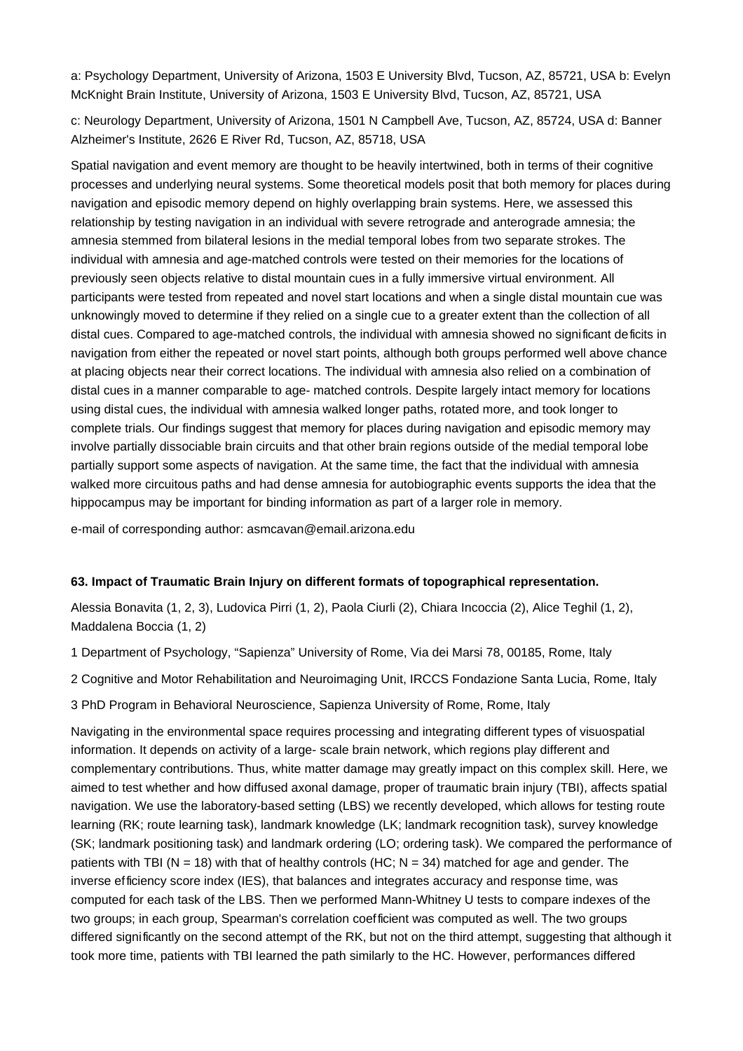a: Psychology Department, University of Arizona, 1503 E University Blvd, Tucson, AZ, 85721, USA b: Evelyn McKnight Brain Institute, University of Arizona, 1503 E University Blvd, Tucson, AZ, 85721, USA

c: Neurology Department, University of Arizona, 1501 N Campbell Ave, Tucson, AZ, 85724, USA d: Banner Alzheimer's Institute, 2626 E River Rd, Tucson, AZ, 85718, USA

Spatial navigation and event memory are thought to be heavily intertwined, both in terms of their cognitive processes and underlying neural systems. Some theoretical models posit that both memory for places during navigation and episodic memory depend on highly overlapping brain systems. Here, we assessed this relationship by testing navigation in an individual with severe retrograde and anterograde amnesia; the amnesia stemmed from bilateral lesions in the medial temporal lobes from two separate strokes. The individual with amnesia and age-matched controls were tested on their memories for the locations of previously seen objects relative to distal mountain cues in a fully immersive virtual environment. All participants were tested from repeated and novel start locations and when a single distal mountain cue was unknowingly moved to determine if they relied on a single cue to a greater extent than the collection of all distal cues. Compared to age-matched controls, the individual with amnesia showed no significant deficits in navigation from either the repeated or novel start points, although both groups performed well above chance at placing objects near their correct locations. The individual with amnesia also relied on a combination of distal cues in a manner comparable to age- matched controls. Despite largely intact memory for locations using distal cues, the individual with amnesia walked longer paths, rotated more, and took longer to complete trials. Our findings suggest that memory for places during navigation and episodic memory may involve partially dissociable brain circuits and that other brain regions outside of the medial temporal lobe partially support some aspects of navigation. At the same time, the fact that the individual with amnesia walked more circuitous paths and had dense amnesia for autobiographic events supports the idea that the hippocampus may be important for binding information as part of a larger role in memory.

e-mail of corresponding author: asmcavan@email.arizona.edu

**63. Impact of Traumatic Brain Injury on different formats of topographical representation.**

Alessia Bonavita (1, 2, 3), Ludovica Pirri (1, 2), Paola Ciurli (2), Chiara Incoccia (2), Alice Teghil (1, 2), Maddalena Boccia (1, 2)

1 Department of Psychology, "Sapienza" University of Rome, Via dei Marsi 78, 00185, Rome, Italy

2 Cognitive and Motor Rehabilitation and Neuroimaging Unit, IRCCS Fondazione Santa Lucia, Rome, Italy

3 PhD Program in Behavioral Neuroscience, Sapienza University of Rome, Rome, Italy

Navigating in the environmental space requires processing and integrating different types of visuospatial information. It depends on activity of a large- scale brain network, which regions play different and complementary contributions. Thus, white matter damage may greatly impact on this complex skill. Here, we aimed to test whether and how diffused axonal damage, proper of traumatic brain injury (TBI), affects spatial navigation. We use the laboratory-based setting (LBS) we recently developed, which allows for testing route learning (RK; route learning task), landmark knowledge (LK; landmark recognition task), survey knowledge (SK; landmark positioning task) and landmark ordering (LO; ordering task). We compared the performance of patients with TBI (N = 18) with that of healthy controls (HC; N = 34) matched for age and gender. The inverse efficiency score index (IES), that balances and integrates accuracy and response time, was computed for each task of the LBS. Then we performed Mann-Whitney U tests to compare indexes of the two groups; in each group, Spearman's correlation coefficient was computed as well. The two groups differed significantly on the second attempt of the RK, but not on the third attempt, suggesting that although it took more time, patients with TBI learned the path similarly to the HC. However, performances differed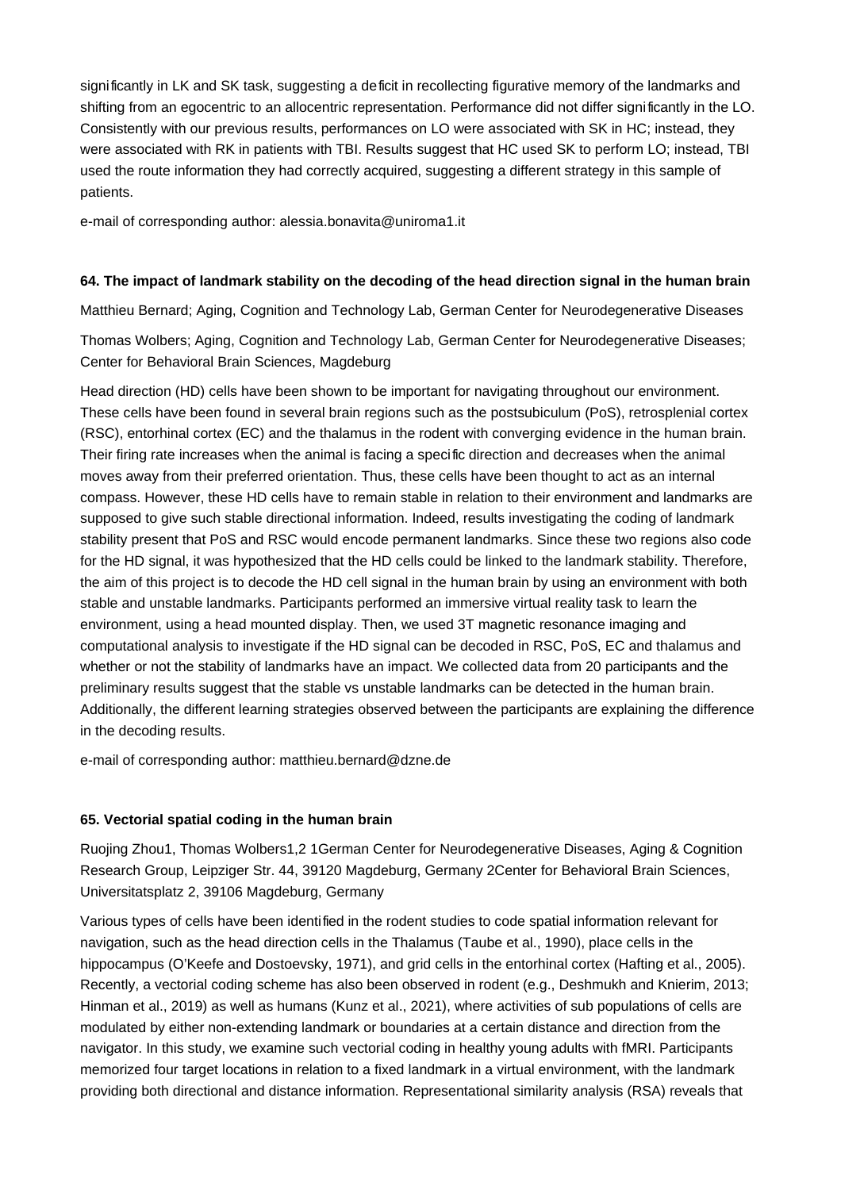significantly in LK and SK task, suggesting a deficit in recollecting figurative memory of the landmarks and shifting from an egocentric to an allocentric representation. Performance did not differ significantly in the LO. Consistently with our previous results, performances on LO were associated with SK in HC; instead, they were associated with RK in patients with TBI. Results suggest that HC used SK to perform LO; instead, TBI used the route information they had correctly acquired, suggesting a different strategy in this sample of patients.

e-mail of corresponding author: alessia.bonavita@uniroma1.it

**64. The impact of landmark stability on the decoding of the head direction signal in the human brain**

Matthieu Bernard; Aging, Cognition and Technology Lab, German Center for Neurodegenerative Diseases

Thomas Wolbers; Aging, Cognition and Technology Lab, German Center for Neurodegenerative Diseases; Center for Behavioral Brain Sciences, Magdeburg

Head direction (HD) cells have been shown to be important for navigating throughout our environment. These cells have been found in several brain regions such as the postsubiculum (PoS), retrosplenial cortex (RSC), entorhinal cortex (EC) and the thalamus in the rodent with converging evidence in the human brain. Their firing rate increases when the animal is facing a specific direction and decreases when the animal moves away from their preferred orientation. Thus, these cells have been thought to act as an internal compass. However, these HD cells have to remain stable in relation to their environment and landmarks are supposed to give such stable directional information. Indeed, results investigating the coding of landmark stability present that PoS and RSC would encode permanent landmarks. Since these two regions also code for the HD signal, it was hypothesized that the HD cells could be linked to the landmark stability. Therefore, the aim of this project is to decode the HD cell signal in the human brain by using an environment with both stable and unstable landmarks. Participants performed an immersive virtual reality task to learn the environment, using a head mounted display. Then, we used 3T magnetic resonance imaging and computational analysis to investigate if the HD signal can be decoded in RSC, PoS, EC and thalamus and whether or not the stability of landmarks have an impact. We collected data from 20 participants and the preliminary results suggest that the stable vs unstable landmarks can be detected in the human brain. Additionally, the different learning strategies observed between the participants are explaining the difference in the decoding results.

e-mail of corresponding author: matthieu.bernard@dzne.de

**65. Vectorial spatial coding in the human brain**

Ruojing Zhou1, Thomas Wolbers1,2 1German Center for Neurodegenerative Diseases, Aging & Cognition Research Group, Leipziger Str. 44, 39120 Magdeburg, Germany 2Center for Behavioral Brain Sciences, Universitatsplatz 2, 39106 Magdeburg, Germany

Various types of cells have been identified in the rodent studies to code spatial information relevant for navigation, such as the head direction cells in the Thalamus (Taube et al., 1990), place cells in the hippocampus (O'Keefe and Dostoevsky, 1971), and grid cells in the entorhinal cortex (Hafting et al., 2005). Recently, a vectorial coding scheme has also been observed in rodent (e.g., Deshmukh and Knierim, 2013; Hinman et al., 2019) as well as humans (Kunz et al., 2021), where activities of sub populations of cells are modulated by either non-extending landmark or boundaries at a certain distance and direction from the navigator. In this study, we examine such vectorial coding in healthy young adults with fMRI. Participants memorized four target locations in relation to a fixed landmark in a virtual environment, with the landmark providing both directional and distance information. Representational similarity analysis (RSA) reveals that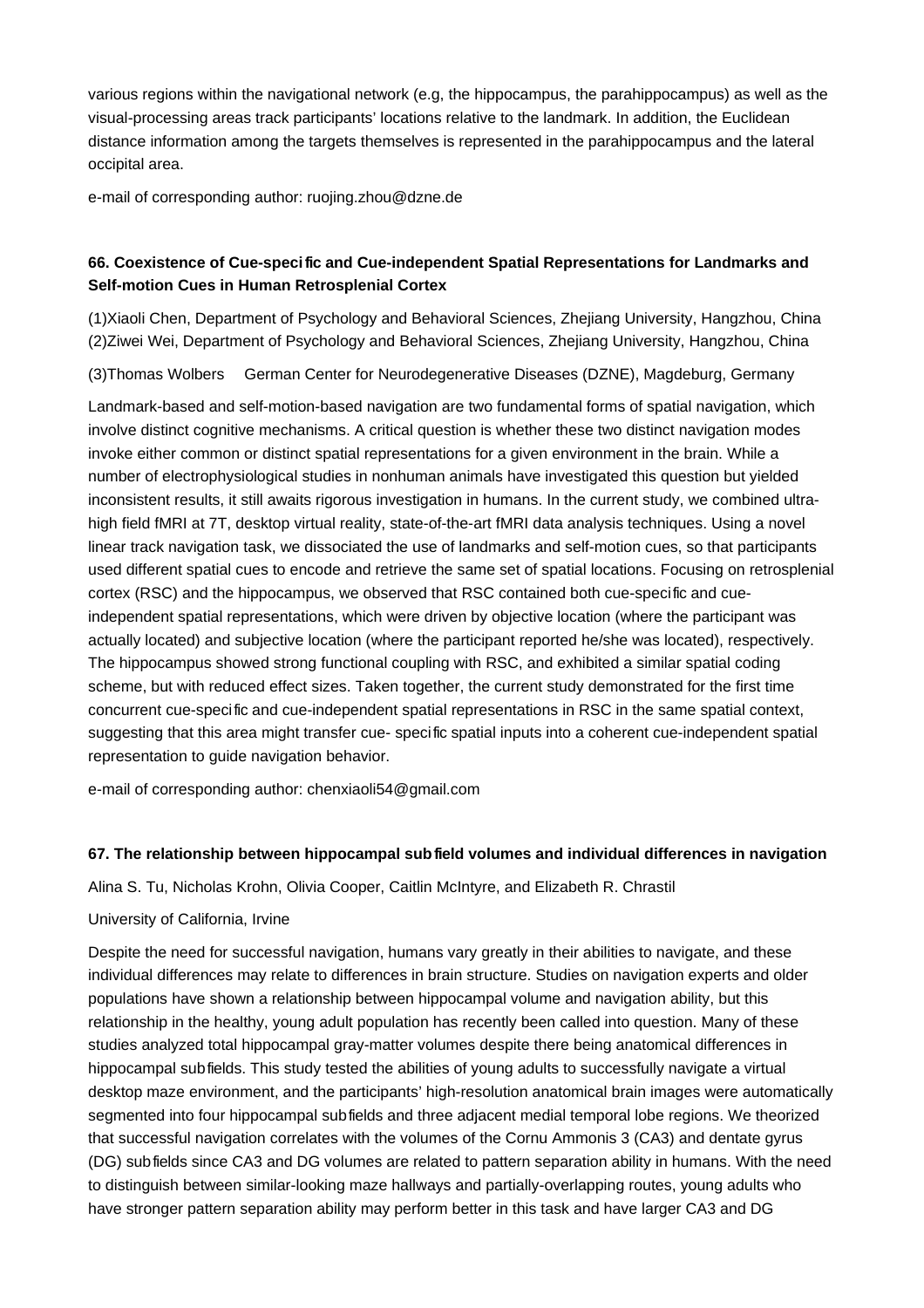various regions within the navigational network (e.g, the hippocampus, the parahippocampus) as well as the visual-processing areas track participants' locations relative to the landmark. In addition, the Euclidean distance information among the targets themselves is represented in the parahippocampus and the lateral occipital area.

e-mail of corresponding author: ruojing.zhou@dzne.de

### 66. Coexistence of Cue-specific and Cue-independent Spatial Representations for Landmarks and Self-motion Cues in Human Retrosplenial Cortex

(1)Xiaoli Chen, Department of Psychology and Behavioral Sciences, Zhejiang University, Hangzhou, China
(2)Ziwei Wei, Department of Psychology and Behavioral Sciences, Zhejiang University, Hangzhou, China

(3)Thomas Wolbers German Center for Neurodegenerative Diseases (DZNE), Magdeburg, Germany

Landmark-based and self-motion-based navigation are two fundamental forms of spatial navigation, which involve distinct cognitive mechanisms. A critical question is whether these two distinct navigation modes invoke either common or distinct spatial representations for a given environment in the brain. While a number of electrophysiological studies in nonhuman animals have investigated this question but yielded inconsistent results, it still awaits rigorous investigation in humans. In the current study, we combined ultra-high field fMRI at 7T, desktop virtual reality, state-of-the-art fMRI data analysis techniques. Using a novel linear track navigation task, we dissociated the use of landmarks and self-motion cues, so that participants used different spatial cues to encode and retrieve the same set of spatial locations. Focusing on retrosplenial cortex (RSC) and the hippocampus, we observed that RSC contained both cue-specific and cue-independent spatial representations, which were driven by objective location (where the participant was actually located) and subjective location (where the participant reported he/she was located), respectively. The hippocampus showed strong functional coupling with RSC, and exhibited a similar spatial coding scheme, but with reduced effect sizes. Taken together, the current study demonstrated for the first time concurrent cue-specific and cue-independent spatial representations in RSC in the same spatial context, suggesting that this area might transfer cue- specific spatial inputs into a coherent cue-independent spatial representation to guide navigation behavior.

e-mail of corresponding author: chenxiaoli54@gmail.com

### 67. The relationship between hippocampal subfield volumes and individual differences in navigation

Alina S. Tu, Nicholas Krohn, Olivia Cooper, Caitlin McIntyre, and Elizabeth R. Chrastil

University of California, Irvine

Despite the need for successful navigation, humans vary greatly in their abilities to navigate, and these individual differences may relate to differences in brain structure. Studies on navigation experts and older populations have shown a relationship between hippocampal volume and navigation ability, but this relationship in the healthy, young adult population has recently been called into question. Many of these studies analyzed total hippocampal gray-matter volumes despite there being anatomical differences in hippocampal subfields. This study tested the abilities of young adults to successfully navigate a virtual desktop maze environment, and the participants' high-resolution anatomical brain images were automatically segmented into four hippocampal subfields and three adjacent medial temporal lobe regions. We theorized that successful navigation correlates with the volumes of the Cornu Ammonis 3 (CA3) and dentate gyrus (DG) subfields since CA3 and DG volumes are related to pattern separation ability in humans. With the need to distinguish between similar-looking maze hallways and partially-overlapping routes, young adults who have stronger pattern separation ability may perform better in this task and have larger CA3 and DG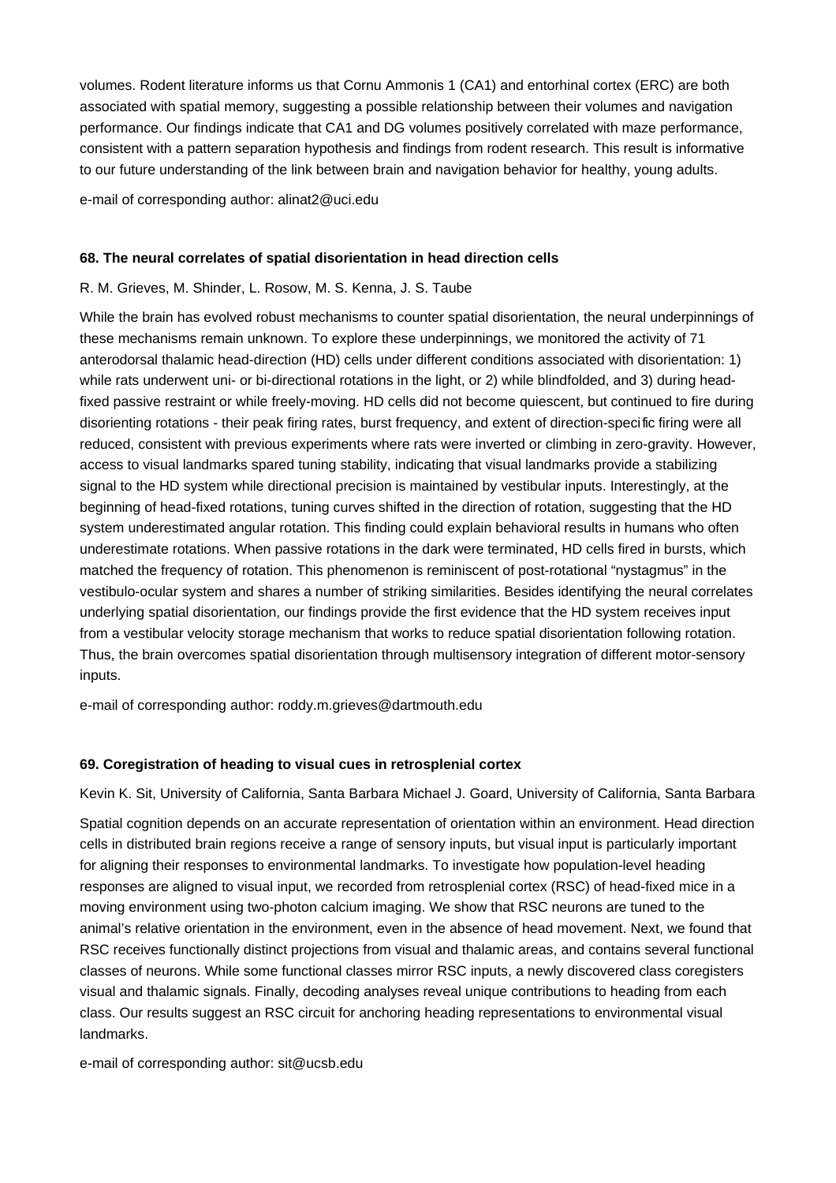volumes. Rodent literature informs us that Cornu Ammonis 1 (CA1) and entorhinal cortex (ERC) are both associated with spatial memory, suggesting a possible relationship between their volumes and navigation performance. Our findings indicate that CA1 and DG volumes positively correlated with maze performance, consistent with a pattern separation hypothesis and findings from rodent research. This result is informative to our future understanding of the link between brain and navigation behavior for healthy, young adults.

e-mail of corresponding author: alinat2@uci.edu

### 68. The neural correlates of spatial disorientation in head direction cells

R. M. Grieves, M. Shinder, L. Rosow, M. S. Kenna, J. S. Taube

While the brain has evolved robust mechanisms to counter spatial disorientation, the neural underpinnings of these mechanisms remain unknown. To explore these underpinnings, we monitored the activity of 71 anterodorsal thalamic head-direction (HD) cells under different conditions associated with disorientation: 1) while rats underwent uni- or bi-directional rotations in the light, or 2) while blindfolded, and 3) during head-fixed passive restraint or while freely-moving. HD cells did not become quiescent, but continued to fire during disorienting rotations - their peak firing rates, burst frequency, and extent of direction-specific firing were all reduced, consistent with previous experiments where rats were inverted or climbing in zero-gravity. However, access to visual landmarks spared tuning stability, indicating that visual landmarks provide a stabilizing signal to the HD system while directional precision is maintained by vestibular inputs. Interestingly, at the beginning of head-fixed rotations, tuning curves shifted in the direction of rotation, suggesting that the HD system underestimated angular rotation. This finding could explain behavioral results in humans who often underestimate rotations. When passive rotations in the dark were terminated, HD cells fired in bursts, which matched the frequency of rotation. This phenomenon is reminiscent of post-rotational "nystagmus" in the vestibulo-ocular system and shares a number of striking similarities. Besides identifying the neural correlates underlying spatial disorientation, our findings provide the first evidence that the HD system receives input from a vestibular velocity storage mechanism that works to reduce spatial disorientation following rotation. Thus, the brain overcomes spatial disorientation through multisensory integration of different motor-sensory inputs.

e-mail of corresponding author: roddy.m.grieves@dartmouth.edu

### 69. Coregistration of heading to visual cues in retrosplenial cortex

Kevin K. Sit, University of California, Santa Barbara Michael J. Goard, University of California, Santa Barbara

Spatial cognition depends on an accurate representation of orientation within an environment. Head direction cells in distributed brain regions receive a range of sensory inputs, but visual input is particularly important for aligning their responses to environmental landmarks. To investigate how population-level heading responses are aligned to visual input, we recorded from retrosplenial cortex (RSC) of head-fixed mice in a moving environment using two-photon calcium imaging. We show that RSC neurons are tuned to the animal's relative orientation in the environment, even in the absence of head movement. Next, we found that RSC receives functionally distinct projections from visual and thalamic areas, and contains several functional classes of neurons. While some functional classes mirror RSC inputs, a newly discovered class coregisters visual and thalamic signals. Finally, decoding analyses reveal unique contributions to heading from each class. Our results suggest an RSC circuit for anchoring heading representations to environmental visual landmarks.

e-mail of corresponding author: sit@ucsb.edu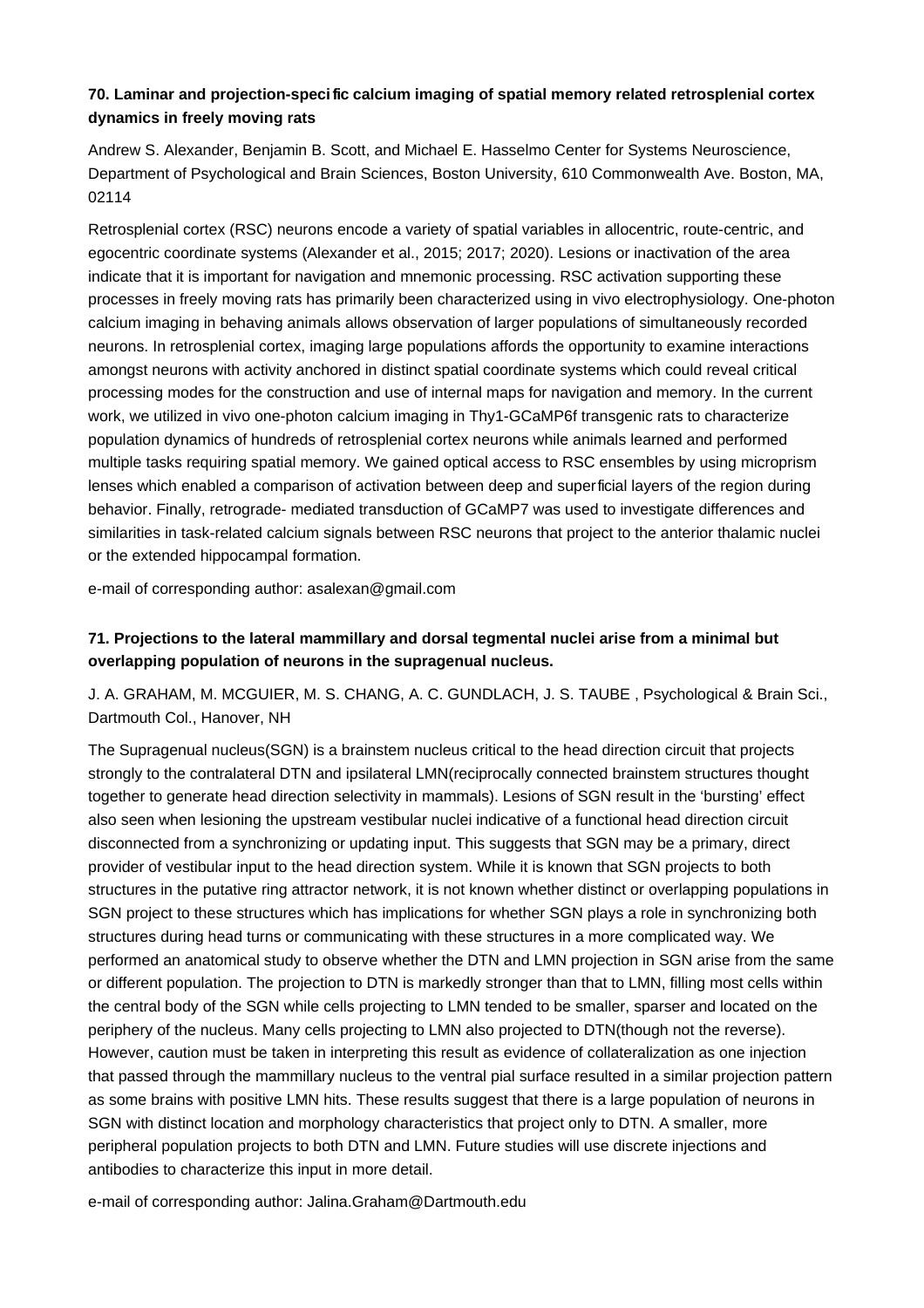### 70. Laminar and projection-specific calcium imaging of spatial memory related retrosplenial cortex dynamics in freely moving rats

Andrew S. Alexander, Benjamin B. Scott, and Michael E. Hasselmo Center for Systems Neuroscience, Department of Psychological and Brain Sciences, Boston University, 610 Commonwealth Ave. Boston, MA, 02114

Retrosplenial cortex (RSC) neurons encode a variety of spatial variables in allocentric, route-centric, and egocentric coordinate systems (Alexander et al., 2015; 2017; 2020). Lesions or inactivation of the area indicate that it is important for navigation and mnemonic processing. RSC activation supporting these processes in freely moving rats has primarily been characterized using in vivo electrophysiology. One-photon calcium imaging in behaving animals allows observation of larger populations of simultaneously recorded neurons. In retrosplenial cortex, imaging large populations affords the opportunity to examine interactions amongst neurons with activity anchored in distinct spatial coordinate systems which could reveal critical processing modes for the construction and use of internal maps for navigation and memory. In the current work, we utilized in vivo one-photon calcium imaging in Thy1-GCaMP6f transgenic rats to characterize population dynamics of hundreds of retrosplenial cortex neurons while animals learned and performed multiple tasks requiring spatial memory. We gained optical access to RSC ensembles by using microprism lenses which enabled a comparison of activation between deep and superficial layers of the region during behavior. Finally, retrograde- mediated transduction of GCaMP7 was used to investigate differences and similarities in task-related calcium signals between RSC neurons that project to the anterior thalamic nuclei or the extended hippocampal formation.

e-mail of corresponding author: asalexan@gmail.com

### 71. Projections to the lateral mammillary and dorsal tegmental nuclei arise from a minimal but overlapping population of neurons in the supragenual nucleus.

J. A. GRAHAM, M. MCGUIER, M. S. CHANG, A. C. GUNDLACH, J. S. TAUBE , Psychological & Brain Sci., Dartmouth Col., Hanover, NH

The Supragenual nucleus(SGN) is a brainstem nucleus critical to the head direction circuit that projects strongly to the contralateral DTN and ipsilateral LMN(reciprocally connected brainstem structures thought together to generate head direction selectivity in mammals). Lesions of SGN result in the 'bursting' effect also seen when lesioning the upstream vestibular nuclei indicative of a functional head direction circuit disconnected from a synchronizing or updating input. This suggests that SGN may be a primary, direct provider of vestibular input to the head direction system. While it is known that SGN projects to both structures in the putative ring attractor network, it is not known whether distinct or overlapping populations in SGN project to these structures which has implications for whether SGN plays a role in synchronizing both structures during head turns or communicating with these structures in a more complicated way. We performed an anatomical study to observe whether the DTN and LMN projection in SGN arise from the same or different population. The projection to DTN is markedly stronger than that to LMN, filling most cells within the central body of the SGN while cells projecting to LMN tended to be smaller, sparser and located on the periphery of the nucleus. Many cells projecting to LMN also projected to DTN(though not the reverse). However, caution must be taken in interpreting this result as evidence of collateralization as one injection that passed through the mammillary nucleus to the ventral pial surface resulted in a similar projection pattern as some brains with positive LMN hits. These results suggest that there is a large population of neurons in SGN with distinct location and morphology characteristics that project only to DTN. A smaller, more peripheral population projects to both DTN and LMN. Future studies will use discrete injections and antibodies to characterize this input in more detail.

e-mail of corresponding author: Jalina.Graham@Dartmouth.edu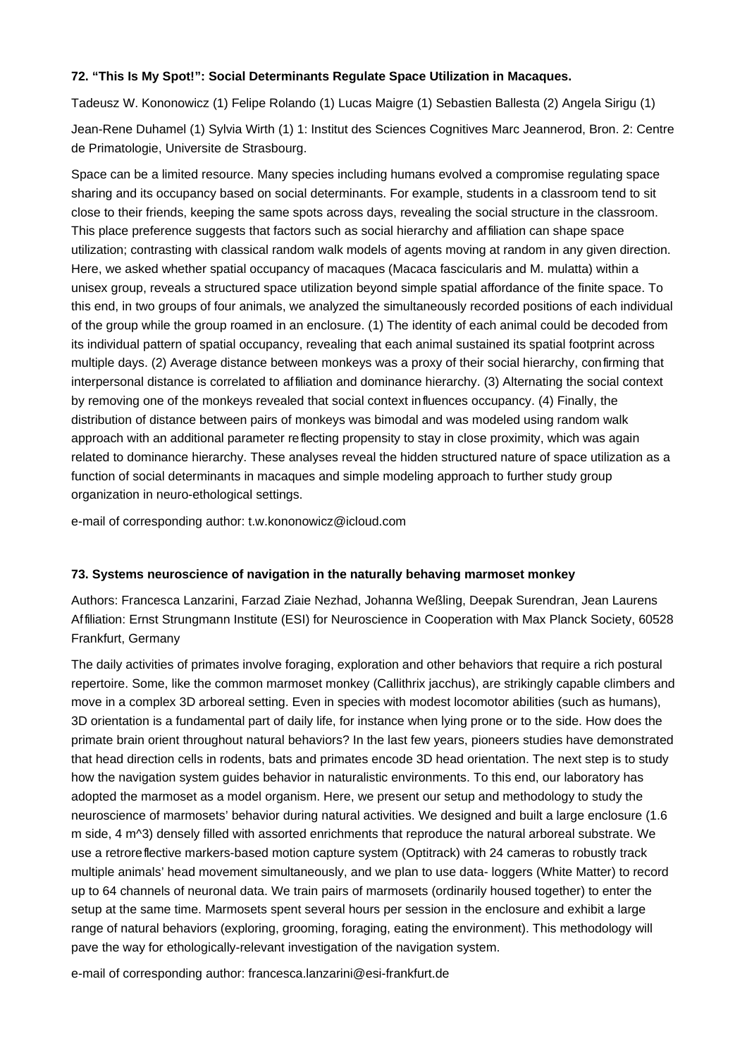**72. "This Is My Spot!": Social Determinants Regulate Space Utilization in Macaques.**

Tadeusz W. Kononowicz (1) Felipe Rolando (1) Lucas Maigre (1) Sebastien Ballesta (2) Angela Sirigu (1)

Jean-Rene Duhamel (1) Sylvia Wirth (1) 1: Institut des Sciences Cognitives Marc Jeannerod, Bron. 2: Centre de Primatologie, Universite de Strasbourg.

Space can be a limited resource. Many species including humans evolved a compromise regulating space sharing and its occupancy based on social determinants. For example, students in a classroom tend to sit close to their friends, keeping the same spots across days, revealing the social structure in the classroom. This place preference suggests that factors such as social hierarchy and affiliation can shape space utilization; contrasting with classical random walk models of agents moving at random in any given direction. Here, we asked whether spatial occupancy of macaques (Macaca fascicularis and M. mulatta) within a unisex group, reveals a structured space utilization beyond simple spatial affordance of the finite space. To this end, in two groups of four animals, we analyzed the simultaneously recorded positions of each individual of the group while the group roamed in an enclosure. (1) The identity of each animal could be decoded from its individual pattern of spatial occupancy, revealing that each animal sustained its spatial footprint across multiple days. (2) Average distance between monkeys was a proxy of their social hierarchy, confirming that interpersonal distance is correlated to affiliation and dominance hierarchy. (3) Alternating the social context by removing one of the monkeys revealed that social context influences occupancy. (4) Finally, the distribution of distance between pairs of monkeys was bimodal and was modeled using random walk approach with an additional parameter reflecting propensity to stay in close proximity, which was again related to dominance hierarchy. These analyses reveal the hidden structured nature of space utilization as a function of social determinants in macaques and simple modeling approach to further study group organization in neuro-ethological settings.

e-mail of corresponding author: t.w.kononowicz@icloud.com

**73. Systems neuroscience of navigation in the naturally behaving marmoset monkey**

Authors: Francesca Lanzarini, Farzad Ziaie Nezhad, Johanna Weßling, Deepak Surendran, Jean Laurens
Affiliation: Ernst Strungmann Institute (ESI) for Neuroscience in Cooperation with Max Planck Society, 60528 Frankfurt, Germany

The daily activities of primates involve foraging, exploration and other behaviors that require a rich postural repertoire. Some, like the common marmoset monkey (Callithrix jacchus), are strikingly capable climbers and move in a complex 3D arboreal setting. Even in species with modest locomotor abilities (such as humans), 3D orientation is a fundamental part of daily life, for instance when lying prone or to the side. How does the primate brain orient throughout natural behaviors? In the last few years, pioneers studies have demonstrated that head direction cells in rodents, bats and primates encode 3D head orientation. The next step is to study how the navigation system guides behavior in naturalistic environments. To this end, our laboratory has adopted the marmoset as a model organism. Here, we present our setup and methodology to study the neuroscience of marmosets' behavior during natural activities. We designed and built a large enclosure (1.6 m side, 4 m^3) densely filled with assorted enrichments that reproduce the natural arboreal substrate. We use a retroreflective markers-based motion capture system (Optitrack) with 24 cameras to robustly track multiple animals' head movement simultaneously, and we plan to use data- loggers (White Matter) to record up to 64 channels of neuronal data. We train pairs of marmosets (ordinarily housed together) to enter the setup at the same time. Marmosets spent several hours per session in the enclosure and exhibit a large range of natural behaviors (exploring, grooming, foraging, eating the environment). This methodology will pave the way for ethologically-relevant investigation of the navigation system.

e-mail of corresponding author: francesca.lanzarini@esi-frankfurt.de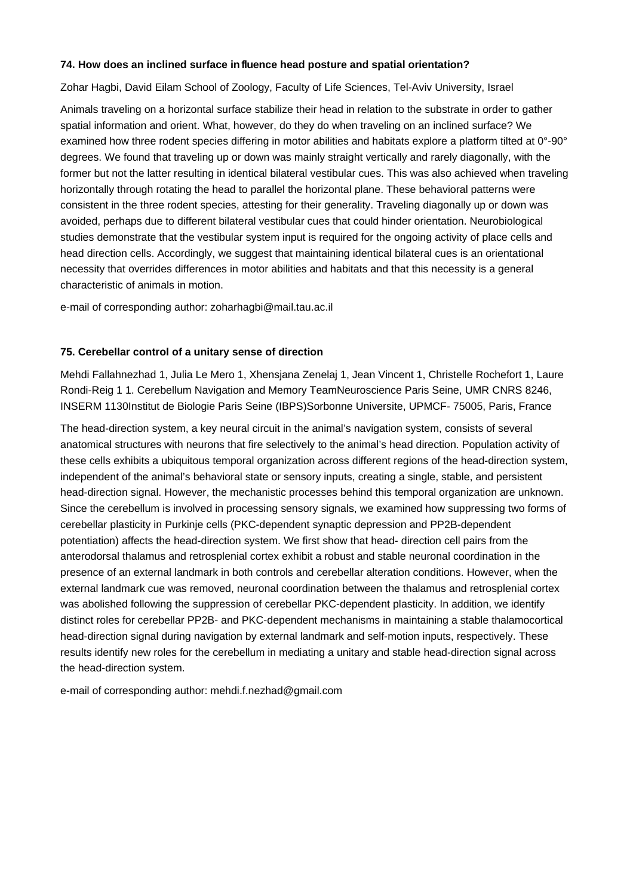### 74. How does an inclined surface influence head posture and spatial orientation?

Zohar Hagbi, David Eilam School of Zoology, Faculty of Life Sciences, Tel-Aviv University, Israel

Animals traveling on a horizontal surface stabilize their head in relation to the substrate in order to gather spatial information and orient. What, however, do they do when traveling on an inclined surface? We examined how three rodent species differing in motor abilities and habitats explore a platform tilted at 0°-90° degrees. We found that traveling up or down was mainly straight vertically and rarely diagonally, with the former but not the latter resulting in identical bilateral vestibular cues. This was also achieved when traveling horizontally through rotating the head to parallel the horizontal plane. These behavioral patterns were consistent in the three rodent species, attesting for their generality. Traveling diagonally up or down was avoided, perhaps due to different bilateral vestibular cues that could hinder orientation. Neurobiological studies demonstrate that the vestibular system input is required for the ongoing activity of place cells and head direction cells. Accordingly, we suggest that maintaining identical bilateral cues is an orientational necessity that overrides differences in motor abilities and habitats and that this necessity is a general characteristic of animals in motion.

e-mail of corresponding author: zoharhagbi@mail.tau.ac.il

### 75. Cerebellar control of a unitary sense of direction

Mehdi Fallahnezhad 1, Julia Le Mero 1, Xhensjana Zenelaj 1, Jean Vincent 1, Christelle Rochefort 1, Laure Rondi-Reig 1 1. Cerebellum Navigation and Memory TeamNeuroscience Paris Seine, UMR CNRS 8246, INSERM 1130Institut de Biologie Paris Seine (IBPS)Sorbonne Universite, UPMCF- 75005, Paris, France

The head-direction system, a key neural circuit in the animal's navigation system, consists of several anatomical structures with neurons that fire selectively to the animal's head direction. Population activity of these cells exhibits a ubiquitous temporal organization across different regions of the head-direction system, independent of the animal's behavioral state or sensory inputs, creating a single, stable, and persistent head-direction signal. However, the mechanistic processes behind this temporal organization are unknown. Since the cerebellum is involved in processing sensory signals, we examined how suppressing two forms of cerebellar plasticity in Purkinje cells (PKC-dependent synaptic depression and PP2B-dependent potentiation) affects the head-direction system. We first show that head- direction cell pairs from the anterodorsal thalamus and retrosplenial cortex exhibit a robust and stable neuronal coordination in the presence of an external landmark in both controls and cerebellar alteration conditions. However, when the external landmark cue was removed, neuronal coordination between the thalamus and retrosplenial cortex was abolished following the suppression of cerebellar PKC-dependent plasticity. In addition, we identify distinct roles for cerebellar PP2B- and PKC-dependent mechanisms in maintaining a stable thalamocortical head-direction signal during navigation by external landmark and self-motion inputs, respectively. These results identify new roles for the cerebellum in mediating a unitary and stable head-direction signal across the head-direction system.

e-mail of corresponding author: mehdi.f.nezhad@gmail.com